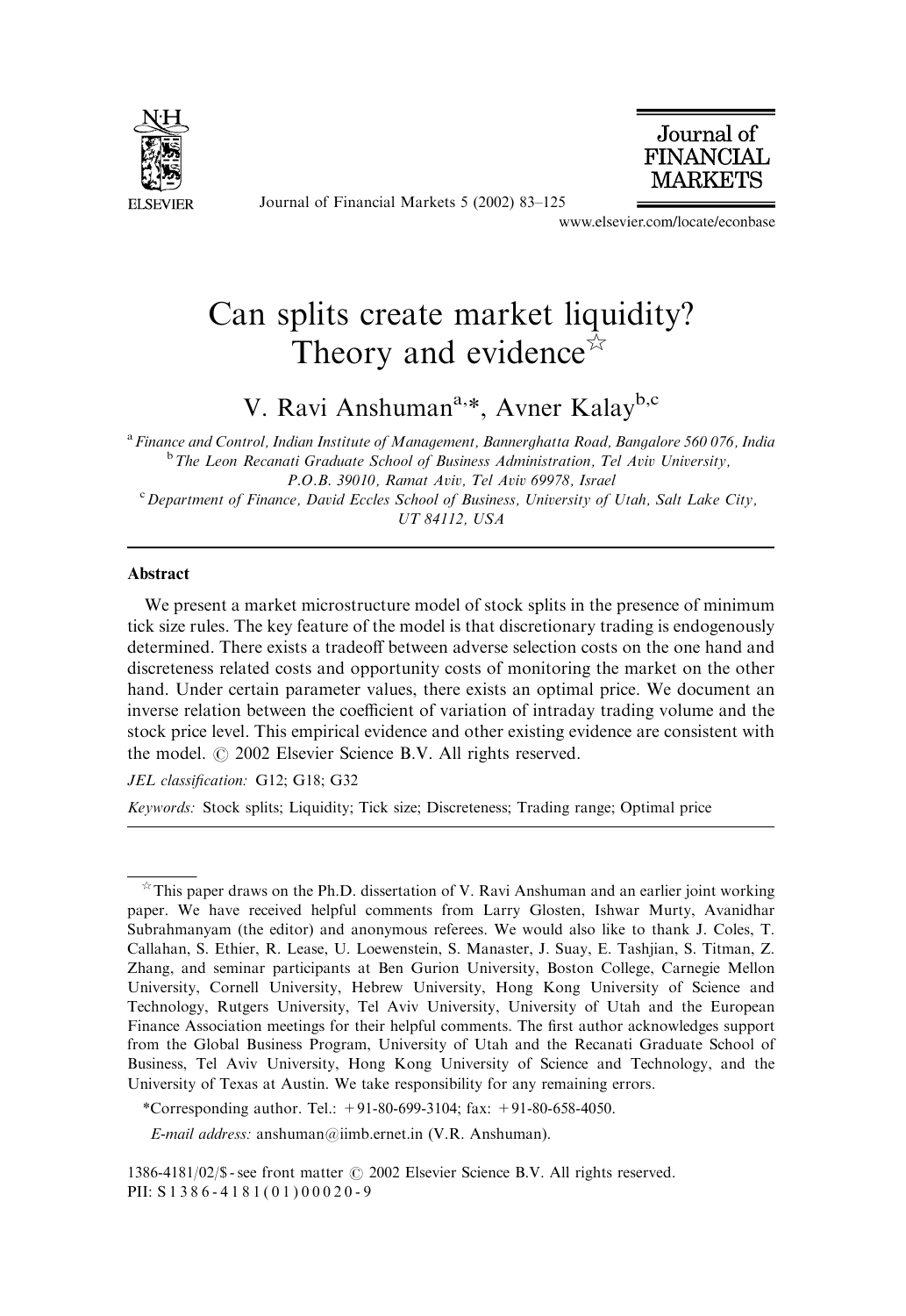# Can splits create market liquidity? Theory and evidence☆

V. Ravi Anshuman[a,*], Avner Kalay[b,c]

[a] Finance and Control, Indian Institute of Management, Bannerghatta Road, Bangalore 560 076, India

[b] The Leon Recanati Graduate School of Business Administration, Tel Aviv University, P.O.B. 39010, Ramat Aviv, Tel Aviv 69978, Israel

[c] Department of Finance, David Eccles School of Business, University of Utah, Salt Lake City, UT 84112, USA

## Abstract

We present a market microstructure model of stock splits in the presence of minimum tick size rules. The key feature of the model is that discretionary trading is endogenously determined. There exists a tradeoff between adverse selection costs on the one hand and discreteness related costs and opportunity costs of monitoring the market on the other hand. Under certain parameter values, there exists an optimal price. We document an inverse relation between the coefficient of variation of intraday trading volume and the stock price level. This empirical evidence and other existing evidence are consistent with the model. © 2002 Elsevier Science B.V. All rights reserved.

*JEL classification:* G12; G18; G32

*Keywords:* Stock splits; Liquidity; Tick size; Discreteness; Trading range; Optimal price

---

☆ This paper draws on the Ph.D. dissertation of V. Ravi Anshuman and an earlier joint working paper. We have received helpful comments from Larry Glosten, Ishwar Murty, Avanidhar Subrahmanyam (the editor) and anonymous referees. We would also like to thank J. Coles, T. Callahan, S. Ethier, R. Lease, U. Loewenstein, S. Manaster, J. Suay, E. Tashjian, S. Titman, Z. Zhang, and seminar participants at Ben Gurion University, Boston College, Carnegie Mellon University, Cornell University, Hebrew University, Hong Kong University of Science and Technology, Rutgers University, Tel Aviv University, University of Utah and the European Finance Association meetings for their helpful comments. The first author acknowledges support from the Global Business Program, University of Utah and the Recanati Graduate School of Business, Tel Aviv University, Hong Kong University of Science and Technology, and the University of Texas at Austin. We take responsibility for any remaining errors.

*Corresponding author. Tel.: +91-80-699-3104; fax: +91-80-658-4050.

*E-mail address:* anshuman@iimb.ernet.in (V.R. Anshuman).

1386-4181/02/$ - see front matter © 2002 Elsevier Science B.V. All rights reserved.
PII: S 1 3 8 6 - 4 1 8 1 ( 0 1 ) 0 0 0 2 0 - 9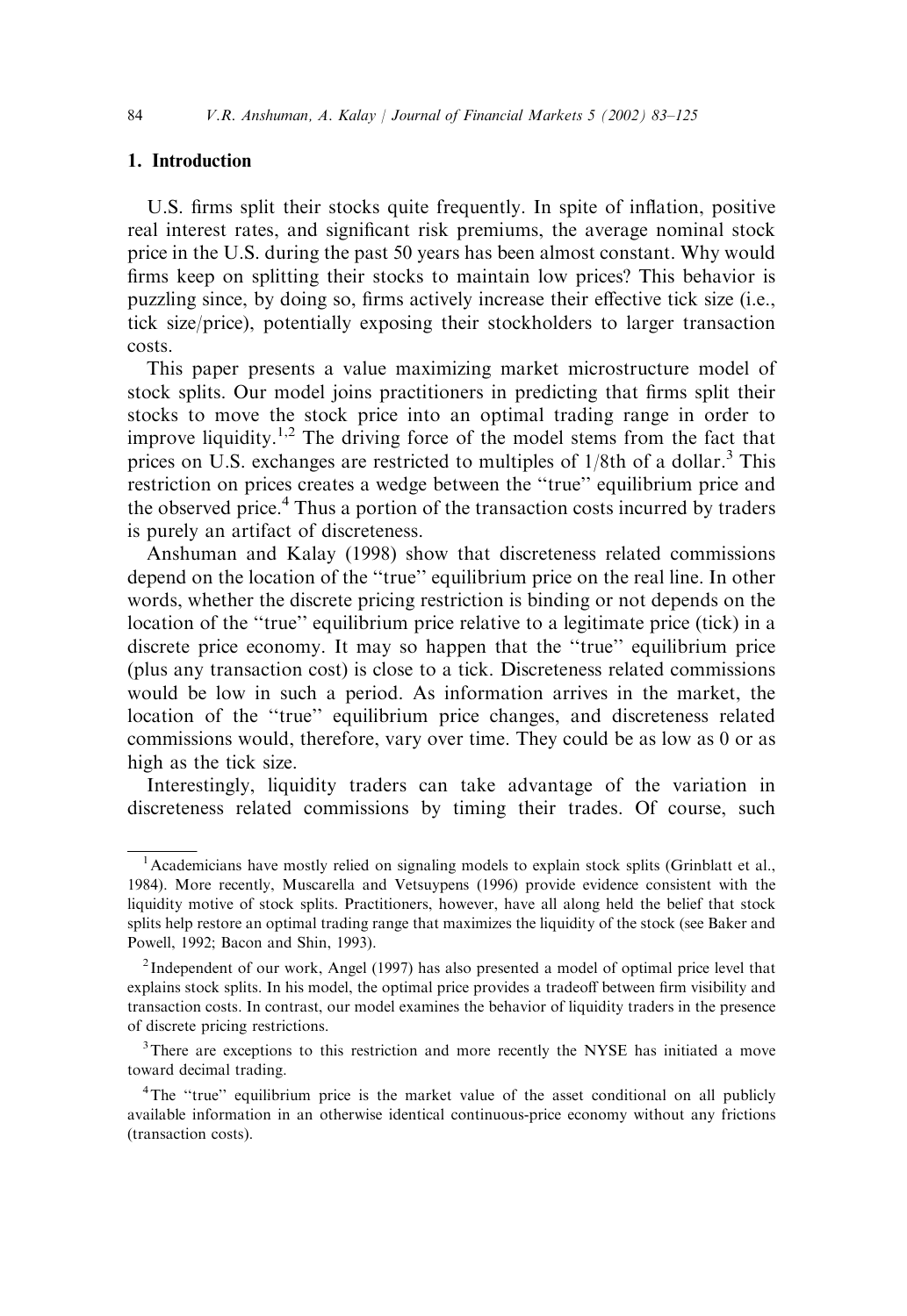## 1. Introduction

U.S. firms split their stocks quite frequently. In spite of inflation, positive real interest rates, and significant risk premiums, the average nominal stock price in the U.S. during the past 50 years has been almost constant. Why would firms keep on splitting their stocks to maintain low prices? This behavior is puzzling since, by doing so, firms actively increase their effective tick size (i.e., tick size/price), potentially exposing their stockholders to larger transaction costs.

This paper presents a value maximizing market microstructure model of stock splits. Our model joins practitioners in predicting that firms split their stocks to move the stock price into an optimal trading range in order to improve liquidity.[1,2] The driving force of the model stems from the fact that prices on U.S. exchanges are restricted to multiples of 1/8th of a dollar.[3] This restriction on prices creates a wedge between the "true" equilibrium price and the observed price.[4] Thus a portion of the transaction costs incurred by traders is purely an artifact of discreteness.

Anshuman and Kalay (1998) show that discreteness related commissions depend on the location of the "true" equilibrium price on the real line. In other words, whether the discrete pricing restriction is binding or not depends on the location of the "true" equilibrium price relative to a legitimate price (tick) in a discrete price economy. It may so happen that the "true" equilibrium price (plus any transaction cost) is close to a tick. Discreteness related commissions would be low in such a period. As information arrives in the market, the location of the "true" equilibrium price changes, and discreteness related commissions would, therefore, vary over time. They could be as low as 0 or as high as the tick size.

Interestingly, liquidity traders can take advantage of the variation in discreteness related commissions by timing their trades. Of course, such

---

[1] Academicians have mostly relied on signaling models to explain stock splits (Grinblatt et al., 1984). More recently, Muscarella and Vetsuypens (1996) provide evidence consistent with the liquidity motive of stock splits. Practitioners, however, have all along held the belief that stock splits help restore an optimal trading range that maximizes the liquidity of the stock (see Baker and Powell, 1992; Bacon and Shin, 1993).

[2] Independent of our work, Angel (1997) has also presented a model of optimal price level that explains stock splits. In his model, the optimal price provides a tradeoff between firm visibility and transaction costs. In contrast, our model examines the behavior of liquidity traders in the presence of discrete pricing restrictions.

[3] There are exceptions to this restriction and more recently the NYSE has initiated a move toward decimal trading.

[4] The "true" equilibrium price is the market value of the asset conditional on all publicly available information in an otherwise identical continuous-price economy without any frictions (transaction costs).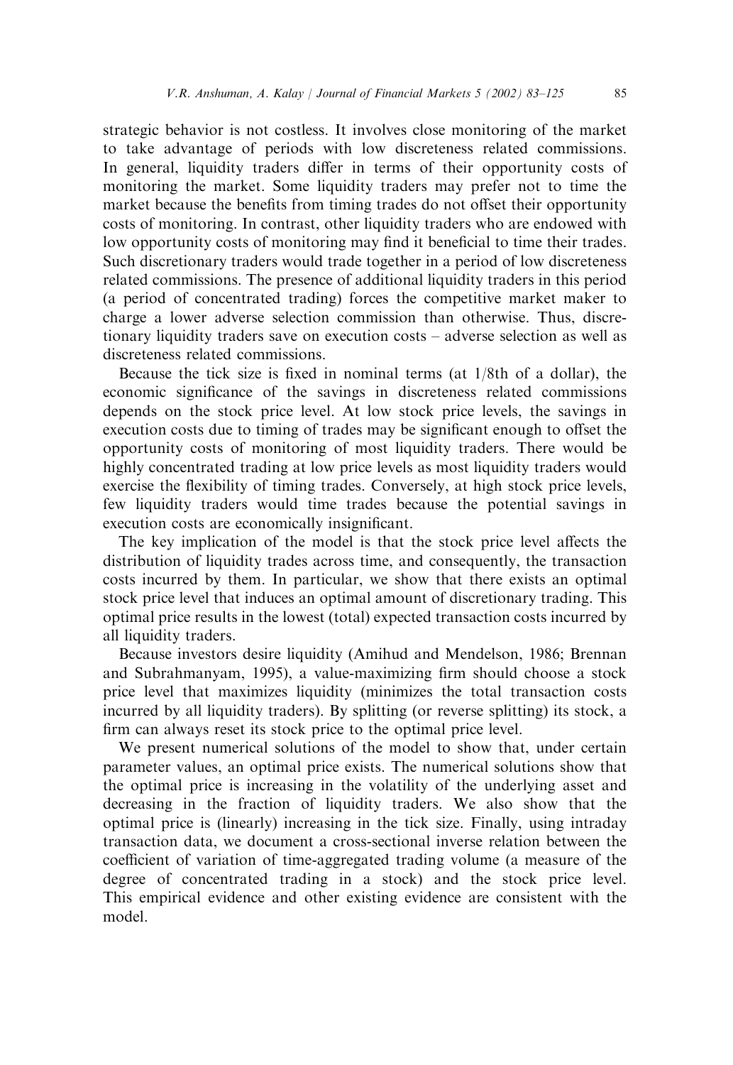strategic behavior is not costless. It involves close monitoring of the market to take advantage of periods with low discreteness related commissions. In general, liquidity traders differ in terms of their opportunity costs of monitoring the market. Some liquidity traders may prefer not to time the market because the benefits from timing trades do not offset their opportunity costs of monitoring. In contrast, other liquidity traders who are endowed with low opportunity costs of monitoring may find it beneficial to time their trades. Such discretionary traders would trade together in a period of low discreteness related commissions. The presence of additional liquidity traders in this period (a period of concentrated trading) forces the competitive market maker to charge a lower adverse selection commission than otherwise. Thus, discretionary liquidity traders save on execution costs – adverse selection as well as discreteness related commissions.

Because the tick size is fixed in nominal terms (at 1/8th of a dollar), the economic significance of the savings in discreteness related commissions depends on the stock price level. At low stock price levels, the savings in execution costs due to timing of trades may be significant enough to offset the opportunity costs of monitoring of most liquidity traders. There would be highly concentrated trading at low price levels as most liquidity traders would exercise the flexibility of timing trades. Conversely, at high stock price levels, few liquidity traders would time trades because the potential savings in execution costs are economically insignificant.

The key implication of the model is that the stock price level affects the distribution of liquidity trades across time, and consequently, the transaction costs incurred by them. In particular, we show that there exists an optimal stock price level that induces an optimal amount of discretionary trading. This optimal price results in the lowest (total) expected transaction costs incurred by all liquidity traders.

Because investors desire liquidity (Amihud and Mendelson, 1986; Brennan and Subrahmanyam, 1995), a value-maximizing firm should choose a stock price level that maximizes liquidity (minimizes the total transaction costs incurred by all liquidity traders). By splitting (or reverse splitting) its stock, a firm can always reset its stock price to the optimal price level.

We present numerical solutions of the model to show that, under certain parameter values, an optimal price exists. The numerical solutions show that the optimal price is increasing in the volatility of the underlying asset and decreasing in the fraction of liquidity traders. We also show that the optimal price is (linearly) increasing in the tick size. Finally, using intraday transaction data, we document a cross-sectional inverse relation between the coefficient of variation of time-aggregated trading volume (a measure of the degree of concentrated trading in a stock) and the stock price level. This empirical evidence and other existing evidence are consistent with the model.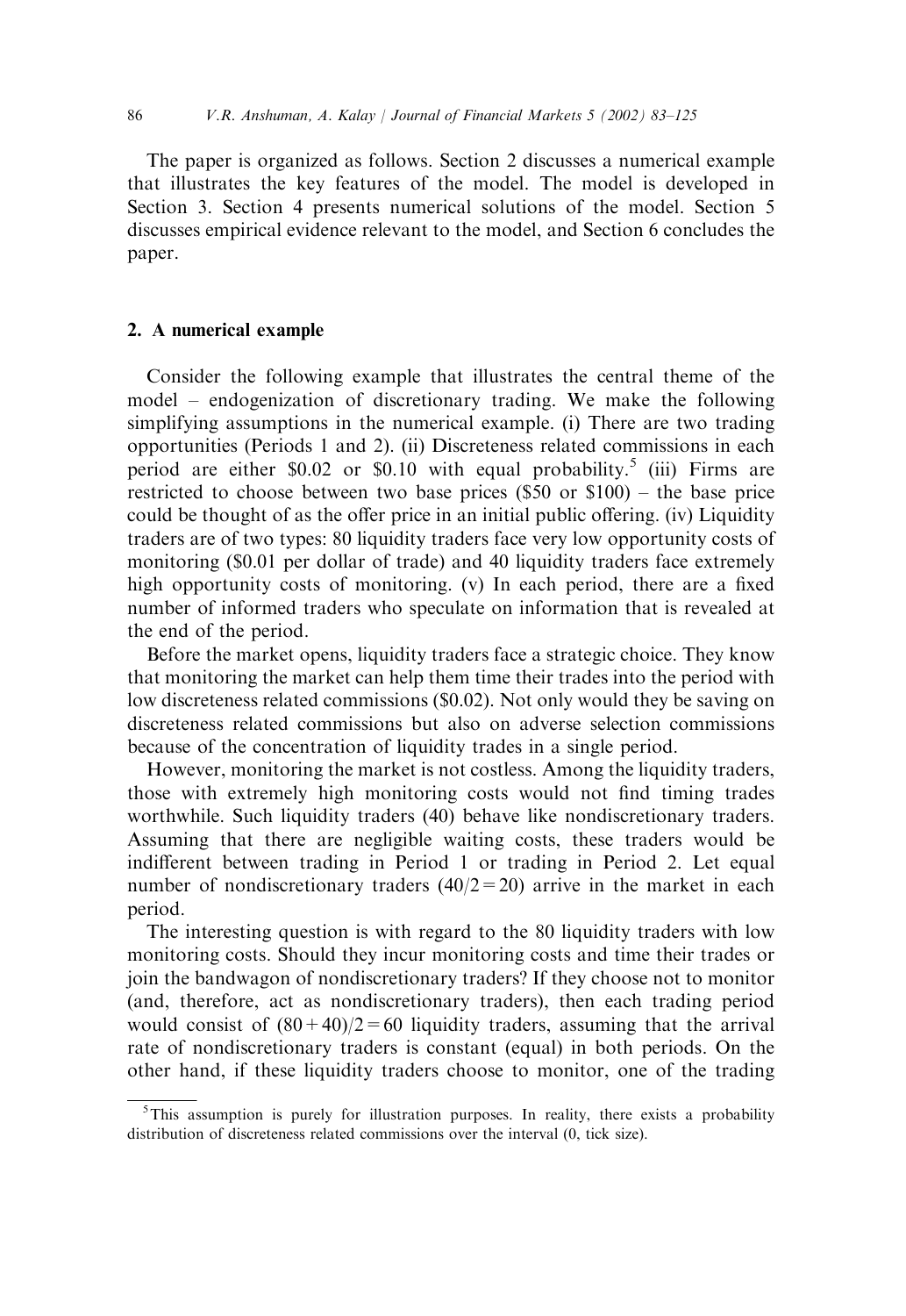The paper is organized as follows. Section 2 discusses a numerical example that illustrates the key features of the model. The model is developed in Section 3. Section 4 presents numerical solutions of the model. Section 5 discusses empirical evidence relevant to the model, and Section 6 concludes the paper.

## 2. A numerical example

Consider the following example that illustrates the central theme of the model – endogenization of discretionary trading. We make the following simplifying assumptions in the numerical example. (i) There are two trading opportunities (Periods 1 and 2). (ii) Discreteness related commissions in each period are either \$0.02 or \$0.10 with equal probability.[5] (iii) Firms are restricted to choose between two base prices (\$50 or \$100) – the base price could be thought of as the offer price in an initial public offering. (iv) Liquidity traders are of two types: 80 liquidity traders face very low opportunity costs of monitoring (\$0.01 per dollar of trade) and 40 liquidity traders face extremely high opportunity costs of monitoring. (v) In each period, there are a fixed number of informed traders who speculate on information that is revealed at the end of the period.

Before the market opens, liquidity traders face a strategic choice. They know that monitoring the market can help them time their trades into the period with low discreteness related commissions (\$0.02). Not only would they be saving on discreteness related commissions but also on adverse selection commissions because of the concentration of liquidity trades in a single period.

However, monitoring the market is not costless. Among the liquidity traders, those with extremely high monitoring costs would not find timing trades worthwhile. Such liquidity traders (40) behave like nondiscretionary traders. Assuming that there are negligible waiting costs, these traders would be indifferent between trading in Period 1 or trading in Period 2. Let equal number of nondiscretionary traders ($40/2 = 20$) arrive in the market in each period.

The interesting question is with regard to the 80 liquidity traders with low monitoring costs. Should they incur monitoring costs and time their trades or join the bandwagon of nondiscretionary traders? If they choose not to monitor (and, therefore, act as nondiscretionary traders), then each trading period would consist of $(80+40)/2 = 60$ liquidity traders, assuming that the arrival rate of nondiscretionary traders is constant (equal) in both periods. On the other hand, if these liquidity traders choose to monitor, one of the trading

[5] This assumption is purely for illustration purposes. In reality, there exists a probability distribution of discreteness related commissions over the interval (0, tick size).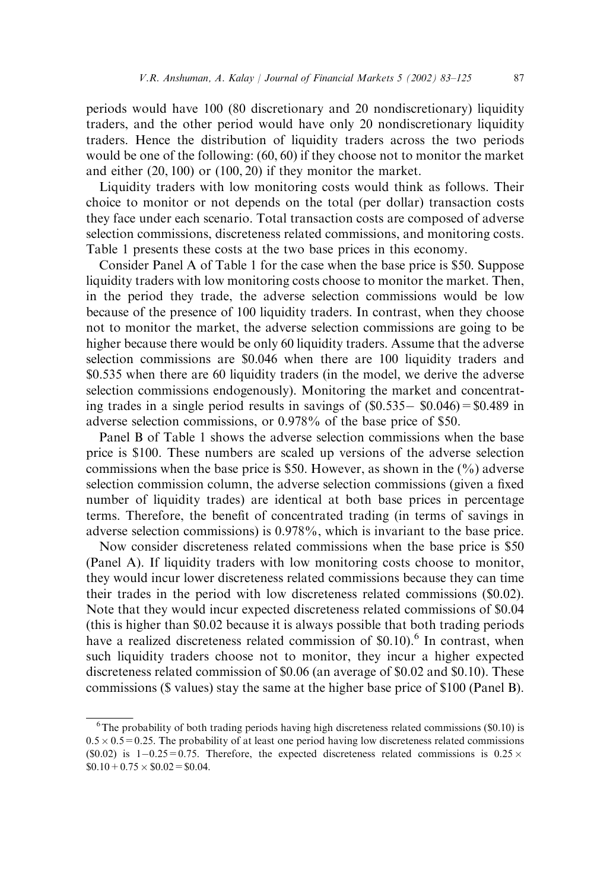periods would have 100 (80 discretionary and 20 nondiscretionary) liquidity traders, and the other period would have only 20 nondiscretionary liquidity traders. Hence the distribution of liquidity traders across the two periods would be one of the following: (60, 60) if they choose not to monitor the market and either (20, 100) or (100, 20) if they monitor the market.

Liquidity traders with low monitoring costs would think as follows. Their choice to monitor or not depends on the total (per dollar) transaction costs they face under each scenario. Total transaction costs are composed of adverse selection commissions, discreteness related commissions, and monitoring costs. Table 1 presents these costs at the two base prices in this economy.

Consider Panel A of Table 1 for the case when the base price is \$50. Suppose liquidity traders with low monitoring costs choose to monitor the market. Then, in the period they trade, the adverse selection commissions would be low because of the presence of 100 liquidity traders. In contrast, when they choose not to monitor the market, the adverse selection commissions are going to be higher because there would be only 60 liquidity traders. Assume that the adverse selection commissions are \$0.046 when there are 100 liquidity traders and \$0.535 when there are 60 liquidity traders (in the model, we derive the adverse selection commissions endogenously). Monitoring the market and concentrating trades in a single period results in savings of (\$0.535 − \$0.046) = \$0.489 in adverse selection commissions, or 0.978% of the base price of \$50.

Panel B of Table 1 shows the adverse selection commissions when the base price is \$100. These numbers are scaled up versions of the adverse selection commissions when the base price is \$50. However, as shown in the (%) adverse selection commission column, the adverse selection commissions (given a fixed number of liquidity trades) are identical at both base prices in percentage terms. Therefore, the benefit of concentrated trading (in terms of savings in adverse selection commissions) is 0.978%, which is invariant to the base price.

Now consider discreteness related commissions when the base price is \$50 (Panel A). If liquidity traders with low monitoring costs choose to monitor, they would incur lower discreteness related commissions because they can time their trades in the period with low discreteness related commissions (\$0.02). Note that they would incur expected discreteness related commissions of \$0.04 (this is higher than \$0.02 because it is always possible that both trading periods have a realized discreteness related commission of \$0.10).[6] In contrast, when such liquidity traders choose not to monitor, they incur a higher expected discreteness related commission of \$0.06 (an average of \$0.02 and \$0.10). These commissions (\$ values) stay the same at the higher base price of \$100 (Panel B).

---

[6] The probability of both trading periods having high discreteness related commissions (\$0.10) is $0.5 \times 0.5 = 0.25$. The probability of at least one period having low discreteness related commissions (\$0.02) is $1 - 0.25 = 0.75$. Therefore, the expected discreteness related commissions is $0.25 \times \$0.10 + 0.75 \times \$0.02 = \$0.04$.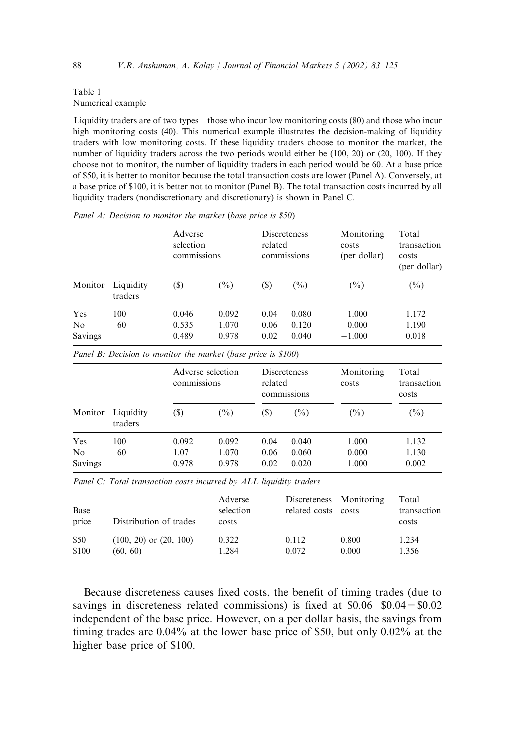Table 1
Numerical example

Liquidity traders are of two types – those who incur low monitoring costs (80) and those who incur high monitoring costs (40). This numerical example illustrates the decision-making of liquidity traders with low monitoring costs. If these liquidity traders choose to monitor the market, the number of liquidity traders across the two periods would either be (100, 20) or (20, 100). If they choose not to monitor, the number of liquidity traders in each period would be 60. At a base price of $50, it is better to monitor because the total transaction costs are lower (Panel A). Conversely, at a base price of $100, it is better not to monitor (Panel B). The total transaction costs incurred by all liquidity traders (nondiscretionary and discretionary) is shown in Panel C.

*Panel A: Decision to monitor the market (base price is $50)*

| | | Adverse selection commissions | | Discreteness related commissions | | Monitoring costs (per dollar) | Total transaction costs (per dollar) |
|---|---|---|---|---|---|---|---|
| Monitor | Liquidity traders | ($) | (%) | ($) | (%) | (%) | (%) |
| Yes | 100 | 0.046 | 0.092 | 0.04 | 0.080 | 1.000 | 1.172 |
| No | 60 | 0.535 | 1.070 | 0.06 | 0.120 | 0.000 | 1.190 |
| Savings | | 0.489 | 0.978 | 0.02 | 0.040 | −1.000 | 0.018 |

*Panel B: Decision to monitor the market (base price is $100)*

| | | Adverse selection commissions | | Discreteness related commissions | | Monitoring costs | Total transaction costs |
|---|---|---|---|---|---|---|---|
| Monitor | Liquidity traders | ($) | (%) | ($) | (%) | (%) | (%) |
| Yes | 100 | 0.092 | 0.092 | 0.04 | 0.040 | 1.000 | 1.132 |
| No | 60 | 1.07 | 1.070 | 0.06 | 0.060 | 0.000 | 1.130 |
| Savings | | 0.978 | 0.978 | 0.02 | 0.020 | −1.000 | −0.002 |

*Panel C: Total transaction costs incurred by ALL liquidity traders*

| Base price | Distribution of trades | Adverse selection costs | Discreteness related costs | Monitoring costs | Total transaction costs |
|---|---|---|---|---|---|
| $50 | (100, 20) or (20, 100) | 0.322 | 0.112 | 0.800 | 1.234 |
| $100 | (60, 60) | 1.284 | 0.072 | 0.000 | 1.356 |

Because discreteness causes fixed costs, the benefit of timing trades (due to savings in discreteness related commissions) is fixed at $0.06−$0.04 = $0.02 independent of the base price. However, on a per dollar basis, the savings from timing trades are 0.04% at the lower base price of $50, but only 0.02% at the higher base price of $100.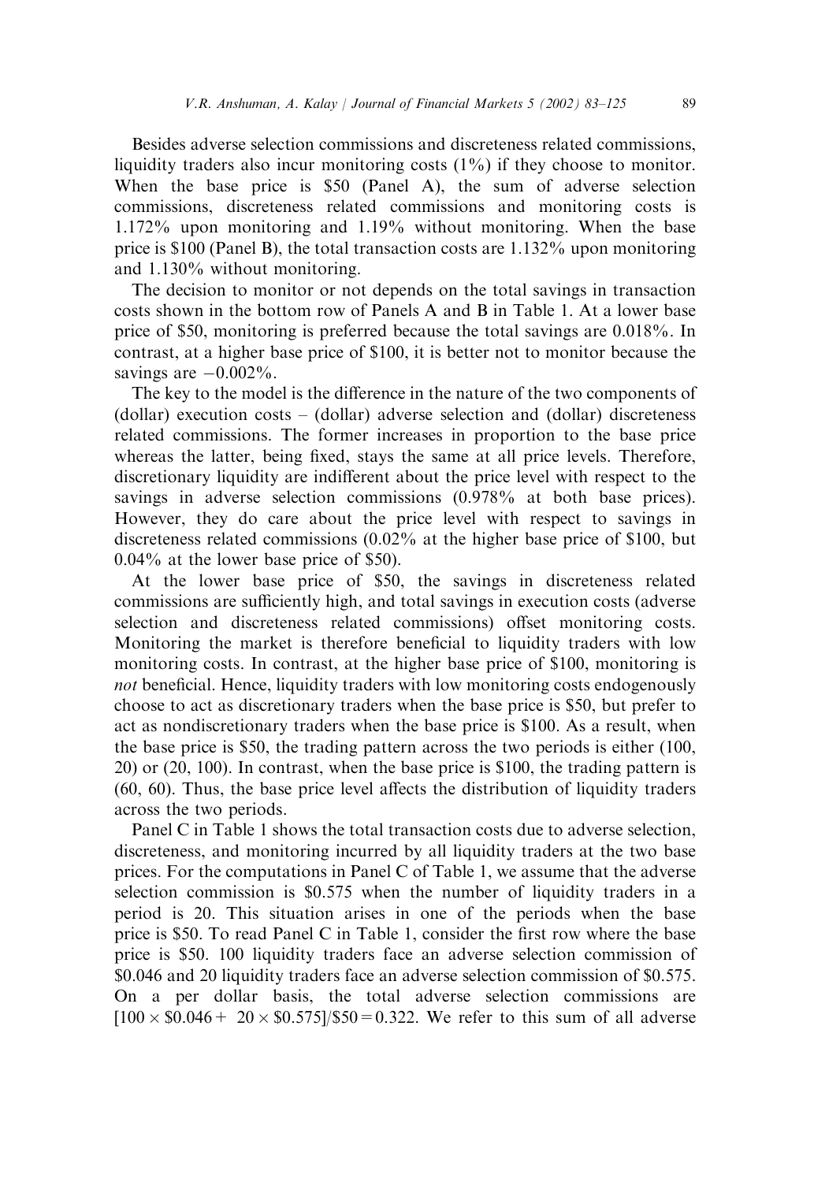Besides adverse selection commissions and discreteness related commissions, liquidity traders also incur monitoring costs (1%) if they choose to monitor. When the base price is \$50 (Panel A), the sum of adverse selection commissions, discreteness related commissions and monitoring costs is 1.172% upon monitoring and 1.19% without monitoring. When the base price is \$100 (Panel B), the total transaction costs are 1.132% upon monitoring and 1.130% without monitoring.

The decision to monitor or not depends on the total savings in transaction costs shown in the bottom row of Panels A and B in Table 1. At a lower base price of \$50, monitoring is preferred because the total savings are 0.018%. In contrast, at a higher base price of \$100, it is better not to monitor because the savings are −0.002%.

The key to the model is the difference in the nature of the two components of (dollar) execution costs – (dollar) adverse selection and (dollar) discreteness related commissions. The former increases in proportion to the base price whereas the latter, being fixed, stays the same at all price levels. Therefore, discretionary liquidity are indifferent about the price level with respect to the savings in adverse selection commissions (0.978% at both base prices). However, they do care about the price level with respect to savings in discreteness related commissions (0.02% at the higher base price of \$100, but 0.04% at the lower base price of \$50).

At the lower base price of \$50, the savings in discreteness related commissions are sufficiently high, and total savings in execution costs (adverse selection and discreteness related commissions) offset monitoring costs. Monitoring the market is therefore beneficial to liquidity traders with low monitoring costs. In contrast, at the higher base price of \$100, monitoring is *not* beneficial. Hence, liquidity traders with low monitoring costs endogenously choose to act as discretionary traders when the base price is \$50, but prefer to act as nondiscretionary traders when the base price is \$100. As a result, when the base price is \$50, the trading pattern across the two periods is either (100, 20) or (20, 100). In contrast, when the base price is \$100, the trading pattern is (60, 60). Thus, the base price level affects the distribution of liquidity traders across the two periods.

Panel C in Table 1 shows the total transaction costs due to adverse selection, discreteness, and monitoring incurred by all liquidity traders at the two base prices. For the computations in Panel C of Table 1, we assume that the adverse selection commission is \$0.575 when the number of liquidity traders in a period is 20. This situation arises in one of the periods when the base price is \$50. To read Panel C in Table 1, consider the first row where the base price is \$50. 100 liquidity traders face an adverse selection commission of \$0.046 and 20 liquidity traders face an adverse selection commission of \$0.575. On a per dollar basis, the total adverse selection commissions are $[100 \times \$0.046 + 20 \times \$0.575]/\$50 = 0.322$. We refer to this sum of all adverse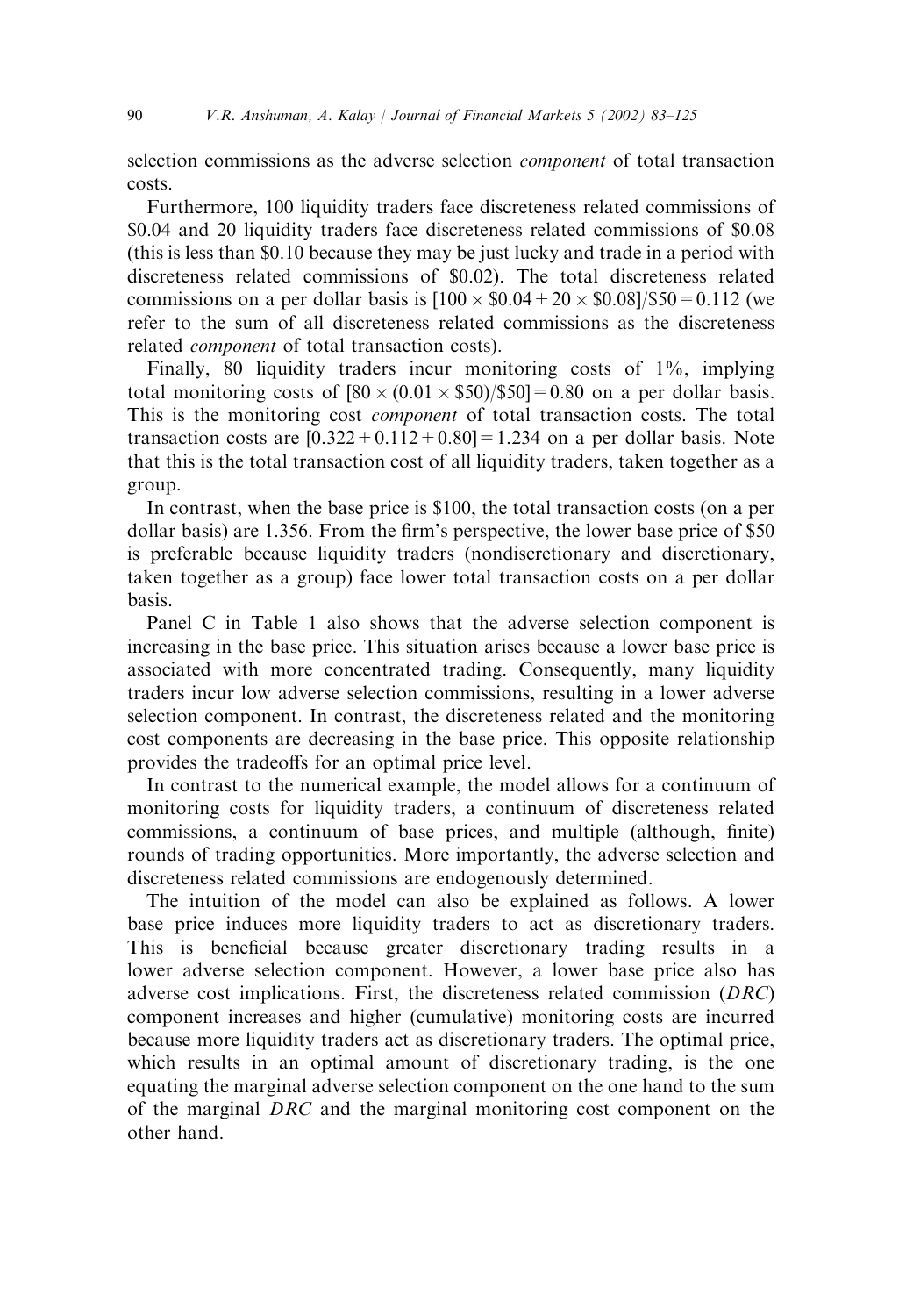selection commissions as the adverse selection *component* of total transaction costs.

Furthermore, 100 liquidity traders face discreteness related commissions of \$0.04 and 20 liquidity traders face discreteness related commissions of \$0.08 (this is less than \$0.10 because they may be just lucky and trade in a period with discreteness related commissions of \$0.02). The total discreteness related commissions on a per dollar basis is $[100 \times \$0.04 + 20 \times \$0.08]/\$50 = 0.112$ (we refer to the sum of all discreteness related commissions as the discreteness related *component* of total transaction costs).

Finally, 80 liquidity traders incur monitoring costs of 1%, implying total monitoring costs of $[80 \times (0.01 \times \$50)/\$50] = 0.80$ on a per dollar basis. This is the monitoring cost *component* of total transaction costs. The total transaction costs are $[0.322 + 0.112 + 0.80] = 1.234$ on a per dollar basis. Note that this is the total transaction cost of all liquidity traders, taken together as a group.

In contrast, when the base price is \$100, the total transaction costs (on a per dollar basis) are 1.356. From the firm's perspective, the lower base price of \$50 is preferable because liquidity traders (nondiscretionary and discretionary, taken together as a group) face lower total transaction costs on a per dollar basis.

Panel C in Table 1 also shows that the adverse selection component is increasing in the base price. This situation arises because a lower base price is associated with more concentrated trading. Consequently, many liquidity traders incur low adverse selection commissions, resulting in a lower adverse selection component. In contrast, the discreteness related and the monitoring cost components are decreasing in the base price. This opposite relationship provides the tradeoffs for an optimal price level.

In contrast to the numerical example, the model allows for a continuum of monitoring costs for liquidity traders, a continuum of discreteness related commissions, a continuum of base prices, and multiple (although, finite) rounds of trading opportunities. More importantly, the adverse selection and discreteness related commissions are endogenously determined.

The intuition of the model can also be explained as follows. A lower base price induces more liquidity traders to act as discretionary traders. This is beneficial because greater discretionary trading results in a lower adverse selection component. However, a lower base price also has adverse cost implications. First, the discreteness related commission (*DRC*) component increases and higher (cumulative) monitoring costs are incurred because more liquidity traders act as discretionary traders. The optimal price, which results in an optimal amount of discretionary trading, is the one equating the marginal adverse selection component on the one hand to the sum of the marginal *DRC* and the marginal monitoring cost component on the other hand.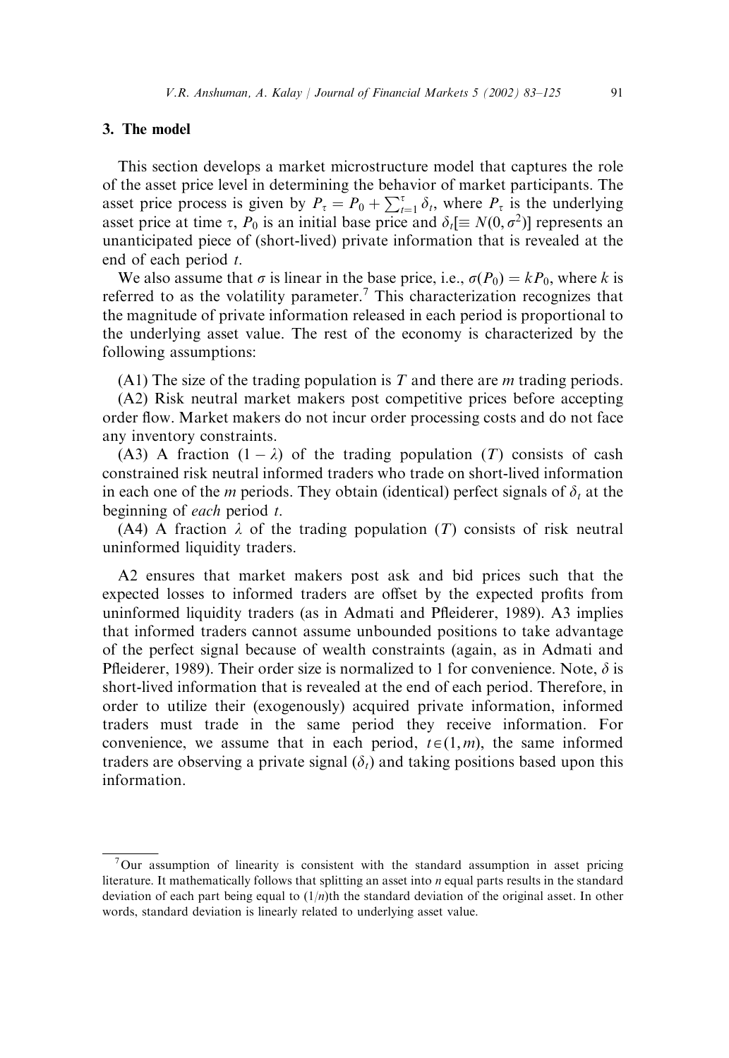## 3. The model

This section develops a market microstructure model that captures the role of the asset price level in determining the behavior of market participants. The asset price process is given by $P_\tau = P_0 + \sum_{t=1}^{\tau} \delta_t$, where $P_\tau$ is the underlying asset price at time $\tau$, $P_0$ is an initial base price and $\delta_t[\equiv N(0, \sigma^2)]$ represents an unanticipated piece of (short-lived) private information that is revealed at the end of each period $t$.

We also assume that $\sigma$ is linear in the base price, i.e., $\sigma(P_0) = kP_0$, where $k$ is referred to as the volatility parameter.[7] This characterization recognizes that the magnitude of private information released in each period is proportional to the underlying asset value. The rest of the economy is characterized by the following assumptions:

(A1) The size of the trading population is $T$ and there are $m$ trading periods.

(A2) Risk neutral market makers post competitive prices before accepting order flow. Market makers do not incur order processing costs and do not face any inventory constraints.

(A3) A fraction $(1 - \lambda)$ of the trading population $(T)$ consists of cash constrained risk neutral informed traders who trade on short-lived information in each one of the $m$ periods. They obtain (identical) perfect signals of $\delta_t$ at the beginning of *each* period $t$.

(A4) A fraction $\lambda$ of the trading population $(T)$ consists of risk neutral uninformed liquidity traders.

A2 ensures that market makers post ask and bid prices such that the expected losses to informed traders are offset by the expected profits from uninformed liquidity traders (as in Admati and Pfleiderer, 1989). A3 implies that informed traders cannot assume unbounded positions to take advantage of the perfect signal because of wealth constraints (again, as in Admati and Pfleiderer, 1989). Their order size is normalized to 1 for convenience. Note, $\delta$ is short-lived information that is revealed at the end of each period. Therefore, in order to utilize their (exogenously) acquired private information, informed traders must trade in the same period they receive information. For convenience, we assume that in each period, $t \in (1, m)$, the same informed traders are observing a private signal $(\delta_t)$ and taking positions based upon this information.

[7] Our assumption of linearity is consistent with the standard assumption in asset pricing literature. It mathematically follows that splitting an asset into $n$ equal parts results in the standard deviation of each part being equal to $(1/n)$th the standard deviation of the original asset. In other words, standard deviation is linearly related to underlying asset value.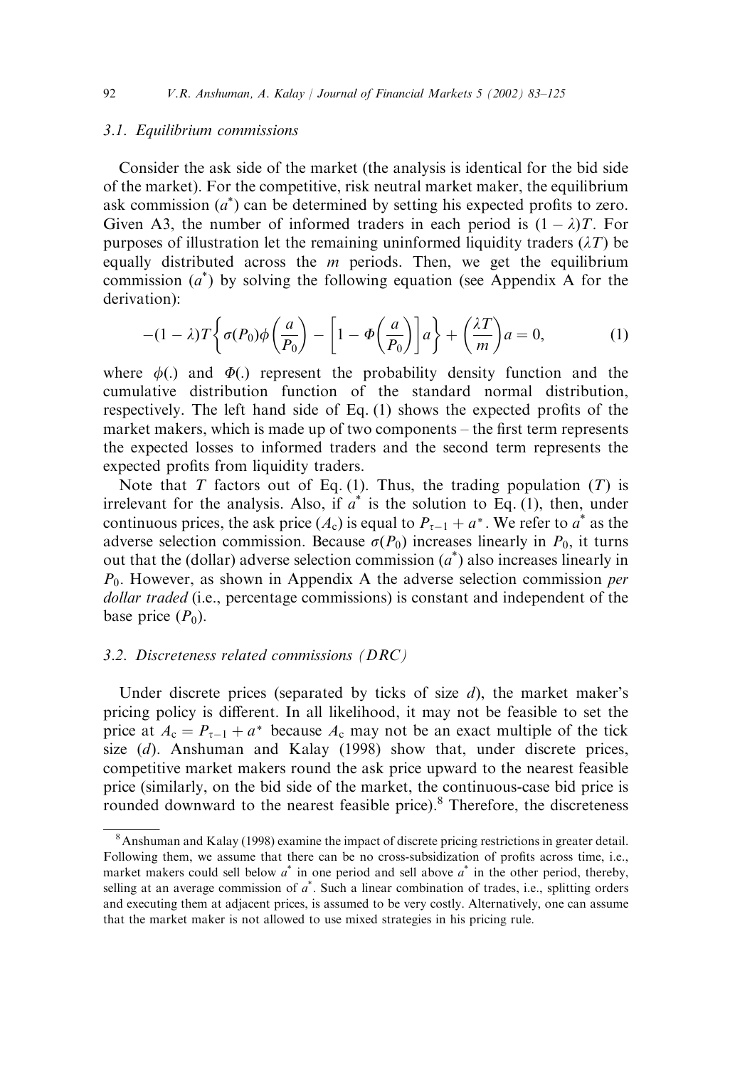### 3.1. Equilibrium commissions

Consider the ask side of the market (the analysis is identical for the bid side of the market). For the competitive, risk neutral market maker, the equilibrium ask commission ($a^*$) can be determined by setting his expected profits to zero. Given A3, the number of informed traders in each period is $(1-\lambda)T$. For purposes of illustration let the remaining uninformed liquidity traders ($\lambda T$) be equally distributed across the $m$ periods. Then, we get the equilibrium commission ($a^*$) by solving the following equation (see Appendix A for the derivation):

$$-(1-\lambda)T\left\{\sigma(P_0)\phi\left(\frac{a}{P_0}\right) - \left[1-\Phi\left(\frac{a}{P_0}\right)\right]a\right\} + \left(\frac{\lambda T}{m}\right)a = 0, \tag{1}$$

where $\phi(.)$ and $\Phi(.)$ represent the probability density function and the cumulative distribution function of the standard normal distribution, respectively. The left hand side of Eq. (1) shows the expected profits of the market makers, which is made up of two components – the first term represents the expected losses to informed traders and the second term represents the expected profits from liquidity traders.

Note that $T$ factors out of Eq. (1). Thus, the trading population ($T$) is irrelevant for the analysis. Also, if $a^*$ is the solution to Eq. (1), then, under continuous prices, the ask price ($A_c$) is equal to $P_{\tau-1} + a^*$. We refer to $a^*$ as the adverse selection commission. Because $\sigma(P_0)$ increases linearly in $P_0$, it turns out that the (dollar) adverse selection commission ($a^*$) also increases linearly in $P_0$. However, as shown in Appendix A the adverse selection commission *per dollar traded* (i.e., percentage commissions) is constant and independent of the base price ($P_0$).

### 3.2. Discreteness related commissions (DRC)

Under discrete prices (separated by ticks of size $d$), the market maker's pricing policy is different. In all likelihood, it may not be feasible to set the price at $A_c = P_{\tau-1} + a^*$ because $A_c$ may not be an exact multiple of the tick size ($d$). Anshuman and Kalay (1998) show that, under discrete prices, competitive market makers round the ask price upward to the nearest feasible price (similarly, on the bid side of the market, the continuous-case bid price is rounded downward to the nearest feasible price).[8] Therefore, the discreteness

[8] Anshuman and Kalay (1998) examine the impact of discrete pricing restrictions in greater detail. Following them, we assume that there can be no cross-subsidization of profits across time, i.e., market makers could sell below $a^*$ in one period and sell above $a^*$ in the other period, thereby, selling at an average commission of $a^*$. Such a linear combination of trades, i.e., splitting orders and executing them at adjacent prices, is assumed to be very costly. Alternatively, one can assume that the market maker is not allowed to use mixed strategies in his pricing rule.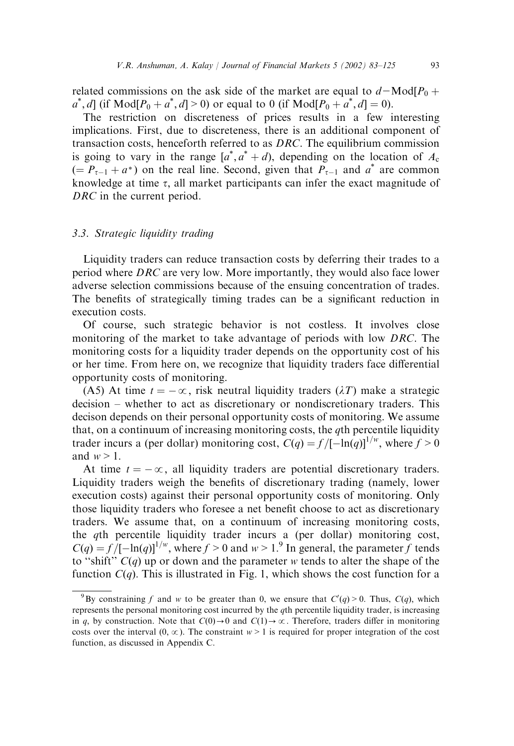related commissions on the ask side of the market are equal to $d - \text{Mod}[P_0 + a^*, d]$ (if $\text{Mod}[P_0 + a^*, d] > 0$) or equal to 0 (if $\text{Mod}[P_0 + a^*, d] = 0$).

The restriction on discreteness of prices results in a few interesting implications. First, due to discreteness, there is an additional component of transaction costs, henceforth referred to as *DRC*. The equilibrium commission is going to vary in the range $[a^*, a^* + d)$, depending on the location of $A_c$ $(= P_{\tau-1} + a^*)$ on the real line. Second, given that $P_{\tau-1}$ and $a^*$ are common knowledge at time $\tau$, all market participants can infer the exact magnitude of *DRC* in the current period.

### 3.3. Strategic liquidity trading

Liquidity traders can reduce transaction costs by deferring their trades to a period where *DRC* are very low. More importantly, they would also face lower adverse selection commissions because of the ensuing concentration of trades. The benefits of strategically timing trades can be a significant reduction in execution costs.

Of course, such strategic behavior is not costless. It involves close monitoring of the market to take advantage of periods with low *DRC*. The monitoring costs for a liquidity trader depends on the opportunity cost of his or her time. From here on, we recognize that liquidity traders face differential opportunity costs of monitoring.

(A5) At time $t = -\infty$, risk neutral liquidity traders ($\lambda T$) make a strategic decision – whether to act as discretionary or nondiscretionary traders. This decison depends on their personal opportunity costs of monitoring. We assume that, on a continuum of increasing monitoring costs, the $q$th percentile liquidity trader incurs a (per dollar) monitoring cost, $C(q) = f/[-\ln(q)]^{1/w}$, where $f > 0$ and $w > 1$.

At time $t = -\infty$, all liquidity traders are potential discretionary traders. Liquidity traders weigh the benefits of discretionary trading (namely, lower execution costs) against their personal opportunity costs of monitoring. Only those liquidity traders who foresee a net benefit choose to act as discretionary traders. We assume that, on a continuum of increasing monitoring costs, the $q$th percentile liquidity trader incurs a (per dollar) monitoring cost, $C(q) = f/[-\ln(q)]^{1/w}$, where $f > 0$ and $w > 1$.[9] In general, the parameter $f$ tends to "shift" $C(q)$ up or down and the parameter $w$ tends to alter the shape of the function $C(q)$. This is illustrated in Fig. 1, which shows the cost function for a

[9] By constraining $f$ and $w$ to be greater than 0, we ensure that $C'(q) > 0$. Thus, $C(q)$, which represents the personal monitoring cost incurred by the $q$th percentile liquidity trader, is increasing in $q$, by construction. Note that $C(0) \to 0$ and $C(1) \to \infty$. Therefore, traders differ in monitoring costs over the interval $(0, \infty)$. The constraint $w > 1$ is required for proper integration of the cost function, as discussed in Appendix C.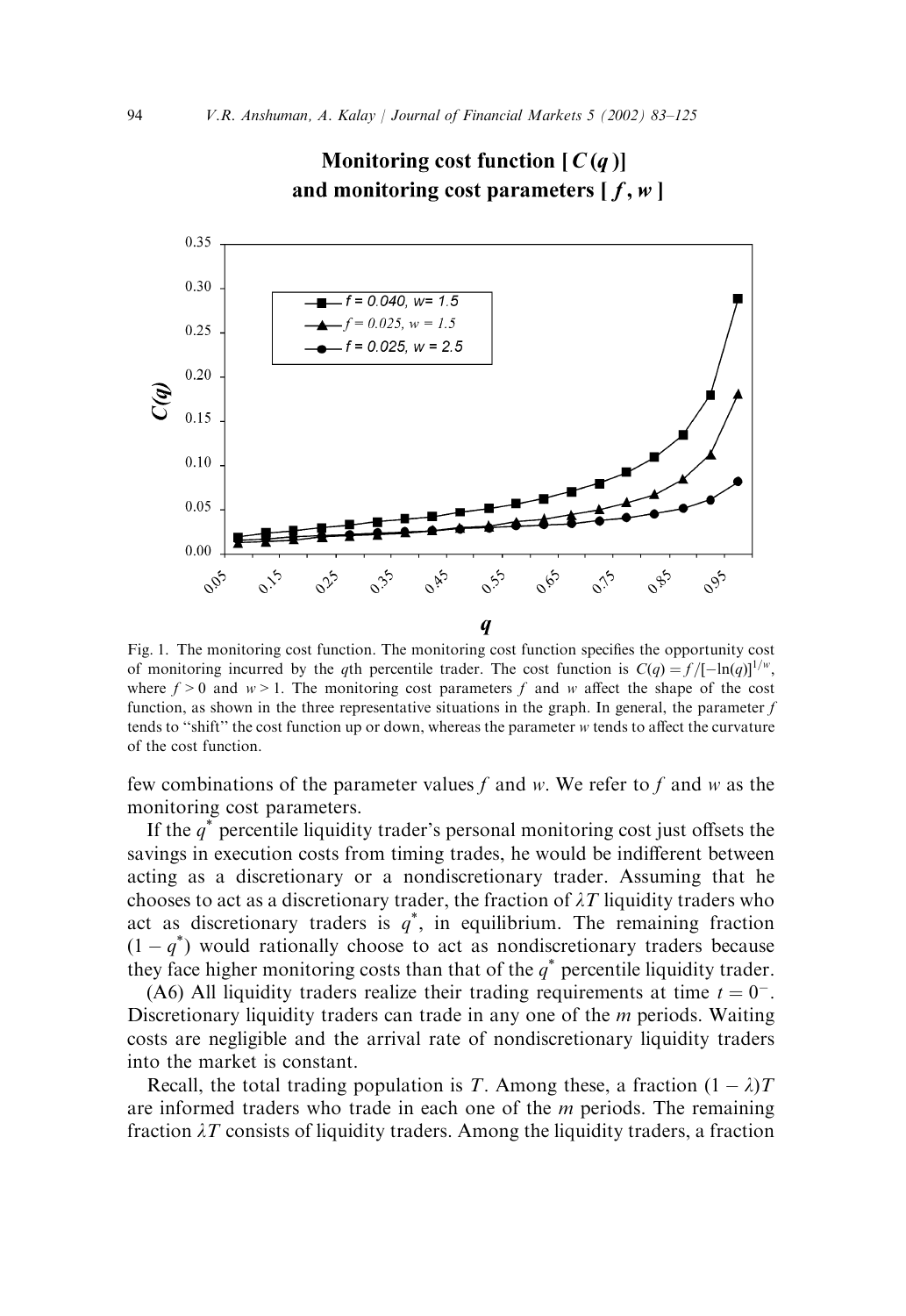**Monitoring cost function [ $C(q)$ ] and monitoring cost parameters [ $f$, $w$ ]**

Fig. 1. The monitoring cost function. The monitoring cost function specifies the opportunity cost of monitoring incurred by the $q$th percentile trader. The cost function is $C(q) = f/[-\ln(q)]^{1/w}$, where $f > 0$ and $w > 1$. The monitoring cost parameters $f$ and $w$ affect the shape of the cost function, as shown in the three representative situations in the graph. In general, the parameter $f$ tends to "shift" the cost function up or down, whereas the parameter $w$ tends to affect the curvature of the cost function.

few combinations of the parameter values $f$ and $w$. We refer to $f$ and $w$ as the monitoring cost parameters.

If the $q^*$ percentile liquidity trader's personal monitoring cost just offsets the savings in execution costs from timing trades, he would be indifferent between acting as a discretionary or a nondiscretionary trader. Assuming that he chooses to act as a discretionary trader, the fraction of $\lambda T$ liquidity traders who act as discretionary traders is $q^*$, in equilibrium. The remaining fraction $(1 - q^*)$ would rationally choose to act as nondiscretionary traders because they face higher monitoring costs than that of the $q^*$ percentile liquidity trader.

(A6) All liquidity traders realize their trading requirements at time $t = 0^-$. Discretionary liquidity traders can trade in any one of the $m$ periods. Waiting costs are negligible and the arrival rate of nondiscretionary liquidity traders into the market is constant.

Recall, the total trading population is $T$. Among these, a fraction $(1 - \lambda)T$ are informed traders who trade in each one of the $m$ periods. The remaining fraction $\lambda T$ consists of liquidity traders. Among the liquidity traders, a fraction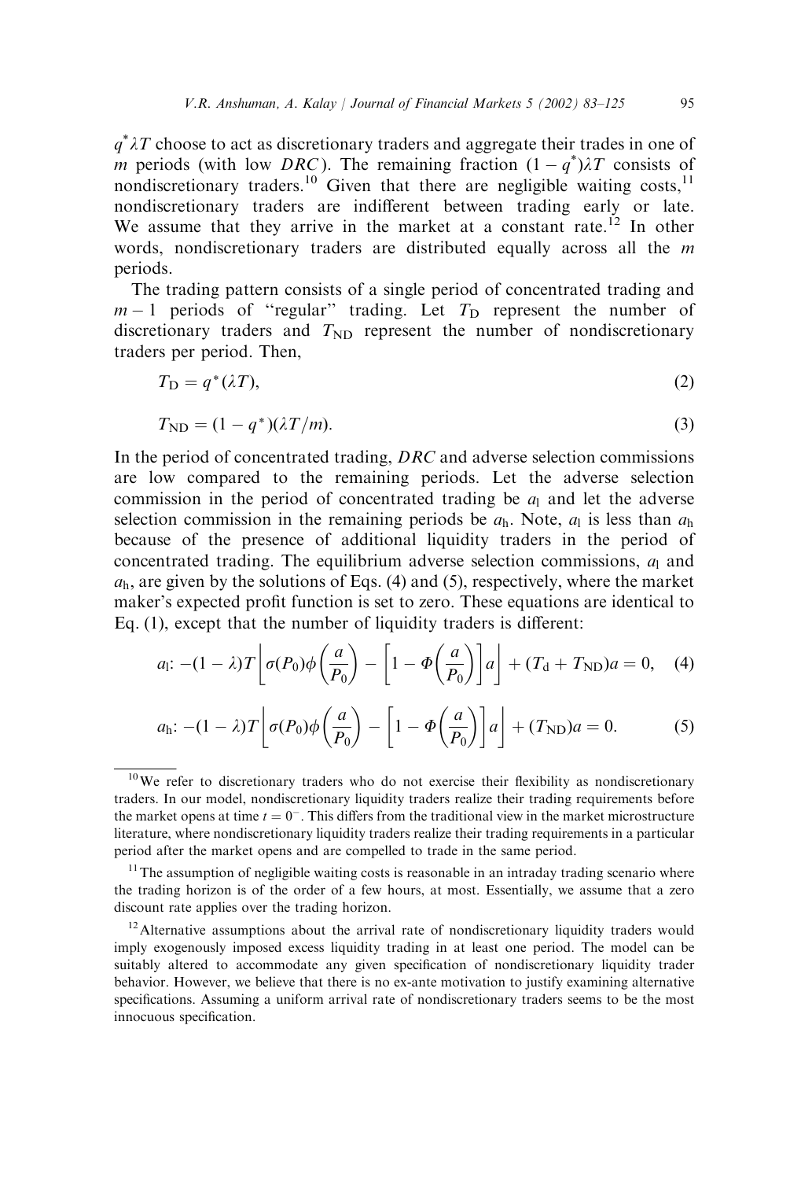$q^*\lambda T$ choose to act as discretionary traders and aggregate their trades in one of $m$ periods (with low *DRC*). The remaining fraction $(1-q^*)\lambda T$ consists of nondiscretionary traders.[10] Given that there are negligible waiting costs,[11] nondiscretionary traders are indifferent between trading early or late. We assume that they arrive in the market at a constant rate.[12] In other words, nondiscretionary traders are distributed equally across all the $m$ periods.

The trading pattern consists of a single period of concentrated trading and $m-1$ periods of "regular" trading. Let $T_{\rm D}$ represent the number of discretionary traders and $T_{\rm ND}$ represent the number of nondiscretionary traders per period. Then,

$$T_{\rm D} = q^*(\lambda T), \tag{2}$$

$$T_{\rm ND} = (1-q^*)(\lambda T/m). \tag{3}$$

In the period of concentrated trading, *DRC* and adverse selection commissions are low compared to the remaining periods. Let the adverse selection commission in the period of concentrated trading be $a_{\rm l}$ and let the adverse selection commission in the remaining periods be $a_{\rm h}$. Note, $a_{\rm l}$ is less than $a_{\rm h}$ because of the presence of additional liquidity traders in the period of concentrated trading. The equilibrium adverse selection commissions, $a_{\rm l}$ and $a_{\rm h}$, are given by the solutions of Eqs. (4) and (5), respectively, where the market maker's expected profit function is set to zero. These equations are identical to Eq. (1), except that the number of liquidity traders is different:

$$a_{\rm l}\text{: } -(1-\lambda)T\left[\sigma(P_0)\phi\left(\frac{a}{P_0}\right) - \left[1-\Phi\left(\frac{a}{P_0}\right)\right]a\right] + (T_{\rm d}+T_{\rm ND})a = 0, \tag{4}$$

$$a_{\rm h}\text{: } -(1-\lambda)T\left[\sigma(P_0)\phi\left(\frac{a}{P_0}\right) - \left[1-\Phi\left(\frac{a}{P_0}\right)\right]a\right] + (T_{\rm ND})a = 0. \tag{5}$$

---

[10] We refer to discretionary traders who do not exercise their flexibility as nondiscretionary traders. In our model, nondiscretionary liquidity traders realize their trading requirements before the market opens at time $t=0^-$. This differs from the traditional view in the market microstructure literature, where nondiscretionary liquidity traders realize their trading requirements in a particular period after the market opens and are compelled to trade in the same period.

[11] The assumption of negligible waiting costs is reasonable in an intraday trading scenario where the trading horizon is of the order of a few hours, at most. Essentially, we assume that a zero discount rate applies over the trading horizon.

[12] Alternative assumptions about the arrival rate of nondiscretionary liquidity traders would imply exogenously imposed excess liquidity trading in at least one period. The model can be suitably altered to accommodate any given specification of nondiscretionary liquidity trader behavior. However, we believe that there is no ex-ante motivation to justify examining alternative specifications. Assuming a uniform arrival rate of nondiscretionary traders seems to be the most innocuous specification.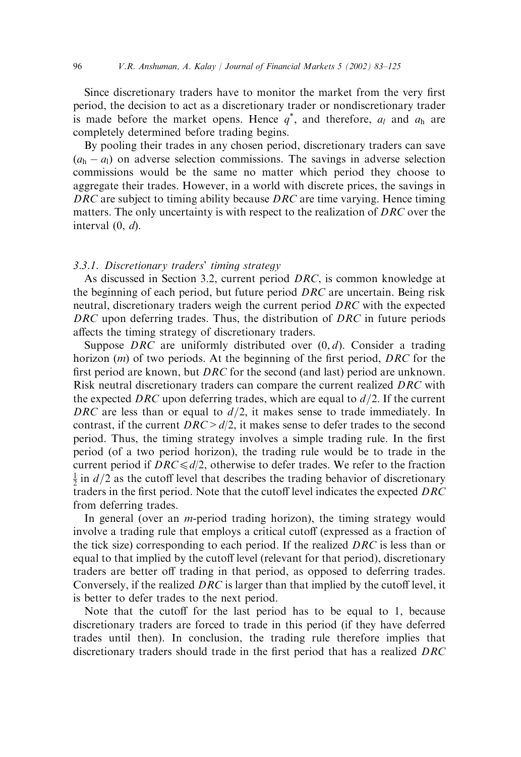Since discretionary traders have to monitor the market from the very first period, the decision to act as a discretionary trader or nondiscretionary trader is made before the market opens. Hence $q^*$, and therefore, $a_l$ and $a_h$ are completely determined before trading begins.

By pooling their trades in any chosen period, discretionary traders can save $(a_h - a_l)$ on adverse selection commissions. The savings in adverse selection commissions would be the same no matter which period they choose to aggregate their trades. However, in a world with discrete prices, the savings in *DRC* are subject to timing ability because *DRC* are time varying. Hence timing matters. The only uncertainty is with respect to the realization of *DRC* over the interval (0, *d*).

### 3.3.1. Discretionary traders' timing strategy

As discussed in Section 3.2, current period *DRC*, is common knowledge at the beginning of each period, but future period *DRC* are uncertain. Being risk neutral, discretionary traders weigh the current period *DRC* with the expected *DRC* upon deferring trades. Thus, the distribution of *DRC* in future periods affects the timing strategy of discretionary traders.

Suppose *DRC* are uniformly distributed over $(0, d)$. Consider a trading horizon ($m$) of two periods. At the beginning of the first period, *DRC* for the first period are known, but *DRC* for the second (and last) period are unknown. Risk neutral discretionary traders can compare the current realized *DRC* with the expected *DRC* upon deferring trades, which are equal to $d/2$. If the current *DRC* are less than or equal to $d/2$, it makes sense to trade immediately. In contrast, if the current $DRC > d/2$, it makes sense to defer trades to the second period. Thus, the timing strategy involves a simple trading rule. In the first period (of a two period horizon), the trading rule would be to trade in the current period if $DRC \leqslant d/2$, otherwise to defer trades. We refer to the fraction $\frac{1}{2}$ in $d/2$ as the cutoff level that describes the trading behavior of discretionary traders in the first period. Note that the cutoff level indicates the expected *DRC* from deferring trades.

In general (over an $m$-period trading horizon), the timing strategy would involve a trading rule that employs a critical cutoff (expressed as a fraction of the tick size) corresponding to each period. If the realized *DRC* is less than or equal to that implied by the cutoff level (relevant for that period), discretionary traders are better off trading in that period, as opposed to deferring trades. Conversely, if the realized *DRC* is larger than that implied by the cutoff level, it is better to defer trades to the next period.

Note that the cutoff for the last period has to be equal to 1, because discretionary traders are forced to trade in this period (if they have deferred trades until then). In conclusion, the trading rule therefore implies that discretionary traders should trade in the first period that has a realized *DRC*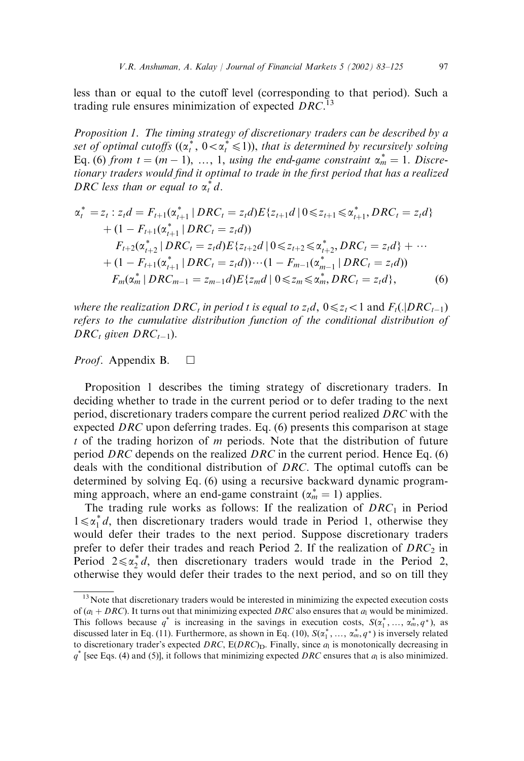less than or equal to the cutoff level (corresponding to that period). Such a trading rule ensures minimization of expected $DRC$.[13]

*Proposition 1. The timing strategy of discretionary traders can be described by a set of optimal cutoffs* $((\alpha_t^*,\ 0<\alpha_t^*\leqslant 1))$, *that is determined by recursively solving* Eq. (6) *from* $t=(m-1),\ \ldots,\ 1$, *using the end-game constraint* $\alpha_m^*=1$. *Discretionary traders would find it optimal to trade in the first period that has a realized* $DRC$ *less than or equal to* $\alpha_t^* d$.

$$
\begin{aligned}
\alpha_t^* = z_t : z_t d = {} & F_{t+1}(\alpha_{t+1}^* \mid DRC_t = z_t d) E\{z_{t+1} d \mid 0 \leqslant z_{t+1} \leqslant \alpha_{t+1}^*, DRC_t = z_t d\} \\
& + (1 - F_{t+1}(\alpha_{t+1}^* \mid DRC_t = z_t d)) \\
& \quad F_{t+2}(\alpha_{t+2}^* \mid DRC_t = z_t d) E\{z_{t+2} d \mid 0 \leqslant z_{t+2} \leqslant \alpha_{t+2}^*, DRC_t = z_t d\} + \cdots \\
& + (1 - F_{t+1}(\alpha_{t+1}^* \mid DRC_t = z_t d)) \cdots (1 - F_{m-1}(\alpha_{m-1}^* \mid DRC_t = z_t d)) \\
& \quad F_m(\alpha_m^* \mid DRC_{m-1} = z_{m-1} d) E\{z_m d \mid 0 \leqslant z_m \leqslant \alpha_m^*, DRC_t = z_t d\},
\end{aligned}
\tag{6}
$$

*where the realization* $DRC_t$ *in period t is equal to* $z_t d$, $0 \leqslant z_t < 1$ and $F_t(.|DRC_{t-1})$ *refers to the cumulative distribution function of the conditional distribution of* $DRC_t$ *given* $DRC_{t-1}$).

*Proof*. Appendix B. □

Proposition 1 describes the timing strategy of discretionary traders. In deciding whether to trade in the current period or to defer trading to the next period, discretionary traders compare the current period realized $DRC$ with the expected $DRC$ upon deferring trades. Eq. (6) presents this comparison at stage $t$ of the trading horizon of $m$ periods. Note that the distribution of future period $DRC$ depends on the realized $DRC$ in the current period. Hence Eq. (6) deals with the conditional distribution of $DRC$. The optimal cutoffs can be determined by solving Eq. (6) using a recursive backward dynamic programming approach, where an end-game constraint ($\alpha_m^*=1$) applies.

The trading rule works as follows: If the realization of $DRC_1$ in Period $1 \leqslant \alpha_1^* d$, then discretionary traders would trade in Period 1, otherwise they would defer their trades to the next period. Suppose discretionary traders prefer to defer their trades and reach Period 2. If the realization of $DRC_2$ in Period $2 \leqslant \alpha_2^* d$, then discretionary traders would trade in the Period 2, otherwise they would defer their trades to the next period, and so on till they

[13] Note that discretionary traders would be interested in minimizing the expected execution costs of $(a_l + DRC)$. It turns out that minimizing expected $DRC$ also ensures that $a_l$ would be minimized. This follows because $q^*$ is increasing in the savings in execution costs, $S(\alpha_1^*, \ldots, \alpha_m^*, q^*)$, as discussed later in Eq. (11). Furthermore, as shown in Eq. (10), $S(\alpha_1^*, \ldots, \alpha_m^*, q^*)$ is inversely related to discretionary trader's expected $DRC$, $E(DRC)_D$. Finally, since $a_l$ is monotonically decreasing in $q^*$ [see Eqs. (4) and (5)], it follows that minimizing expected $DRC$ ensures that $a_l$ is also minimized.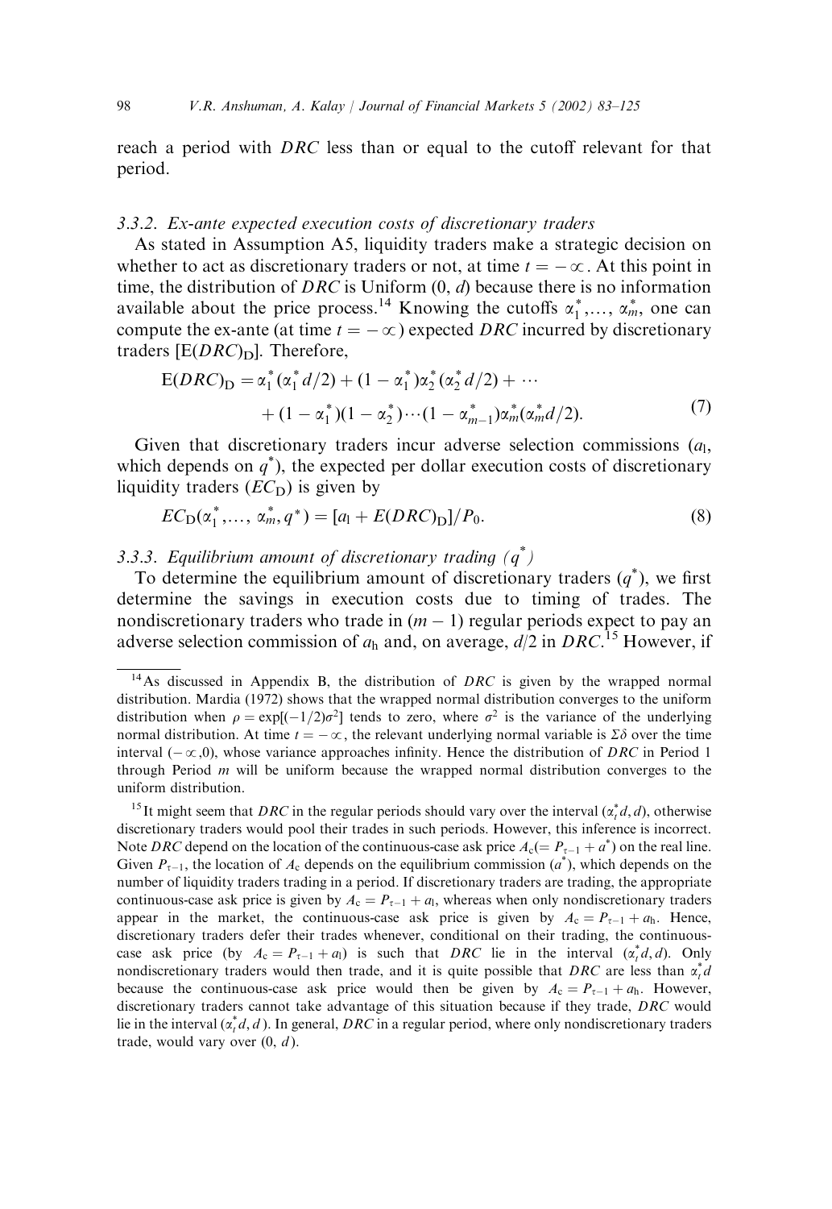reach a period with *DRC* less than or equal to the cutoff relevant for that period.

### 3.3.2. Ex-ante expected execution costs of discretionary traders

As stated in Assumption A5, liquidity traders make a strategic decision on whether to act as discretionary traders or not, at time $t = -\infty$. At this point in time, the distribution of *DRC* is Uniform $(0, d)$ because there is no information available about the price process.[14] Knowing the cutoffs $\alpha_1^*, \ldots, \alpha_m^*$, one can compute the ex-ante (at time $t = -\infty$) expected *DRC* incurred by discretionary traders $[\mathrm{E}(DRC)_\mathrm{D}]$. Therefore,

$$\begin{aligned} \mathrm{E}(DRC)_\mathrm{D} = {} & \alpha_1^*(\alpha_1^* d/2) + (1-\alpha_1^*)\alpha_2^*(\alpha_2^* d/2) + \cdots \\ & + (1-\alpha_1^*)(1-\alpha_2^*)\cdots(1-\alpha_{m-1}^*)\alpha_m^*(\alpha_m^* d/2). \end{aligned} \tag{7}$$

Given that discretionary traders incur adverse selection commissions ($a_\mathrm{l}$, which depends on $q^*$), the expected per dollar execution costs of discretionary liquidity traders ($EC_\mathrm{D}$) is given by

$$EC_\mathrm{D}(\alpha_1^*, \ldots, \alpha_m^*, q^*) = [a_\mathrm{l} + E(DRC)_\mathrm{D}]/P_0. \tag{8}$$

### 3.3.3. Equilibrium amount of discretionary trading ($q^*$)

To determine the equilibrium amount of discretionary traders ($q^*$), we first determine the savings in execution costs due to timing of trades. The nondiscretionary traders who trade in $(m-1)$ regular periods expect to pay an adverse selection commission of $a_\mathrm{h}$ and, on average, $d/2$ in *DRC*.[15] However, if

---

[14] As discussed in Appendix B, the distribution of *DRC* is given by the wrapped normal distribution. Mardia (1972) shows that the wrapped normal distribution converges to the uniform distribution when $\rho = \exp[(-1/2)\sigma^2]$ tends to zero, where $\sigma^2$ is the variance of the underlying normal distribution. At time $t = -\infty$, the relevant underlying normal variable is $\Sigma\delta$ over the time interval $(-\infty, 0)$, whose variance approaches infinity. Hence the distribution of *DRC* in Period 1 through Period $m$ will be uniform because the wrapped normal distribution converges to the uniform distribution.

[15] It might seem that *DRC* in the regular periods should vary over the interval $(\alpha_t^* d, d)$, otherwise discretionary traders would pool their trades in such periods. However, this inference is incorrect. Note *DRC* depend on the location of the continuous-case ask price $A_\mathrm{c} (= P_{\tau-1} + a^*)$ on the real line. Given $P_{\tau-1}$, the location of $A_\mathrm{c}$ depends on the equilibrium commission ($a^*$), which depends on the number of liquidity traders trading in a period. If discretionary traders are trading, the appropriate continuous-case ask price is given by $A_\mathrm{c} = P_{\tau-1} + a_\mathrm{l}$, whereas when only nondiscretionary traders appear in the market, the continuous-case ask price is given by $A_\mathrm{c} = P_{\tau-1} + a_\mathrm{h}$. Hence, discretionary traders defer their trades whenever, conditional on their trading, the continuous-case ask price (by $A_\mathrm{c} = P_{\tau-1} + a_\mathrm{l}$) is such that *DRC* lie in the interval $(\alpha_t^* d, d)$. Only nondiscretionary traders would then trade, and it is quite possible that *DRC* are less than $\alpha_t^* d$ because the continuous-case ask price would then be given by $A_\mathrm{c} = P_{\tau-1} + a_\mathrm{h}$. However, discretionary traders cannot take advantage of this situation because if they trade, *DRC* would lie in the interval $(\alpha_t^* d, d)$. In general, *DRC* in a regular period, where only nondiscretionary traders trade, would vary over $(0, d)$.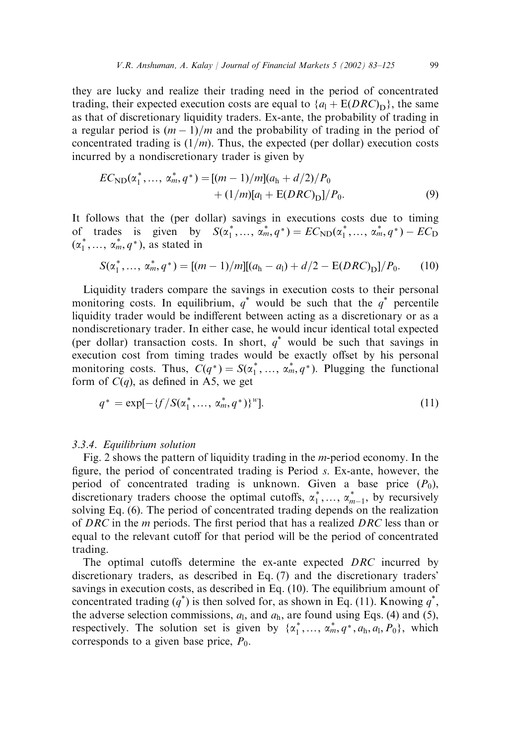they are lucky and realize their trading need in the period of concentrated trading, their expected execution costs are equal to $\{a_l + E(DRC)_D\}$, the same as that of discretionary liquidity traders. Ex-ante, the probability of trading in a regular period is $(m-1)/m$ and the probability of trading in the period of concentrated trading is $(1/m)$. Thus, the expected (per dollar) execution costs incurred by a nondiscretionary trader is given by

$$EC_{ND}(\alpha_1^*, \ldots, \alpha_m^*, q^*) = [(m-1)/m](a_h + d/2)/P_0 + (1/m)[a_l + E(DRC)_D]/P_0. \tag{9}$$

It follows that the (per dollar) savings in executions costs due to timing of trades is given by $S(\alpha_1^*, \ldots, \alpha_m^*, q^*) = EC_{ND}(\alpha_1^*, \ldots, \alpha_m^*, q^*) - EC_D(\alpha_1^*, \ldots, \alpha_m^*, q^*)$, as stated in

$$S(\alpha_1^*, \ldots, \alpha_m^*, q^*) = [(m-1)/m][(a_h - a_l) + d/2 - E(DRC)_D]/P_0. \tag{10}$$

Liquidity traders compare the savings in execution costs to their personal monitoring costs. In equilibrium, $q^*$ would be such that the $q^*$ percentile liquidity trader would be indifferent between acting as a discretionary or as a nondiscretionary trader. In either case, he would incur identical total expected (per dollar) transaction costs. In short, $q^*$ would be such that savings in execution cost from timing trades would be exactly offset by his personal monitoring costs. Thus, $C(q^*) = S(\alpha_1^*, \ldots, \alpha_m^*, q^*)$. Plugging the functional form of $C(q)$, as defined in A5, we get

$$q^* = \exp[-\{f/S(\alpha_1^*, \ldots, \alpha_m^*, q^*)\}^w]. \tag{11}$$

### 3.3.4. Equilibrium solution

Fig. 2 shows the pattern of liquidity trading in the $m$-period economy. In the figure, the period of concentrated trading is Period $s$. Ex-ante, however, the period of concentrated trading is unknown. Given a base price ($P_0$), discretionary traders choose the optimal cutoffs, $\alpha_1^*, \ldots, \alpha_{m-1}^*$, by recursively solving Eq. (6). The period of concentrated trading depends on the realization of $DRC$ in the $m$ periods. The first period that has a realized $DRC$ less than or equal to the relevant cutoff for that period will be the period of concentrated trading.

The optimal cutoffs determine the ex-ante expected $DRC$ incurred by discretionary traders, as described in Eq. (7) and the discretionary traders' savings in execution costs, as described in Eq. (10). The equilibrium amount of concentrated trading ($q^*$) is then solved for, as shown in Eq. (11). Knowing $q^*$, the adverse selection commissions, $a_l$, and $a_h$, are found using Eqs. (4) and (5), respectively. The solution set is given by $\{\alpha_1^*, \ldots, \alpha_m^*, q^*, a_h, a_l, P_0\}$, which corresponds to a given base price, $P_0$.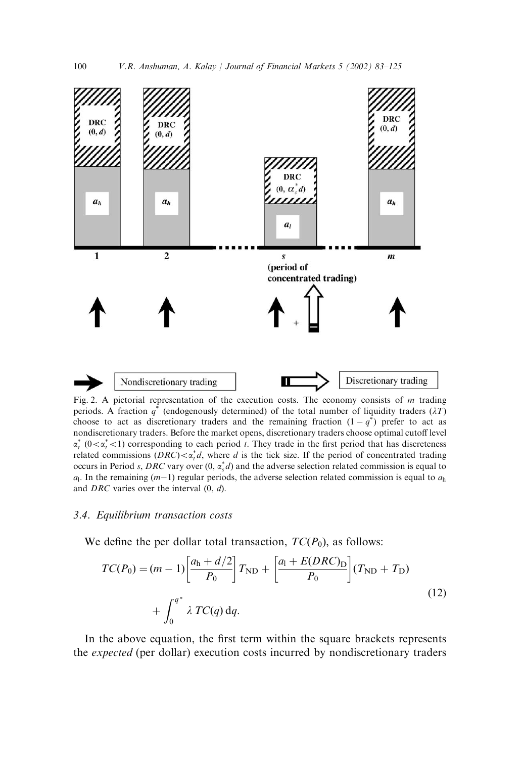Fig. 2. A pictorial representation of the execution costs. The economy consists of $m$ trading periods. A fraction $q^*$ (endogenously determined) of the total number of liquidity traders ($\lambda T$) choose to act as discretionary traders and the remaining fraction $(1-q^*)$ prefer to act as nondiscretionary traders. Before the market opens, discretionary traders choose optimal cutoff level $\alpha_t^*$ $(0<\alpha_t^*<1)$ corresponding to each period $t$. They trade in the first period that has discreteness related commissions $(DRC)<\alpha_t^* d$, where $d$ is the tick size. If the period of concentrated trading occurs in Period $s$, $DRC$ vary over $(0, \alpha_s^* d)$ and the adverse selection related commission is equal to $a_l$. In the remaining $(m-1)$ regular periods, the adverse selection related commission is equal to $a_h$ and $DRC$ varies over the interval $(0, d)$.

### 3.4. Equilibrium transaction costs

We define the per dollar total transaction, $TC(P_0)$, as follows:

$$TC(P_0) = (m-1)\left[\frac{a_h + d/2}{P_0}\right] T_{ND} + \left[\frac{a_l + E(DRC)_D}{P_0}\right](T_{ND} + T_D) + \int_0^{q^*} \lambda\, TC(q)\, dq. \tag{12}$$

In the above equation, the first term within the square brackets represents the *expected* (per dollar) execution costs incurred by nondiscretionary traders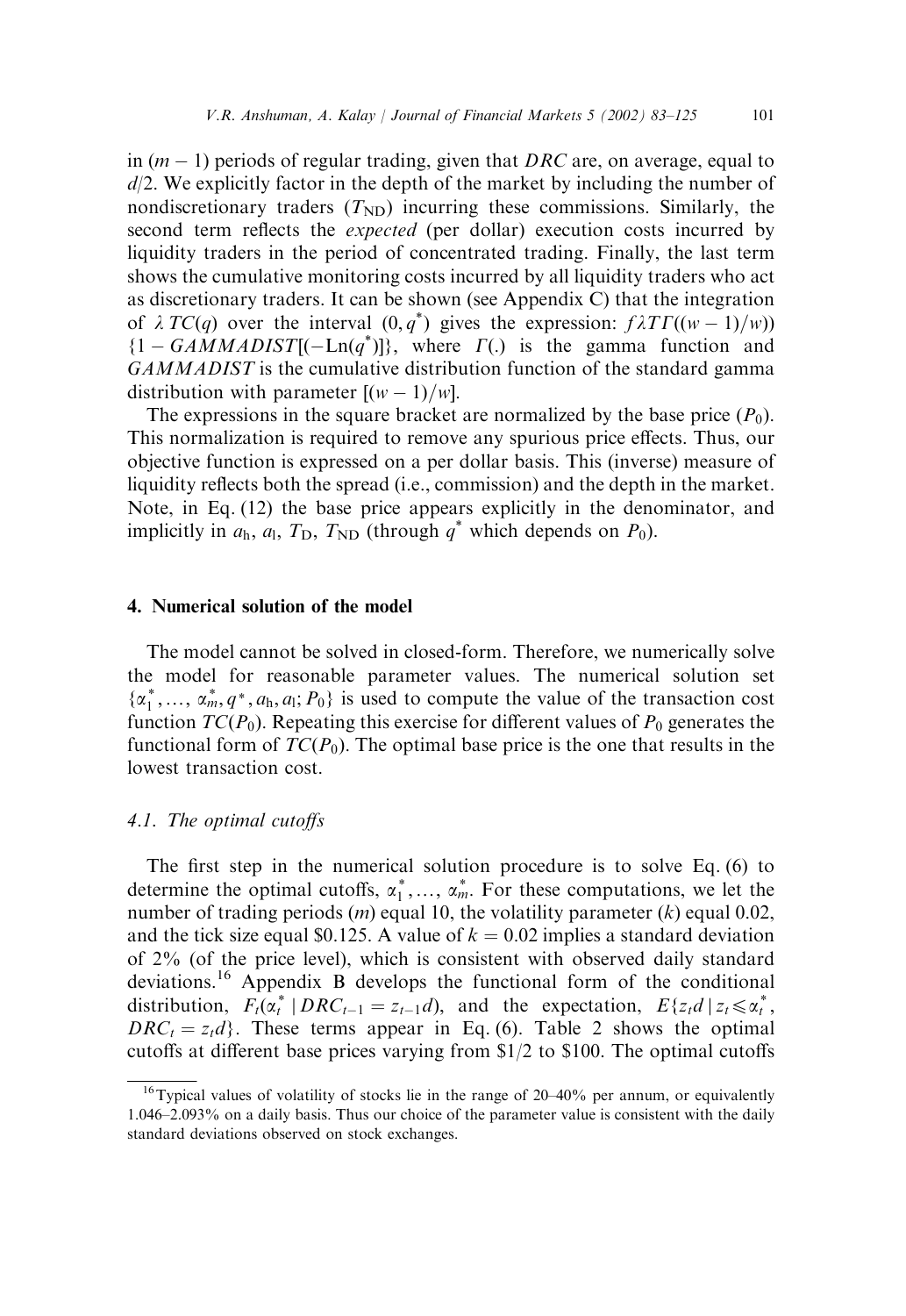in $(m-1)$ periods of regular trading, given that $DRC$ are, on average, equal to $d/2$. We explicitly factor in the depth of the market by including the number of nondiscretionary traders ($T_{\mathrm{ND}}$) incurring these commissions. Similarly, the second term reflects the *expected* (per dollar) execution costs incurred by liquidity traders in the period of concentrated trading. Finally, the last term shows the cumulative monitoring costs incurred by all liquidity traders who act as discretionary traders. It can be shown (see Appendix C) that the integration of $\lambda\, TC(q)$ over the interval $(0, q^*)$ gives the expression: $f\lambda T\Gamma((w-1)/w))$ $\{1 - GAMMADIST[(-\mathrm{Ln}(q^*)]\}$, where $\Gamma(.)$ is the gamma function and $GAMMADIST$ is the cumulative distribution function of the standard gamma distribution with parameter $[(w-1)/w]$.

The expressions in the square bracket are normalized by the base price ($P_0$). This normalization is required to remove any spurious price effects. Thus, our objective function is expressed on a per dollar basis. This (inverse) measure of liquidity reflects both the spread (i.e., commission) and the depth in the market. Note, in Eq. (12) the base price appears explicitly in the denominator, and implicitly in $a_{\mathrm{h}}$, $a_{\mathrm{l}}$, $T_{\mathrm{D}}$, $T_{\mathrm{ND}}$ (through $q^*$ which depends on $P_0$).

## 4. Numerical solution of the model

The model cannot be solved in closed-form. Therefore, we numerically solve the model for reasonable parameter values. The numerical solution set $\{\alpha_1^*, \ldots, \alpha_m^*, q^*, a_{\mathrm{h}}, a_{\mathrm{l}}; P_0\}$ is used to compute the value of the transaction cost function $TC(P_0)$. Repeating this exercise for different values of $P_0$ generates the functional form of $TC(P_0)$. The optimal base price is the one that results in the lowest transaction cost.

### 4.1. The optimal cutoffs

The first step in the numerical solution procedure is to solve Eq. (6) to determine the optimal cutoffs, $\alpha_1^*, \ldots, \alpha_m^*$. For these computations, we let the number of trading periods ($m$) equal 10, the volatility parameter ($k$) equal 0.02, and the tick size equal \$0.125. A value of $k = 0.02$ implies a standard deviation of 2% (of the price level), which is consistent with observed daily standard deviations.[16] Appendix B develops the functional form of the conditional distribution, $F_t(\alpha_t^* \mid DRC_{t-1} = z_{t-1}d)$, and the expectation, $E\{z_t d \mid z_t \leqslant \alpha_t^*, DRC_t = z_t d\}$. These terms appear in Eq. (6). Table 2 shows the optimal cutoffs at different base prices varying from \$1/2 to \$100. The optimal cutoffs

[16] Typical values of volatility of stocks lie in the range of 20–40% per annum, or equivalently 1.046–2.093% on a daily basis. Thus our choice of the parameter value is consistent with the daily standard deviations observed on stock exchanges.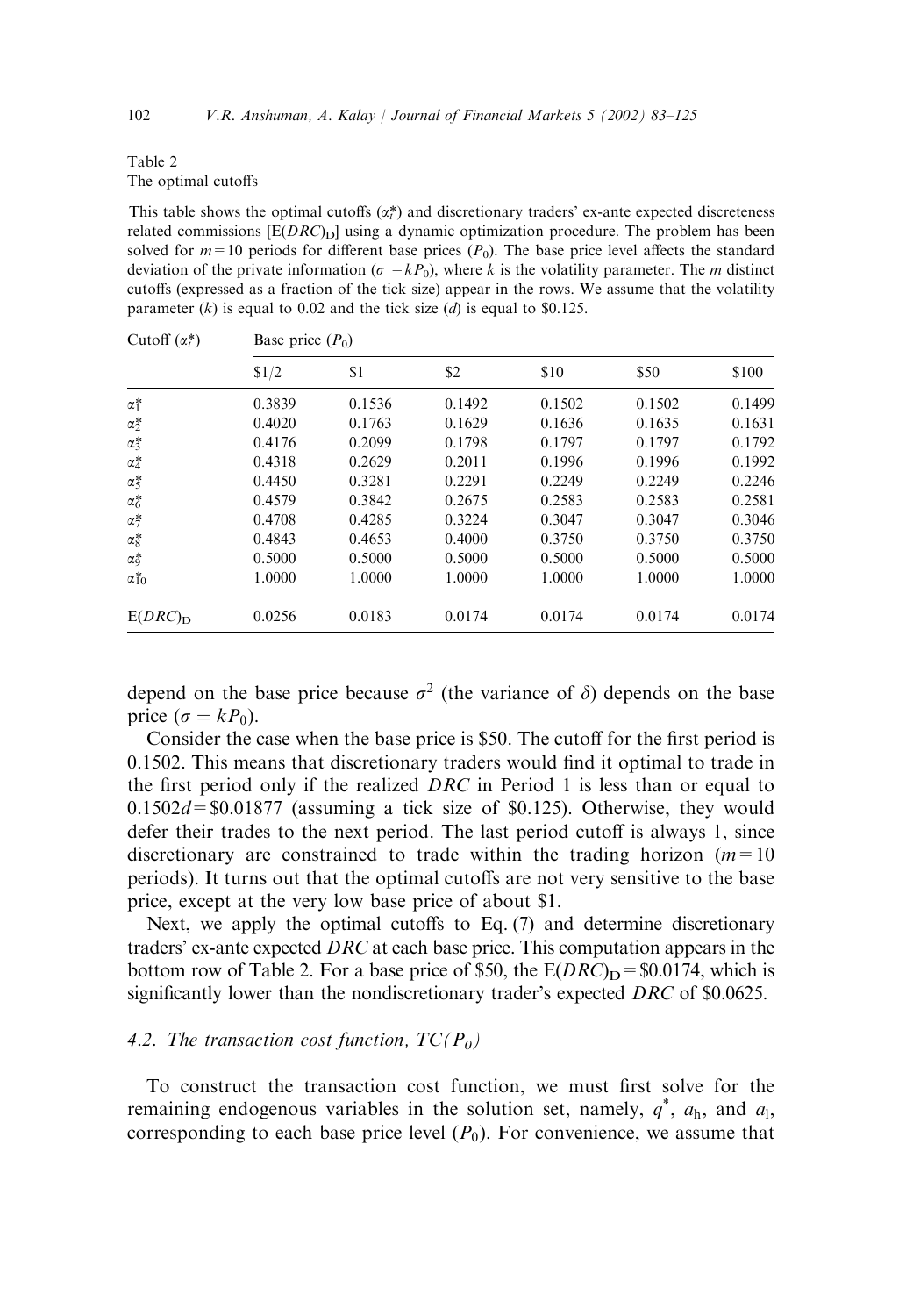Table 2
The optimal cutoffs

This table shows the optimal cutoffs ($\alpha_i^*$) and discretionary traders' ex-ante expected discreteness related commissions [$E(DRC)_D$] using a dynamic optimization procedure. The problem has been solved for $m=10$ periods for different base prices ($P_0$). The base price level affects the standard deviation of the private information ($\sigma = kP_0$), where $k$ is the volatility parameter. The $m$ distinct cutoffs (expressed as a fraction of the tick size) appear in the rows. We assume that the volatility parameter ($k$) is equal to 0.02 and the tick size ($d$) is equal to \$0.125.

| Cutoff ($\alpha_i^*$) | Base price ($P_0$) | | | | | |
|---|---|---|---|---|---|---|
| | \$1/2 | \$1 | \$2 | \$10 | \$50 | \$100 |
| $\alpha_1^*$ | 0.3839 | 0.1536 | 0.1492 | 0.1502 | 0.1502 | 0.1499 |
| $\alpha_2^*$ | 0.4020 | 0.1763 | 0.1629 | 0.1636 | 0.1635 | 0.1631 |
| $\alpha_3^*$ | 0.4176 | 0.2099 | 0.1798 | 0.1797 | 0.1797 | 0.1792 |
| $\alpha_4^*$ | 0.4318 | 0.2629 | 0.2011 | 0.1996 | 0.1996 | 0.1992 |
| $\alpha_5^*$ | 0.4450 | 0.3281 | 0.2291 | 0.2249 | 0.2249 | 0.2246 |
| $\alpha_6^*$ | 0.4579 | 0.3842 | 0.2675 | 0.2583 | 0.2583 | 0.2581 |
| $\alpha_7^*$ | 0.4708 | 0.4285 | 0.3224 | 0.3047 | 0.3047 | 0.3046 |
| $\alpha_8^*$ | 0.4843 | 0.4653 | 0.4000 | 0.3750 | 0.3750 | 0.3750 |
| $\alpha_9^*$ | 0.5000 | 0.5000 | 0.5000 | 0.5000 | 0.5000 | 0.5000 |
| $\alpha_{10}^*$ | 1.0000 | 1.0000 | 1.0000 | 1.0000 | 1.0000 | 1.0000 |
| $E(DRC)_D$ | 0.0256 | 0.0183 | 0.0174 | 0.0174 | 0.0174 | 0.0174 |

depend on the base price because $\sigma^2$ (the variance of $\delta$) depends on the base price ($\sigma = kP_0$).

Consider the case when the base price is \$50. The cutoff for the first period is 0.1502. This means that discretionary traders would find it optimal to trade in the first period only if the realized *DRC* in Period 1 is less than or equal to $0.1502d = \$0.01877$ (assuming a tick size of \$0.125). Otherwise, they would defer their trades to the next period. The last period cutoff is always 1, since discretionary are constrained to trade within the trading horizon ($m=10$ periods). It turns out that the optimal cutoffs are not very sensitive to the base price, except at the very low base price of about \$1.

Next, we apply the optimal cutoffs to Eq. (7) and determine discretionary traders' ex-ante expected *DRC* at each base price. This computation appears in the bottom row of Table 2. For a base price of \$50, the $E(DRC)_D = \$0.0174$, which is significantly lower than the nondiscretionary trader's expected *DRC* of \$0.0625.

### 4.2. The transaction cost function, $TC(P_0)$

To construct the transaction cost function, we must first solve for the remaining endogenous variables in the solution set, namely, $q^*$, $a_h$, and $a_l$, corresponding to each base price level ($P_0$). For convenience, we assume that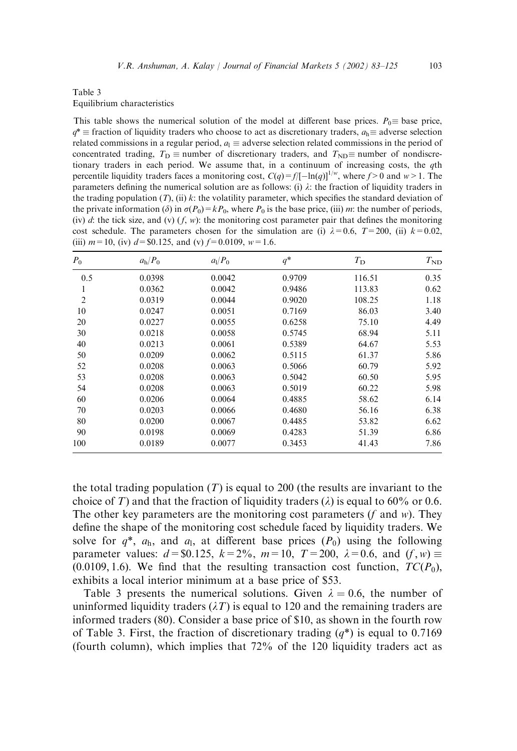Table 3
Equilibrium characteristics

This table shows the numerical solution of the model at different base prices. $P_0 \equiv$ base price, $q^* \equiv$ fraction of liquidity traders who choose to act as discretionary traders, $a_\mathrm{h} \equiv$ adverse selection related commissions in a regular period, $a_\mathrm{l} \equiv$ adverse selection related commissions in the period of concentrated trading, $T_\mathrm{D} \equiv$ number of discretionary traders, and $T_\mathrm{ND} \equiv$ number of nondiscretionary traders in each period. We assume that, in a continuum of increasing costs, the $q$th percentile liquidity traders faces a monitoring cost, $C(q) = f/[-\ln(q)]^{1/w}$, where $f > 0$ and $w > 1$. The parameters defining the numerical solution are as follows: (i) $\lambda$: the fraction of liquidity traders in the trading population ($T$), (ii) $k$: the volatility parameter, which specifies the standard deviation of the private information ($\delta$) in $\sigma(P_0) = kP_0$, where $P_0$ is the base price, (iii) $m$: the number of periods, (iv) $d$: the tick size, and (v) $(f, w)$: the monitoring cost parameter pair that defines the monitoring cost schedule. The parameters chosen for the simulation are (i) $\lambda = 0.6$, $T = 200$, (ii) $k = 0.02$, (iii) $m = 10$, (iv) $d = \$0.125$, and (v) $f = 0.0109$, $w = 1.6$.

| $P_0$ | $a_\mathrm{h}/P_0$ | $a_\mathrm{l}/P_0$ | $q^*$ | $T_\mathrm{D}$ | $T_\mathrm{ND}$ |
|---|---|---|---|---|---|
| 0.5 | 0.0398 | 0.0042 | 0.9709 | 116.51 | 0.35 |
| 1 | 0.0362 | 0.0042 | 0.9486 | 113.83 | 0.62 |
| 2 | 0.0319 | 0.0044 | 0.9020 | 108.25 | 1.18 |
| 10 | 0.0247 | 0.0051 | 0.7169 | 86.03 | 3.40 |
| 20 | 0.0227 | 0.0055 | 0.6258 | 75.10 | 4.49 |
| 30 | 0.0218 | 0.0058 | 0.5745 | 68.94 | 5.11 |
| 40 | 0.0213 | 0.0061 | 0.5389 | 64.67 | 5.53 |
| 50 | 0.0209 | 0.0062 | 0.5115 | 61.37 | 5.86 |
| 52 | 0.0208 | 0.0063 | 0.5066 | 60.79 | 5.92 |
| 53 | 0.0208 | 0.0063 | 0.5042 | 60.50 | 5.95 |
| 54 | 0.0208 | 0.0063 | 0.5019 | 60.22 | 5.98 |
| 60 | 0.0206 | 0.0064 | 0.4885 | 58.62 | 6.14 |
| 70 | 0.0203 | 0.0066 | 0.4680 | 56.16 | 6.38 |
| 80 | 0.0200 | 0.0067 | 0.4485 | 53.82 | 6.62 |
| 90 | 0.0198 | 0.0069 | 0.4283 | 51.39 | 6.86 |
| 100 | 0.0189 | 0.0077 | 0.3453 | 41.43 | 7.86 |

the total trading population ($T$) is equal to 200 (the results are invariant to the choice of $T$) and that the fraction of liquidity traders ($\lambda$) is equal to 60% or 0.6. The other key parameters are the monitoring cost parameters ($f$ and $w$). They define the shape of the monitoring cost schedule faced by liquidity traders. We solve for $q^*$, $a_\mathrm{h}$, and $a_\mathrm{l}$, at different base prices ($P_0$) using the following parameter values: $d = \$0.125$, $k = 2\%$, $m = 10$, $T = 200$, $\lambda = 0.6$, and $(f, w) \equiv (0.0109, 1.6)$. We find that the resulting transaction cost function, $TC(P_0)$, exhibits a local interior minimum at a base price of \$53.

Table 3 presents the numerical solutions. Given $\lambda = 0.6$, the number of uninformed liquidity traders ($\lambda T$) is equal to 120 and the remaining traders are informed traders (80). Consider a base price of \$10, as shown in the fourth row of Table 3. First, the fraction of discretionary trading ($q^*$) is equal to 0.7169 (fourth column), which implies that 72% of the 120 liquidity traders act as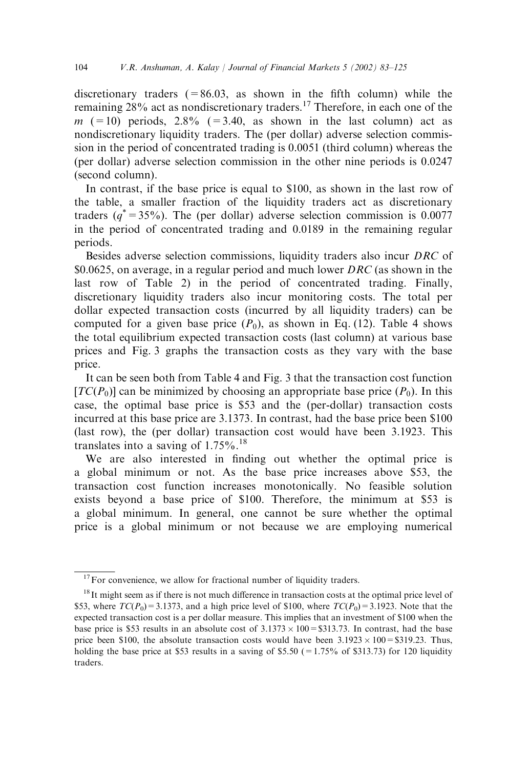discretionary traders (=86.03, as shown in the fifth column) while the remaining 28% act as nondiscretionary traders.[17] Therefore, in each one of the $m$ (=10) periods, 2.8% (=3.40, as shown in the last column) act as nondiscretionary liquidity traders. The (per dollar) adverse selection commission in the period of concentrated trading is 0.0051 (third column) whereas the (per dollar) adverse selection commission in the other nine periods is 0.0247 (second column).

In contrast, if the base price is equal to \$100, as shown in the last row of the table, a smaller fraction of the liquidity traders act as discretionary traders ($q^* = 35\%$). The (per dollar) adverse selection commission is 0.0077 in the period of concentrated trading and 0.0189 in the remaining regular periods.

Besides adverse selection commissions, liquidity traders also incur *DRC* of \$0.0625, on average, in a regular period and much lower *DRC* (as shown in the last row of Table 2) in the period of concentrated trading. Finally, discretionary liquidity traders also incur monitoring costs. The total per dollar expected transaction costs (incurred by all liquidity traders) can be computed for a given base price ($P_0$), as shown in Eq. (12). Table 4 shows the total equilibrium expected transaction costs (last column) at various base prices and Fig. 3 graphs the transaction costs as they vary with the base price.

It can be seen both from Table 4 and Fig. 3 that the transaction cost function [$TC(P_0)$] can be minimized by choosing an appropriate base price ($P_0$). In this case, the optimal base price is \$53 and the (per-dollar) transaction costs incurred at this base price are 3.1373. In contrast, had the base price been \$100 (last row), the (per dollar) transaction cost would have been 3.1923. This translates into a saving of 1.75%.[18]

We are also interested in finding out whether the optimal price is a global minimum or not. As the base price increases above \$53, the transaction cost function increases monotonically. No feasible solution exists beyond a base price of \$100. Therefore, the minimum at \$53 is a global minimum. In general, one cannot be sure whether the optimal price is a global minimum or not because we are employing numerical

---

[17] For convenience, we allow for fractional number of liquidity traders.

[18] It might seem as if there is not much difference in transaction costs at the optimal price level of \$53, where $TC(P_0) = 3.1373$, and a high price level of \$100, where $TC(P_0) = 3.1923$. Note that the expected transaction cost is a per dollar measure. This implies that an investment of \$100 when the base price is \$53 results in an absolute cost of $3.1373 \times 100 = \$313.73$. In contrast, had the base price been \$100, the absolute transaction costs would have been $3.1923 \times 100 = \$319.23$. Thus, holding the base price at \$53 results in a saving of \$5.50 (=1.75% of \$313.73) for 120 liquidity traders.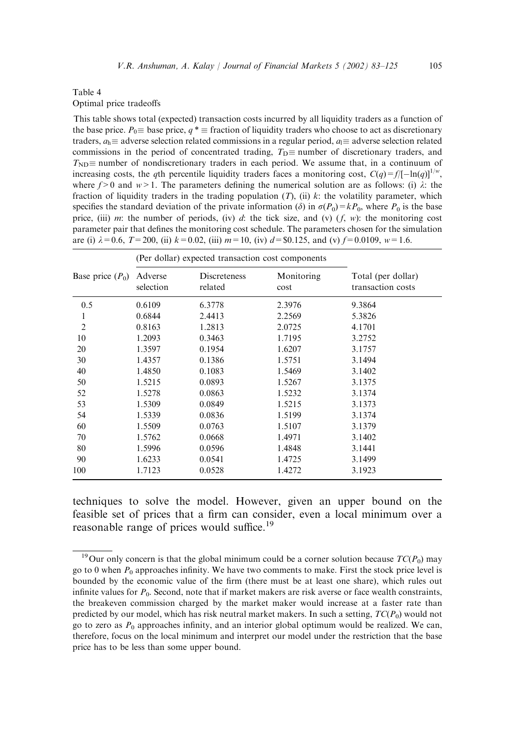Table 4
Optimal price tradeoffs

This table shows total (expected) transaction costs incurred by all liquidity traders as a function of the base price. $P_0 \equiv$ base price, $q^* \equiv$ fraction of liquidity traders who choose to act as discretionary traders, $a_h \equiv$ adverse selection related commissions in a regular period, $a_l \equiv$ adverse selection related commissions in the period of concentrated trading, $T_D \equiv$ number of discretionary traders, and $T_{ND} \equiv$ number of nondiscretionary traders in each period. We assume that, in a continuum of increasing costs, the $q$th percentile liquidity traders faces a monitoring cost, $C(q) = f/[-\ln(q)]^{1/w}$, where $f > 0$ and $w > 1$. The parameters defining the numerical solution are as follows: (i) $\lambda$: the fraction of liquidity traders in the trading population ($T$), (ii) $k$: the volatility parameter, which specifies the standard deviation of the private information ($\delta$) in $\sigma(P_0) = kP_0$, where $P_0$ is the base price, (iii) $m$: the number of periods, (iv) $d$: the tick size, and (v) ($f$, $w$): the monitoring cost parameter pair that defines the monitoring cost schedule. The parameters chosen for the simulation are (i) $\lambda = 0.6$, $T = 200$, (ii) $k = 0.02$, (iii) $m = 10$, (iv) $d = \$0.125$, and (v) $f = 0.0109$, $w = 1.6$.

| | (Per dollar) expected transaction cost components | | | |
|---|---|---|---|---|
| Base price ($P_0$) | Adverse selection | Discreteness related | Monitoring cost | Total (per dollar) transaction costs |
| 0.5 | 0.6109 | 6.3778 | 2.3976 | 9.3864 |
| 1 | 0.6844 | 2.4413 | 2.2569 | 5.3826 |
| 2 | 0.8163 | 1.2813 | 2.0725 | 4.1701 |
| 10 | 1.2093 | 0.3463 | 1.7195 | 3.2752 |
| 20 | 1.3597 | 0.1954 | 1.6207 | 3.1757 |
| 30 | 1.4357 | 0.1386 | 1.5751 | 3.1494 |
| 40 | 1.4850 | 0.1083 | 1.5469 | 3.1402 |
| 50 | 1.5215 | 0.0893 | 1.5267 | 3.1375 |
| 52 | 1.5278 | 0.0863 | 1.5232 | 3.1374 |
| 53 | 1.5309 | 0.0849 | 1.5215 | 3.1373 |
| 54 | 1.5339 | 0.0836 | 1.5199 | 3.1374 |
| 60 | 1.5509 | 0.0763 | 1.5107 | 3.1379 |
| 70 | 1.5762 | 0.0668 | 1.4971 | 3.1402 |
| 80 | 1.5996 | 0.0596 | 1.4848 | 3.1441 |
| 90 | 1.6233 | 0.0541 | 1.4725 | 3.1499 |
| 100 | 1.7123 | 0.0528 | 1.4272 | 3.1923 |

techniques to solve the model. However, given an upper bound on the feasible set of prices that a firm can consider, even a local minimum over a reasonable range of prices would suffice.[19]

[19] Our only concern is that the global minimum could be a corner solution because $TC(P_0)$ may go to 0 when $P_0$ approaches infinity. We have two comments to make. First the stock price level is bounded by the economic value of the firm (there must be at least one share), which rules out infinite values for $P_0$. Second, note that if market makers are risk averse or face wealth constraints, the breakeven commission charged by the market maker would increase at a faster rate than predicted by our model, which has risk neutral market makers. In such a setting, $TC(P_0)$ would not go to zero as $P_0$ approaches infinity, and an interior global optimum would be realized. We can, therefore, focus on the local minimum and interpret our model under the restriction that the base price has to be less than some upper bound.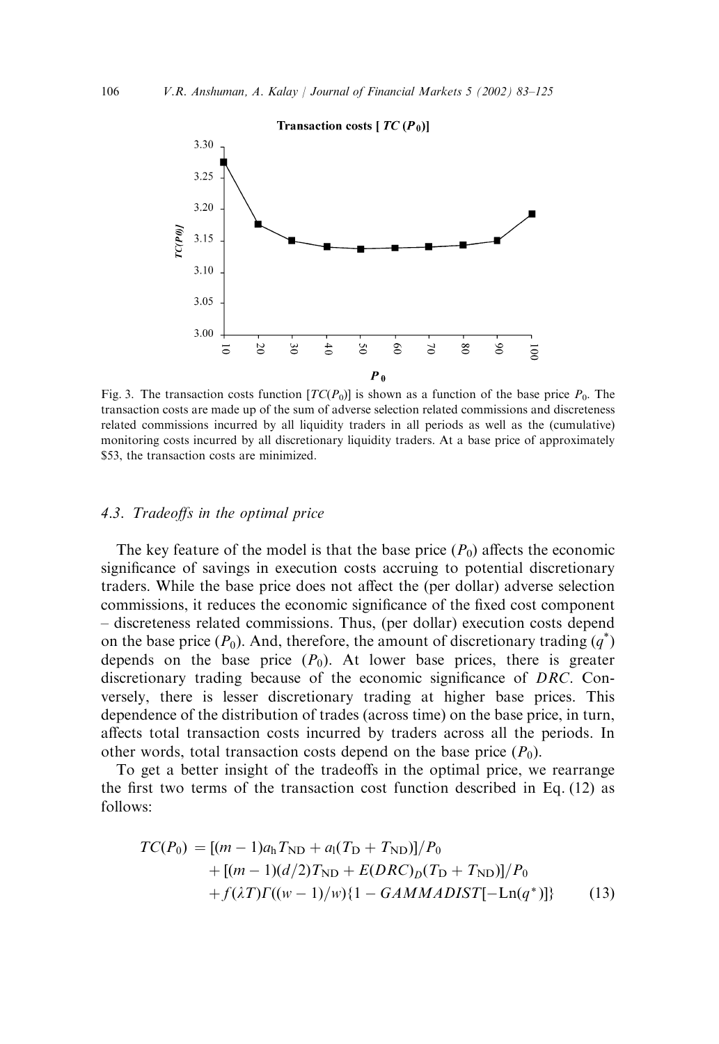Fig. 3. The transaction costs function $[TC(P_0)]$ is shown as a function of the base price $P_0$. The transaction costs are made up of the sum of adverse selection related commissions and discreteness related commissions incurred by all liquidity traders in all periods as well as the (cumulative) monitoring costs incurred by all discretionary liquidity traders. At a base price of approximately \$53, the transaction costs are minimized.

### 4.3. Tradeoffs in the optimal price

The key feature of the model is that the base price ($P_0$) affects the economic significance of savings in execution costs accruing to potential discretionary traders. While the base price does not affect the (per dollar) adverse selection commissions, it reduces the economic significance of the fixed cost component – discreteness related commissions. Thus, (per dollar) execution costs depend on the base price ($P_0$). And, therefore, the amount of discretionary trading ($q^*$) depends on the base price ($P_0$). At lower base prices, there is greater discretionary trading because of the economic significance of *DRC*. Conversely, there is lesser discretionary trading at higher base prices. This dependence of the distribution of trades (across time) on the base price, in turn, affects total transaction costs incurred by traders across all the periods. In other words, total transaction costs depend on the base price ($P_0$).

To get a better insight of the tradeoffs in the optimal price, we rearrange the first two terms of the transaction cost function described in Eq. (12) as follows:

$$\begin{aligned} TC(P_0) = & \, [(m-1)a_h T_{ND} + a_l(T_D + T_{ND})]/P_0 \\ & + [(m-1)(d/2)T_{ND} + E(DRC)_D(T_D + T_{ND})]/P_0 \\ & + f(\lambda T)\Gamma((w-1)/w)\{1 - GAMMADIST[-\mathrm{Ln}(q^*)]\} \end{aligned} \quad (13)$$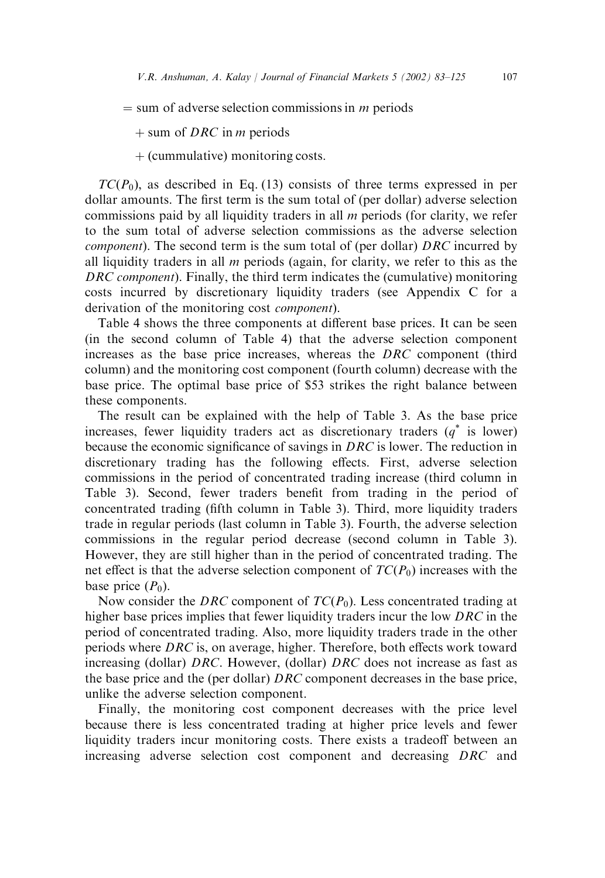= sum of adverse selection commissions in $m$ periods

+ sum of $DRC$ in $m$ periods

+ (cummulative) monitoring costs.

$TC(P_0)$, as described in Eq. (13) consists of three terms expressed in per dollar amounts. The first term is the sum total of (per dollar) adverse selection commissions paid by all liquidity traders in all $m$ periods (for clarity, we refer to the sum total of adverse selection commissions as the adverse selection *component*). The second term is the sum total of (per dollar) $DRC$ incurred by all liquidity traders in all $m$ periods (again, for clarity, we refer to this as the $DRC$ *component*). Finally, the third term indicates the (cumulative) monitoring costs incurred by discretionary liquidity traders (see Appendix C for a derivation of the monitoring cost *component*).

Table 4 shows the three components at different base prices. It can be seen (in the second column of Table 4) that the adverse selection component increases as the base price increases, whereas the $DRC$ component (third column) and the monitoring cost component (fourth column) decrease with the base price. The optimal base price of \$53 strikes the right balance between these components.

The result can be explained with the help of Table 3. As the base price increases, fewer liquidity traders act as discretionary traders ($q^*$ is lower) because the economic significance of savings in $DRC$ is lower. The reduction in discretionary trading has the following effects. First, adverse selection commissions in the period of concentrated trading increase (third column in Table 3). Second, fewer traders benefit from trading in the period of concentrated trading (fifth column in Table 3). Third, more liquidity traders trade in regular periods (last column in Table 3). Fourth, the adverse selection commissions in the regular period decrease (second column in Table 3). However, they are still higher than in the period of concentrated trading. The net effect is that the adverse selection component of $TC(P_0)$ increases with the base price ($P_0$).

Now consider the $DRC$ component of $TC(P_0)$. Less concentrated trading at higher base prices implies that fewer liquidity traders incur the low $DRC$ in the period of concentrated trading. Also, more liquidity traders trade in the other periods where $DRC$ is, on average, higher. Therefore, both effects work toward increasing (dollar) $DRC$. However, (dollar) $DRC$ does not increase as fast as the base price and the (per dollar) $DRC$ component decreases in the base price, unlike the adverse selection component.

Finally, the monitoring cost component decreases with the price level because there is less concentrated trading at higher price levels and fewer liquidity traders incur monitoring costs. There exists a tradeoff between an increasing adverse selection cost component and decreasing $DRC$ and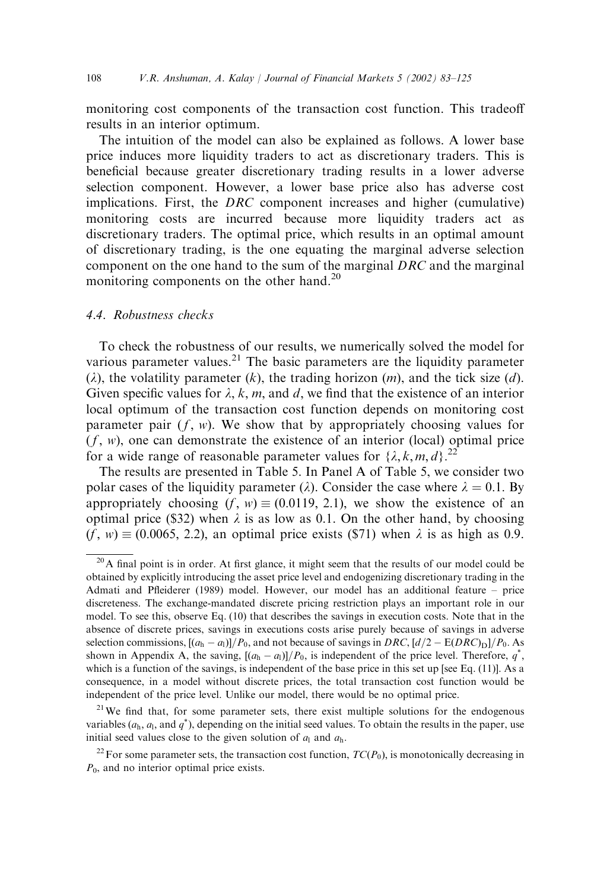monitoring cost components of the transaction cost function. This tradeoff results in an interior optimum.

The intuition of the model can also be explained as follows. A lower base price induces more liquidity traders to act as discretionary traders. This is beneficial because greater discretionary trading results in a lower adverse selection component. However, a lower base price also has adverse cost implications. First, the *DRC* component increases and higher (cumulative) monitoring costs are incurred because more liquidity traders act as discretionary traders. The optimal price, which results in an optimal amount of discretionary trading, is the one equating the marginal adverse selection component on the one hand to the sum of the marginal *DRC* and the marginal monitoring components on the other hand.[20]

### 4.4. Robustness checks

To check the robustness of our results, we numerically solved the model for various parameter values.[21] The basic parameters are the liquidity parameter ($\lambda$), the volatility parameter ($k$), the trading horizon ($m$), and the tick size ($d$). Given specific values for $\lambda$, $k$, $m$, and $d$, we find that the existence of an interior local optimum of the transaction cost function depends on monitoring cost parameter pair ($f$, $w$). We show that by appropriately choosing values for ($f$, $w$), one can demonstrate the existence of an interior (local) optimal price for a wide range of reasonable parameter values for $\{\lambda, k, m, d\}$.[22]

The results are presented in Table 5. In Panel A of Table 5, we consider two polar cases of the liquidity parameter ($\lambda$). Consider the case where $\lambda = 0.1$. By appropriately choosing $(f, w) \equiv (0.0119, 2.1)$, we show the existence of an optimal price (\$32) when $\lambda$ is as low as 0.1. On the other hand, by choosing $(f, w) \equiv (0.0065, 2.2)$, an optimal price exists (\$71) when $\lambda$ is as high as 0.9.

---

[20] A final point is in order. At first glance, it might seem that the results of our model could be obtained by explicitly introducing the asset price level and endogenizing discretionary trading in the Admati and Pfleiderer (1989) model. However, our model has an additional feature – price discreteness. The exchange-mandated discrete pricing restriction plays an important role in our model. To see this, observe Eq. (10) that describes the savings in execution costs. Note that in the absence of discrete prices, savings in executions costs arise purely because of savings in adverse selection commissions, $[(a_h - a_l)]/P_0$, and not because of savings in *DRC*, $[d/2 - E(DRC)_D]/P_0$. As shown in Appendix A, the saving, $[(a_h - a_l)]/P_0$, is independent of the price level. Therefore, $q^*$, which is a function of the savings, is independent of the base price in this set up [see Eq. (11)]. As a consequence, in a model without discrete prices, the total transaction cost function would be independent of the price level. Unlike our model, there would be no optimal price.

[21] We find that, for some parameter sets, there exist multiple solutions for the endogenous variables ($a_h$, $a_l$, and $q^*$), depending on the initial seed values. To obtain the results in the paper, use initial seed values close to the given solution of $a_l$ and $a_h$.

[22] For some parameter sets, the transaction cost function, $TC(P_0)$, is monotonically decreasing in $P_0$, and no interior optimal price exists.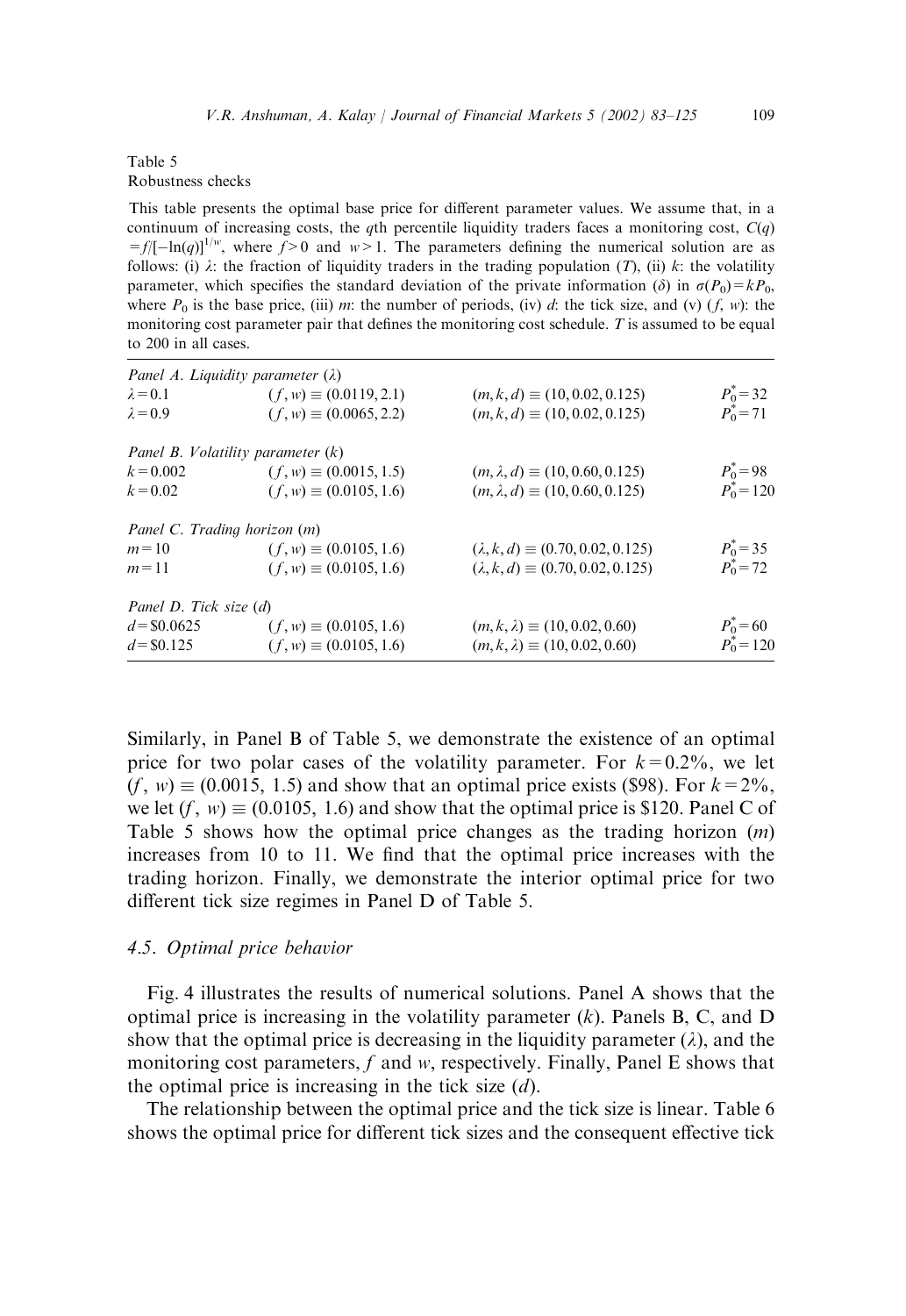Table 5
Robustness checks

This table presents the optimal base price for different parameter values. We assume that, in a continuum of increasing costs, the $q$th percentile liquidity traders faces a monitoring cost, $C(q) = f/[-\ln(q)]^{1/w}$, where $f > 0$ and $w > 1$. The parameters defining the numerical solution are as follows: (i) $\lambda$: the fraction of liquidity traders in the trading population ($T$), (ii) $k$: the volatility parameter, which specifies the standard deviation of the private information ($\delta$) in $\sigma(P_0) = kP_0$, where $P_0$ is the base price, (iii) $m$: the number of periods, (iv) $d$: the tick size, and (v) $(f, w)$: the monitoring cost parameter pair that defines the monitoring cost schedule. $T$ is assumed to be equal to 200 in all cases.

| | | | |
|---|---|---|---|
| *Panel A. Liquidity parameter* ($\lambda$) | | | |
| $\lambda = 0.1$ | $(f, w) \equiv (0.0119, 2.1)$ | $(m, k, d) \equiv (10, 0.02, 0.125)$ | $P_0^* = 32$ |
| $\lambda = 0.9$ | $(f, w) \equiv (0.0065, 2.2)$ | $(m, k, d) \equiv (10, 0.02, 0.125)$ | $P_0^* = 71$ |
| *Panel B. Volatility parameter* ($k$) | | | |
| $k = 0.002$ | $(f, w) \equiv (0.0015, 1.5)$ | $(m, \lambda, d) \equiv (10, 0.60, 0.125)$ | $P_0^* = 98$ |
| $k = 0.02$ | $(f, w) \equiv (0.0105, 1.6)$ | $(m, \lambda, d) \equiv (10, 0.60, 0.125)$ | $P_0^* = 120$ |
| *Panel C. Trading horizon* ($m$) | | | |
| $m = 10$ | $(f, w) \equiv (0.0105, 1.6)$ | $(\lambda, k, d) \equiv (0.70, 0.02, 0.125)$ | $P_0^* = 35$ |
| $m = 11$ | $(f, w) \equiv (0.0105, 1.6)$ | $(\lambda, k, d) \equiv (0.70, 0.02, 0.125)$ | $P_0^* = 72$ |
| *Panel D. Tick size* ($d$) | | | |
| $d = \$0.0625$ | $(f, w) \equiv (0.0105, 1.6)$ | $(m, k, \lambda) \equiv (10, 0.02, 0.60)$ | $P_0^* = 60$ |
| $d = \$0.125$ | $(f, w) \equiv (0.0105, 1.6)$ | $(m, k, \lambda) \equiv (10, 0.02, 0.60)$ | $P_0^* = 120$ |

Similarly, in Panel B of Table 5, we demonstrate the existence of an optimal price for two polar cases of the volatility parameter. For $k = 0.2\%$, we let $(f, w) \equiv (0.0015, 1.5)$ and show that an optimal price exists (\$98). For $k = 2\%$, we let $(f, w) \equiv (0.0105, 1.6)$ and show that the optimal price is \$120. Panel C of Table 5 shows how the optimal price changes as the trading horizon ($m$) increases from 10 to 11. We find that the optimal price increases with the trading horizon. Finally, we demonstrate the interior optimal price for two different tick size regimes in Panel D of Table 5.

### 4.5. Optimal price behavior

Fig. 4 illustrates the results of numerical solutions. Panel A shows that the optimal price is increasing in the volatility parameter ($k$). Panels B, C, and D show that the optimal price is decreasing in the liquidity parameter ($\lambda$), and the monitoring cost parameters, $f$ and $w$, respectively. Finally, Panel E shows that the optimal price is increasing in the tick size ($d$).

The relationship between the optimal price and the tick size is linear. Table 6 shows the optimal price for different tick sizes and the consequent effective tick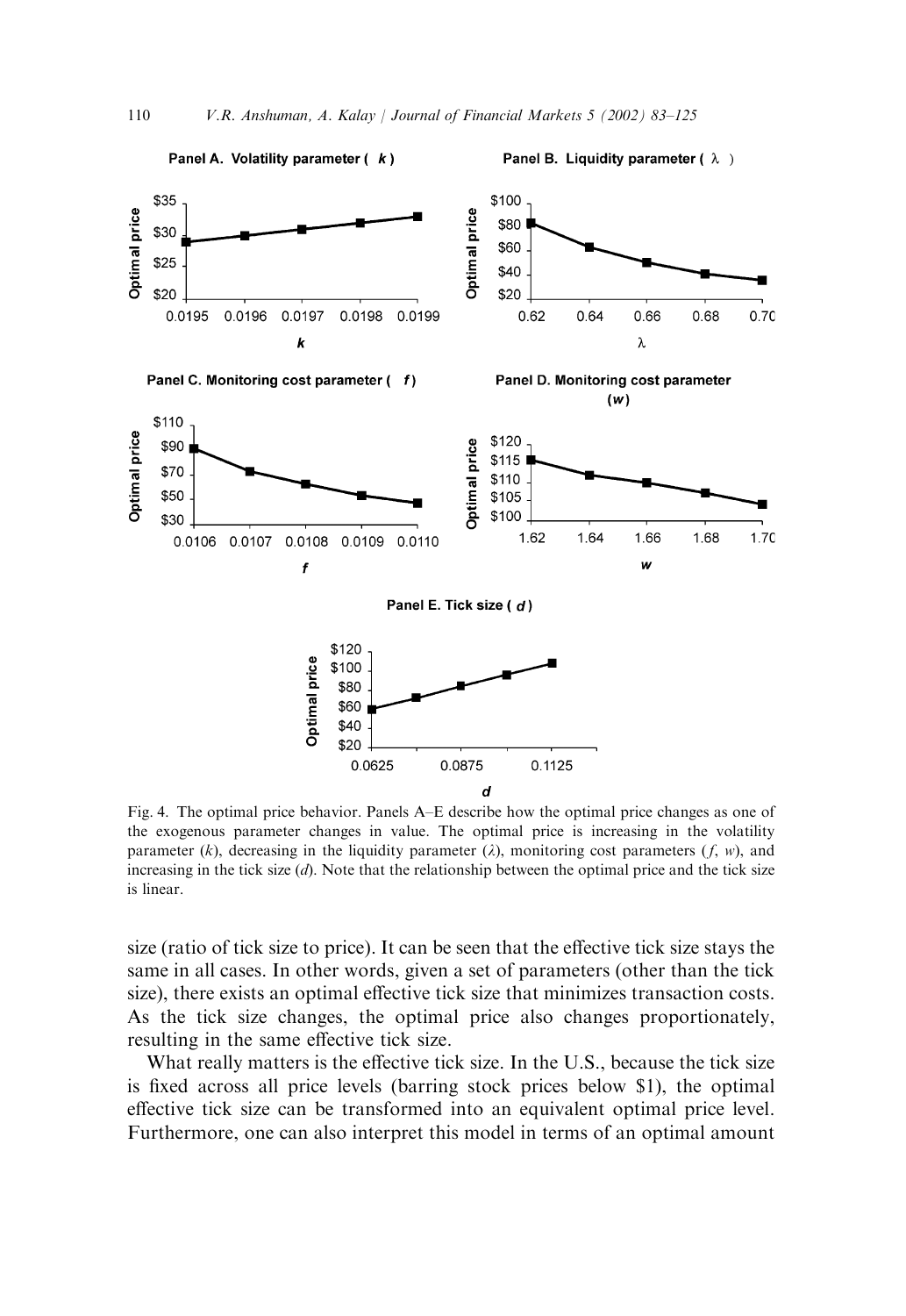Fig. 4. The optimal price behavior. Panels A–E describe how the optimal price changes as one of the exogenous parameter changes in value. The optimal price is increasing in the volatility parameter ($k$), decreasing in the liquidity parameter ($\lambda$), monitoring cost parameters ($f$, $w$), and increasing in the tick size ($d$). Note that the relationship between the optimal price and the tick size is linear.

size (ratio of tick size to price). It can be seen that the effective tick size stays the same in all cases. In other words, given a set of parameters (other than the tick size), there exists an optimal effective tick size that minimizes transaction costs. As the tick size changes, the optimal price also changes proportionately, resulting in the same effective tick size.

What really matters is the effective tick size. In the U.S., because the tick size is fixed across all price levels (barring stock prices below \$1), the optimal effective tick size can be transformed into an equivalent optimal price level. Furthermore, one can also interpret this model in terms of an optimal amount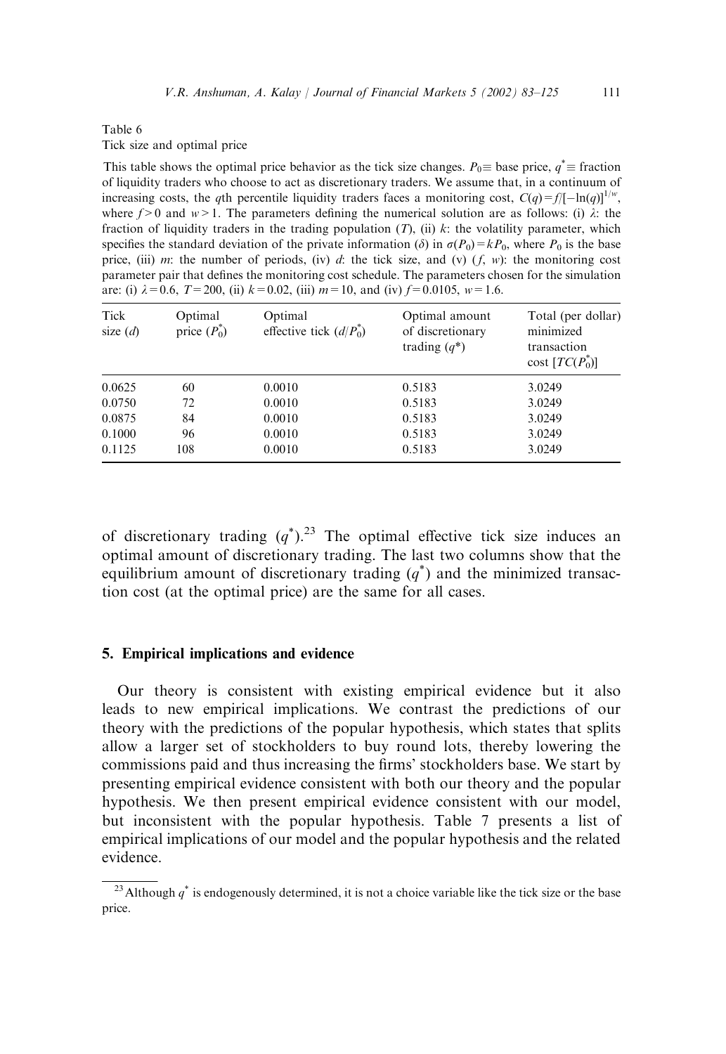Table 6

Tick size and optimal price

This table shows the optimal price behavior as the tick size changes. $P_0 \equiv$ base price, $q^* \equiv$ fraction of liquidity traders who choose to act as discretionary traders. We assume that, in a continuum of increasing costs, the $q$th percentile liquidity traders faces a monitoring cost, $C(q) = f/[-\ln(q)]^{1/w}$, where $f > 0$ and $w > 1$. The parameters defining the numerical solution are as follows: (i) $\lambda$: the fraction of liquidity traders in the trading population ($T$), (ii) $k$: the volatility parameter, which specifies the standard deviation of the private information ($\delta$) in $\sigma(P_0) = kP_0$, where $P_0$ is the base price, (iii) $m$: the number of periods, (iv) $d$: the tick size, and (v) ($f$, $w$): the monitoring cost parameter pair that defines the monitoring cost schedule. The parameters chosen for the simulation are: (i) $\lambda = 0.6$, $T = 200$, (ii) $k = 0.02$, (iii) $m = 10$, and (iv) $f = 0.0105$, $w = 1.6$.

| Tick size ($d$) | Optimal price ($P_0^*$) | Optimal effective tick ($d/P_0^*$) | Optimal amount of discretionary trading ($q^*$) | Total (per dollar) minimized transaction cost [$TC(P_0^*)$] |
|---|---|---|---|---|
| 0.0625 | 60 | 0.0010 | 0.5183 | 3.0249 |
| 0.0750 | 72 | 0.0010 | 0.5183 | 3.0249 |
| 0.0875 | 84 | 0.0010 | 0.5183 | 3.0249 |
| 0.1000 | 96 | 0.0010 | 0.5183 | 3.0249 |
| 0.1125 | 108 | 0.0010 | 0.5183 | 3.0249 |

of discretionary trading ($q^*$).[23] The optimal effective tick size induces an optimal amount of discretionary trading. The last two columns show that the equilibrium amount of discretionary trading ($q^*$) and the minimized transaction cost (at the optimal price) are the same for all cases.

## 5. Empirical implications and evidence

Our theory is consistent with existing empirical evidence but it also leads to new empirical implications. We contrast the predictions of our theory with the predictions of the popular hypothesis, which states that splits allow a larger set of stockholders to buy round lots, thereby lowering the commissions paid and thus increasing the firms' stockholders base. We start by presenting empirical evidence consistent with both our theory and the popular hypothesis. We then present empirical evidence consistent with our model, but inconsistent with the popular hypothesis. Table 7 presents a list of empirical implications of our model and the popular hypothesis and the related evidence.

[23] Although $q^*$ is endogenously determined, it is not a choice variable like the tick size or the base price.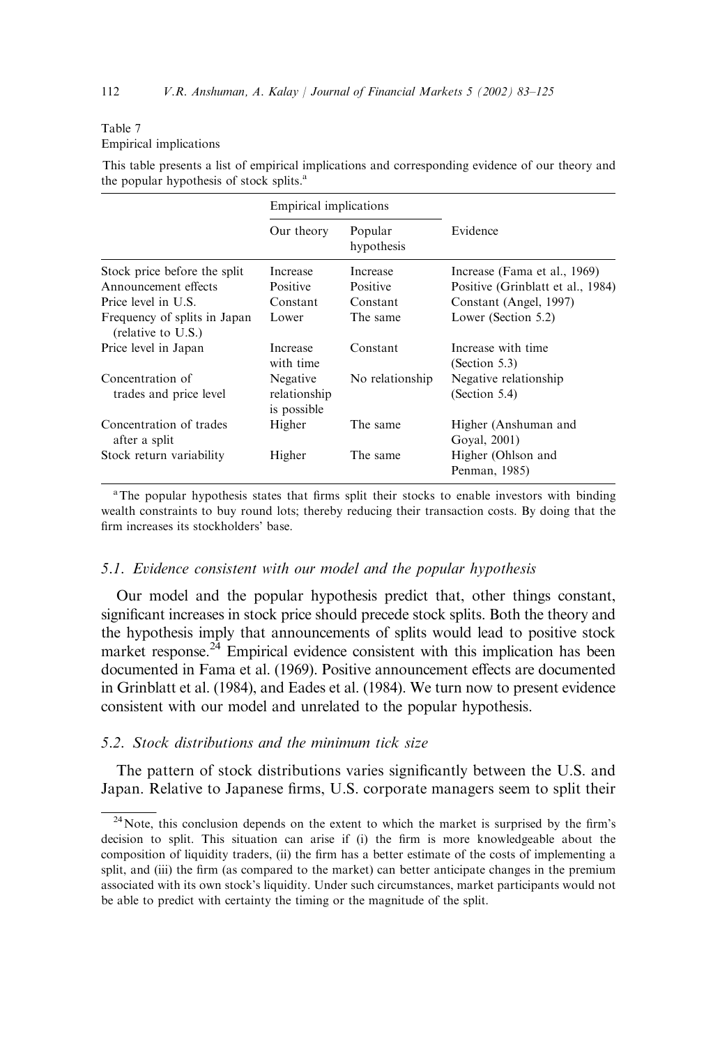Table 7
Empirical implications

This table presents a list of empirical implications and corresponding evidence of our theory and the popular hypothesis of stock splits.[a]

| | Empirical implications | | Evidence |
|---|---|---|---|
| | Our theory | Popular hypothesis | |
| Stock price before the split | Increase | Increase | Increase (Fama et al., 1969) |
| Announcement effects | Positive | Positive | Positive (Grinblatt et al., 1984) |
| Price level in U.S. | Constant | Constant | Constant (Angel, 1997) |
| Frequency of splits in Japan (relative to U.S.) | Lower | The same | Lower (Section 5.2) |
| Price level in Japan | Increase with time | Constant | Increase with time (Section 5.3) |
| Concentration of trades and price level | Negative relationship is possible | No relationship | Negative relationship (Section 5.4) |
| Concentration of trades after a split | Higher | The same | Higher (Anshuman and Goyal, 2001) |
| Stock return variability | Higher | The same | Higher (Ohlson and Penman, 1985) |

[a] The popular hypothesis states that firms split their stocks to enable investors with binding wealth constraints to buy round lots; thereby reducing their transaction costs. By doing that the firm increases its stockholders' base.

### 5.1. Evidence consistent with our model and the popular hypothesis

Our model and the popular hypothesis predict that, other things constant, significant increases in stock price should precede stock splits. Both the theory and the hypothesis imply that announcements of splits would lead to positive stock market response.[24] Empirical evidence consistent with this implication has been documented in Fama et al. (1969). Positive announcement effects are documented in Grinblatt et al. (1984), and Eades et al. (1984). We turn now to present evidence consistent with our model and unrelated to the popular hypothesis.

### 5.2. Stock distributions and the minimum tick size

The pattern of stock distributions varies significantly between the U.S. and Japan. Relative to Japanese firms, U.S. corporate managers seem to split their

[24] Note, this conclusion depends on the extent to which the market is surprised by the firm's decision to split. This situation can arise if (i) the firm is more knowledgeable about the composition of liquidity traders, (ii) the firm has a better estimate of the costs of implementing a split, and (iii) the firm (as compared to the market) can better anticipate changes in the premium associated with its own stock's liquidity. Under such circumstances, market participants would not be able to predict with certainty the timing or the magnitude of the split.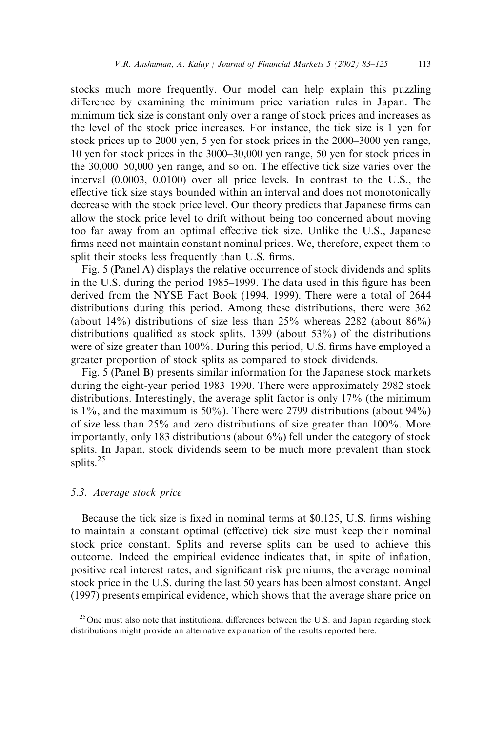stocks much more frequently. Our model can help explain this puzzling difference by examining the minimum price variation rules in Japan. The minimum tick size is constant only over a range of stock prices and increases as the level of the stock price increases. For instance, the tick size is 1 yen for stock prices up to 2000 yen, 5 yen for stock prices in the 2000–3000 yen range, 10 yen for stock prices in the 3000–30,000 yen range, 50 yen for stock prices in the 30,000–50,000 yen range, and so on. The effective tick size varies over the interval (0.0003, 0.0100) over all price levels. In contrast to the U.S., the effective tick size stays bounded within an interval and does not monotonically decrease with the stock price level. Our theory predicts that Japanese firms can allow the stock price level to drift without being too concerned about moving too far away from an optimal effective tick size. Unlike the U.S., Japanese firms need not maintain constant nominal prices. We, therefore, expect them to split their stocks less frequently than U.S. firms.

Fig. 5 (Panel A) displays the relative occurrence of stock dividends and splits in the U.S. during the period 1985–1999. The data used in this figure has been derived from the NYSE Fact Book (1994, 1999). There were a total of 2644 distributions during this period. Among these distributions, there were 362 (about 14%) distributions of size less than 25% whereas 2282 (about 86%) distributions qualified as stock splits. 1399 (about 53%) of the distributions were of size greater than 100%. During this period, U.S. firms have employed a greater proportion of stock splits as compared to stock dividends.

Fig. 5 (Panel B) presents similar information for the Japanese stock markets during the eight-year period 1983–1990. There were approximately 2982 stock distributions. Interestingly, the average split factor is only 17% (the minimum is 1%, and the maximum is 50%). There were 2799 distributions (about 94%) of size less than 25% and zero distributions of size greater than 100%. More importantly, only 183 distributions (about 6%) fell under the category of stock splits. In Japan, stock dividends seem to be much more prevalent than stock splits.[25]

### 5.3. Average stock price

Because the tick size is fixed in nominal terms at \$0.125, U.S. firms wishing to maintain a constant optimal (effective) tick size must keep their nominal stock price constant. Splits and reverse splits can be used to achieve this outcome. Indeed the empirical evidence indicates that, in spite of inflation, positive real interest rates, and significant risk premiums, the average nominal stock price in the U.S. during the last 50 years has been almost constant. Angel (1997) presents empirical evidence, which shows that the average share price on

[25] One must also note that institutional differences between the U.S. and Japan regarding stock distributions might provide an alternative explanation of the results reported here.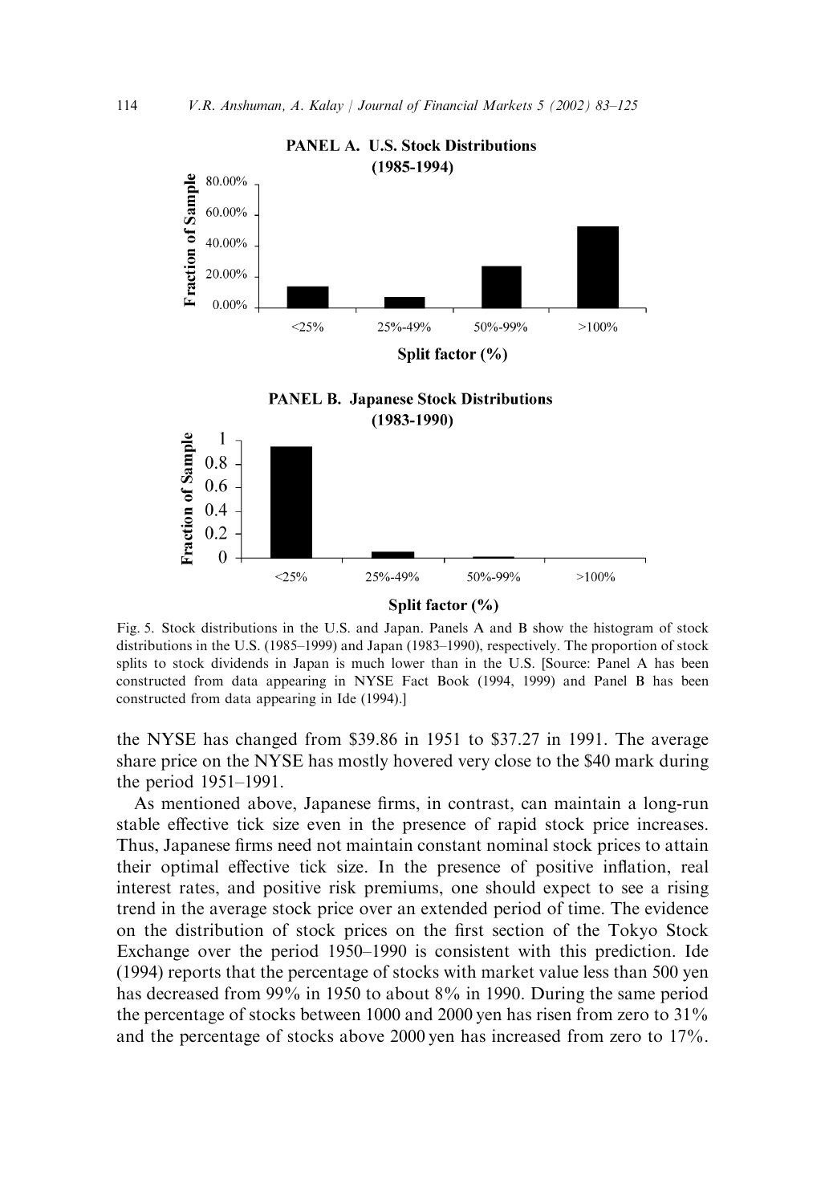**PANEL A. U.S. Stock Distributions (1985-1994)**

**PANEL B. Japanese Stock Distributions (1983-1990)**

Fig. 5. Stock distributions in the U.S. and Japan. Panels A and B show the histogram of stock distributions in the U.S. (1985–1999) and Japan (1983–1990), respectively. The proportion of stock splits to stock dividends in Japan is much lower than in the U.S. [Source: Panel A has been constructed from data appearing in NYSE Fact Book (1994, 1999) and Panel B has been constructed from data appearing in Ide (1994).]

the NYSE has changed from \$39.86 in 1951 to \$37.27 in 1991. The average share price on the NYSE has mostly hovered very close to the \$40 mark during the period 1951–1991.

As mentioned above, Japanese firms, in contrast, can maintain a long-run stable effective tick size even in the presence of rapid stock price increases. Thus, Japanese firms need not maintain constant nominal stock prices to attain their optimal effective tick size. In the presence of positive inflation, real interest rates, and positive risk premiums, one should expect to see a rising trend in the average stock price over an extended period of time. The evidence on the distribution of stock prices on the first section of the Tokyo Stock Exchange over the period 1950–1990 is consistent with this prediction. Ide (1994) reports that the percentage of stocks with market value less than 500 yen has decreased from 99% in 1950 to about 8% in 1990. During the same period the percentage of stocks between 1000 and 2000 yen has risen from zero to 31% and the percentage of stocks above 2000 yen has increased from zero to 17%.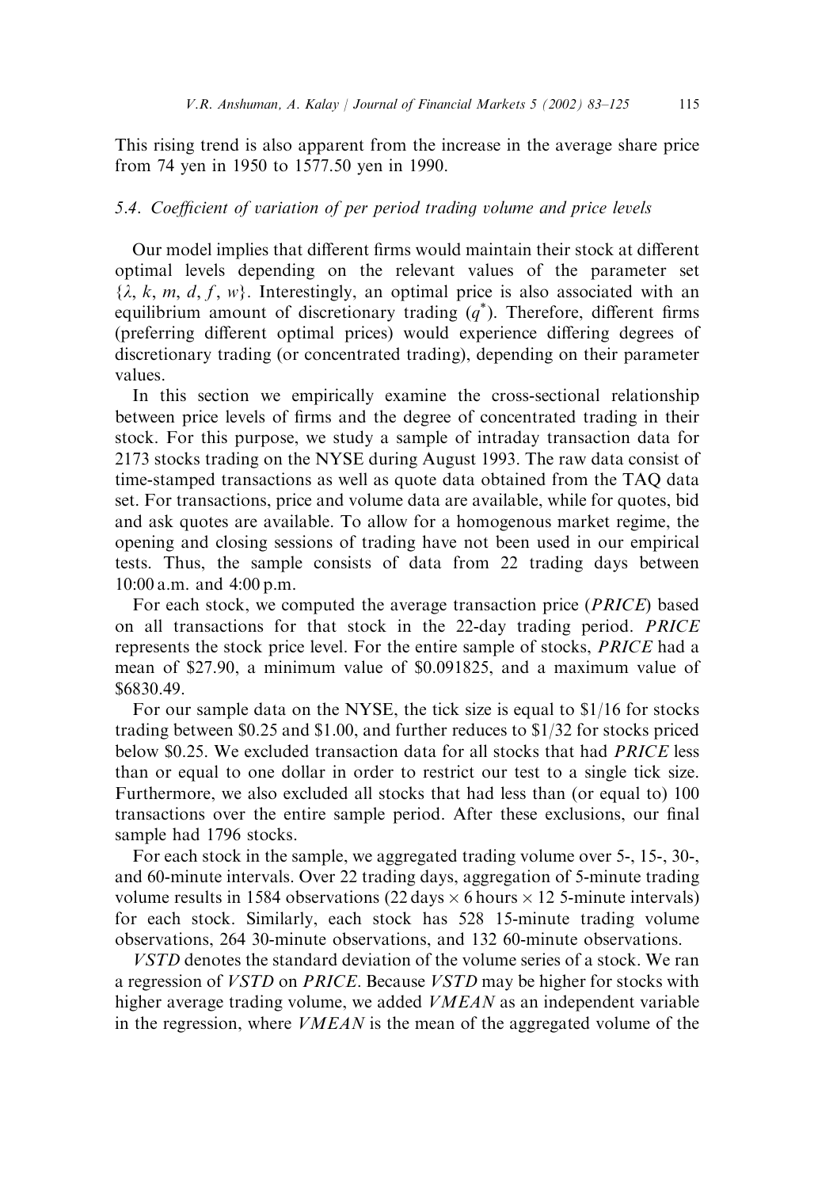This rising trend is also apparent from the increase in the average share price from 74 yen in 1950 to 1577.50 yen in 1990.

### 5.4. Coefficient of variation of per period trading volume and price levels

Our model implies that different firms would maintain their stock at different optimal levels depending on the relevant values of the parameter set $\{\lambda, k, m, d, f, w\}$. Interestingly, an optimal price is also associated with an equilibrium amount of discretionary trading ($q^*$). Therefore, different firms (preferring different optimal prices) would experience differing degrees of discretionary trading (or concentrated trading), depending on their parameter values.

In this section we empirically examine the cross-sectional relationship between price levels of firms and the degree of concentrated trading in their stock. For this purpose, we study a sample of intraday transaction data for 2173 stocks trading on the NYSE during August 1993. The raw data consist of time-stamped transactions as well as quote data obtained from the TAQ data set. For transactions, price and volume data are available, while for quotes, bid and ask quotes are available. To allow for a homogenous market regime, the opening and closing sessions of trading have not been used in our empirical tests. Thus, the sample consists of data from 22 trading days between 10:00 a.m. and 4:00 p.m.

For each stock, we computed the average transaction price (*PRICE*) based on all transactions for that stock in the 22-day trading period. *PRICE* represents the stock price level. For the entire sample of stocks, *PRICE* had a mean of \$27.90, a minimum value of \$0.091825, and a maximum value of \$6830.49.

For our sample data on the NYSE, the tick size is equal to \$1/16 for stocks trading between \$0.25 and \$1.00, and further reduces to \$1/32 for stocks priced below \$0.25. We excluded transaction data for all stocks that had *PRICE* less than or equal to one dollar in order to restrict our test to a single tick size. Furthermore, we also excluded all stocks that had less than (or equal to) 100 transactions over the entire sample period. After these exclusions, our final sample had 1796 stocks.

For each stock in the sample, we aggregated trading volume over 5-, 15-, 30-, and 60-minute intervals. Over 22 trading days, aggregation of 5-minute trading volume results in 1584 observations (22 days $\times$ 6 hours $\times$ 12 5-minute intervals) for each stock. Similarly, each stock has 528 15-minute trading volume observations, 264 30-minute observations, and 132 60-minute observations.

*VSTD* denotes the standard deviation of the volume series of a stock. We ran a regression of *VSTD* on *PRICE*. Because *VSTD* may be higher for stocks with higher average trading volume, we added *VMEAN* as an independent variable in the regression, where *VMEAN* is the mean of the aggregated volume of the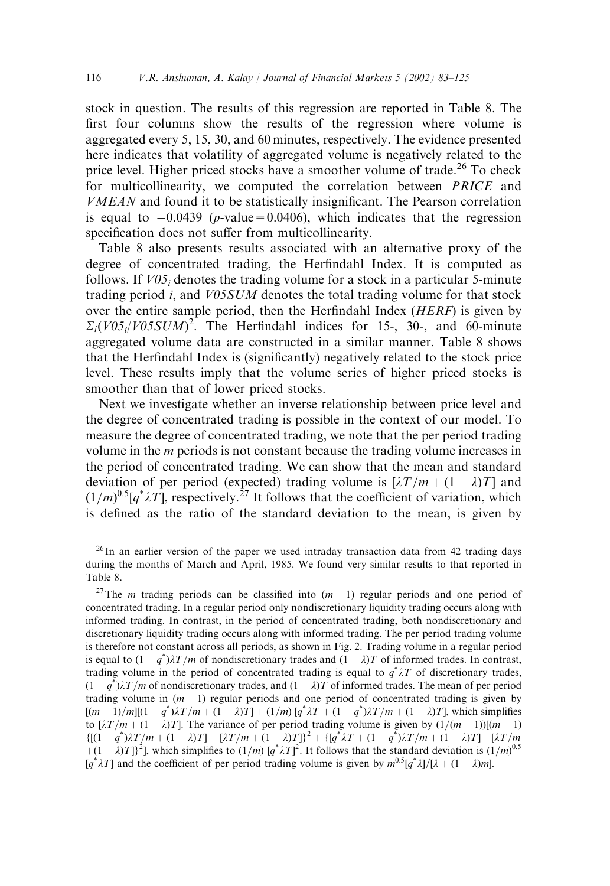stock in question. The results of this regression are reported in Table 8. The first four columns show the results of the regression where volume is aggregated every 5, 15, 30, and 60 minutes, respectively. The evidence presented here indicates that volatility of aggregated volume is negatively related to the price level. Higher priced stocks have a smoother volume of trade.[26] To check for multicollinearity, we computed the correlation between *PRICE* and *VMEAN* and found it to be statistically insignificant. The Pearson correlation is equal to $-0.0439$ ($p$-value $= 0.0406$), which indicates that the regression specification does not suffer from multicollinearity.

Table 8 also presents results associated with an alternative proxy of the degree of concentrated trading, the Herfindahl Index. It is computed as follows. If $V05_i$ denotes the trading volume for a stock in a particular 5-minute trading period $i$, and $V05SUM$ denotes the total trading volume for that stock over the entire sample period, then the Herfindahl Index (*HERF*) is given by $\Sigma_i(V05_i/V05SUM)^2$. The Herfindahl indices for 15-, 30-, and 60-minute aggregated volume data are constructed in a similar manner. Table 8 shows that the Herfindahl Index is (significantly) negatively related to the stock price level. These results imply that the volume series of higher priced stocks is smoother than that of lower priced stocks.

Next we investigate whether an inverse relationship between price level and the degree of concentrated trading is possible in the context of our model. To measure the degree of concentrated trading, we note that the per period trading volume in the $m$ periods is not constant because the trading volume increases in the period of concentrated trading. We can show that the mean and standard deviation of per period (expected) trading volume is $[\lambda T/m + (1-\lambda)T]$ and $(1/m)^{0.5}[q^*\lambda T]$, respectively.[27] It follows that the coefficient of variation, which is defined as the ratio of the standard deviation to the mean, is given by

---

[26] In an earlier version of the paper we used intraday transaction data from 42 trading days during the months of March and April, 1985. We found very similar results to that reported in Table 8.

[27] The $m$ trading periods can be classified into $(m-1)$ regular periods and one period of concentrated trading. In a regular period only nondiscretionary liquidity trading occurs along with informed trading. In contrast, in the period of concentrated trading, both nondiscretionary and discretionary liquidity trading occurs along with informed trading. The per period trading volume is therefore not constant across all periods, as shown in Fig. 2. Trading volume in a regular period is equal to $(1-q^*)\lambda T/m$ of nondiscretionary trades and $(1-\lambda)T$ of informed trades. In contrast, trading volume in the period of concentrated trading is equal to $q^*\lambda T$ of discretionary trades, $(1-q^*)\lambda T/m$ of nondiscretionary trades, and $(1-\lambda)T$ of informed trades. The mean of per period trading volume in $(m-1)$ regular periods and one period of concentrated trading is given by $[(m-1)/m][(1-q^*)\lambda T/m + (1-\lambda)T] + (1/m)\,[q^*\lambda T + (1-q^*)\lambda T/m + (1-\lambda)T]$, which simplifies to $[\lambda T/m + (1-\lambda)T]$. The variance of per period trading volume is given by $(1/(m-1))[(m-1)\{[(1-q^*)\lambda T/m + (1-\lambda)T] - [\lambda T/m + (1-\lambda)T]\}^2 + \{[q^*\lambda T + (1-q^*)\lambda T/m + (1-\lambda)T] - [\lambda T/m + (1-\lambda)T]\}^2]$, which simplifies to $(1/m)\,[q^*\lambda T]^2$. It follows that the standard deviation is $(1/m)^{0.5}[q^*\lambda T]$ and the coefficient of per period trading volume is given by $m^{0.5}[q^*\lambda]/[\lambda + (1-\lambda)m]$.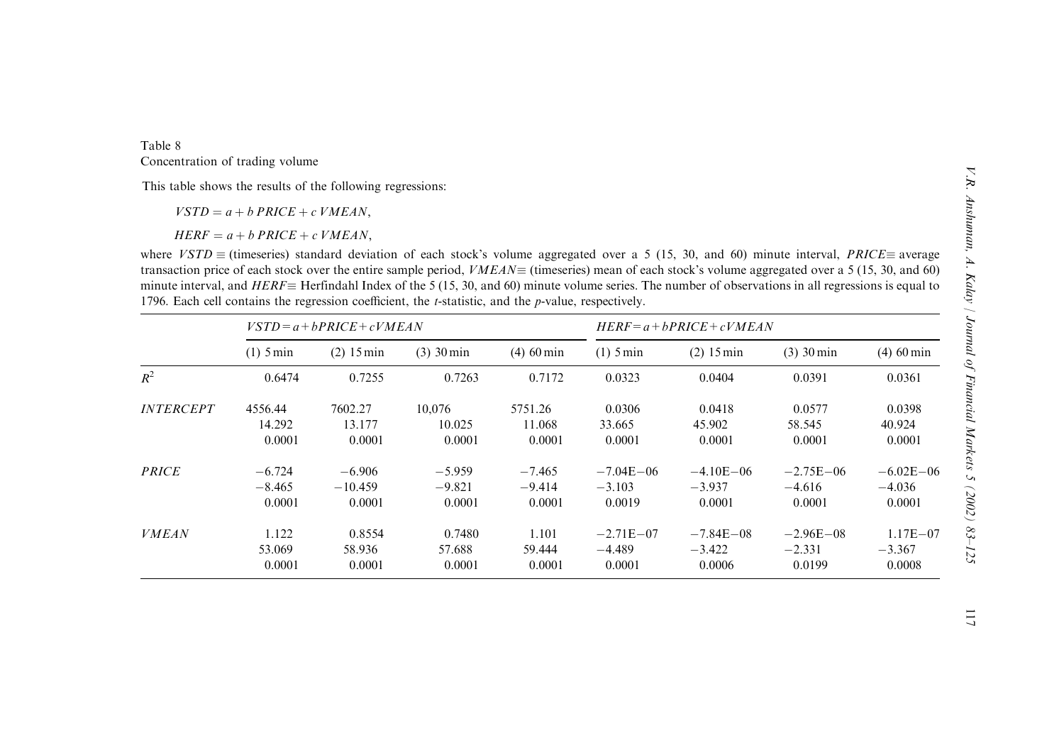Table 8
Concentration of trading volume

This table shows the results of the following regressions:

$$VSTD = a + b\,PRICE + c\,VMEAN,$$

$$HERF = a + b\,PRICE + c\,VMEAN,$$

where $VSTD \equiv$ (timeseries) standard deviation of each stock's volume aggregated over a 5 (15, 30, and 60) minute interval, $PRICE \equiv$ average transaction price of each stock over the entire sample period, $VMEAN \equiv$ (timeseries) mean of each stock's volume aggregated over a 5 (15, 30, and 60) minute interval, and $HERF \equiv$ Herfindahl Index of the 5 (15, 30, and 60) minute volume series. The number of observations in all regressions is equal to 1796. Each cell contains the regression coefficient, the $t$-statistic, and the $p$-value, respectively.

| | $VSTD = a + bPRICE + cVMEAN$ | | | | $HERF = a + bPRICE + cVMEAN$ | | | |
|---|---|---|---|---|---|---|---|---|
| | (1) 5 min | (2) 15 min | (3) 30 min | (4) 60 min | (1) 5 min | (2) 15 min | (3) 30 min | (4) 60 min |
| $R^2$ | 0.6474 | 0.7255 | 0.7263 | 0.7172 | 0.0323 | 0.0404 | 0.0391 | 0.0361 |
| *INTERCEPT* | 4556.44 | 7602.27 | 10,076 | 5751.26 | 0.0306 | 0.0418 | 0.0577 | 0.0398 |
| | 14.292 | 13.177 | 10.025 | 11.068 | 33.665 | 45.902 | 58.545 | 40.924 |
| | 0.0001 | 0.0001 | 0.0001 | 0.0001 | 0.0001 | 0.0001 | 0.0001 | 0.0001 |
| *PRICE* | −6.724 | −6.906 | −5.959 | −7.465 | −7.04E−06 | −4.10E−06 | −2.75E−06 | −6.02E−06 |
| | −8.465 | −10.459 | −9.821 | −9.414 | −3.103 | −3.937 | −4.616 | −4.036 |
| | 0.0001 | 0.0001 | 0.0001 | 0.0001 | 0.0019 | 0.0001 | 0.0001 | 0.0001 |
| *VMEAN* | 1.122 | 0.8554 | 0.7480 | 1.101 | −2.71E−07 | −7.84E−08 | −2.96E−08 | 1.17E−07 |
| | 53.069 | 58.936 | 57.688 | 59.444 | −4.489 | −3.422 | −2.331 | −3.367 |
| | 0.0001 | 0.0001 | 0.0001 | 0.0001 | 0.0001 | 0.0006 | 0.0199 | 0.0008 |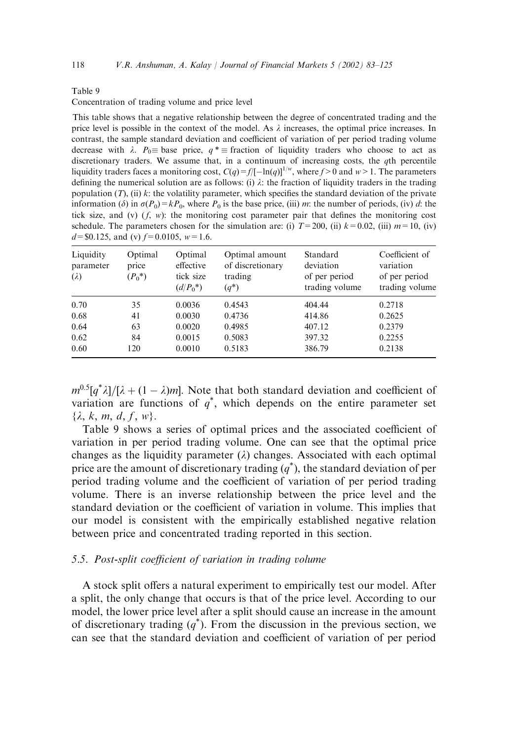Table 9

Concentration of trading volume and price level

This table shows that a negative relationship between the degree of concentrated trading and the price level is possible in the context of the model. As $\lambda$ increases, the optimal price increases. In contrast, the sample standard deviation and coefficient of variation of per period trading volume decrease with $\lambda$. $P_0 \equiv$ base price, $q^* \equiv$ fraction of liquidity traders who choose to act as discretionary traders. We assume that, in a continuum of increasing costs, the $q$th percentile liquidity traders faces a monitoring cost, $C(q) = f/[-\ln(q)]^{1/w}$, where $f > 0$ and $w > 1$. The parameters defining the numerical solution are as follows: (i) $\lambda$: the fraction of liquidity traders in the trading population ($T$), (ii) $k$: the volatility parameter, which specifies the standard deviation of the private information ($\delta$) in $\sigma(P_0) = kP_0$, where $P_0$ is the base price, (iii) $m$: the number of periods, (iv) $d$: the tick size, and (v) ($f$, $w$): the monitoring cost parameter pair that defines the monitoring cost schedule. The parameters chosen for the simulation are: (i) $T = 200$, (ii) $k = 0.02$, (iii) $m = 10$, (iv) $d = \$0.125$, and (v) $f = 0.0105$, $w = 1.6$.

| Liquidity parameter ($\lambda$) | Optimal price ($P_0$*) | Optimal effective tick size ($d/P_0$*) | Optimal amount of discretionary trading ($q$*) | Standard deviation of per period trading volume | Coefficient of variation of per period trading volume |
|---|---|---|---|---|---|
| 0.70 | 35 | 0.0036 | 0.4543 | 404.44 | 0.2718 |
| 0.68 | 41 | 0.0030 | 0.4736 | 414.86 | 0.2625 |
| 0.64 | 63 | 0.0020 | 0.4985 | 407.12 | 0.2379 |
| 0.62 | 84 | 0.0015 | 0.5083 | 397.32 | 0.2255 |
| 0.60 | 120 | 0.0010 | 0.5183 | 386.79 | 0.2138 |

$m^{0.5}[q^*\lambda]/[\lambda + (1 - \lambda)m]$. Note that both standard deviation and coefficient of variation are functions of $q^*$, which depends on the entire parameter set $\{\lambda, k, m, d, f, w\}$.

Table 9 shows a series of optimal prices and the associated coefficient of variation in per period trading volume. One can see that the optimal price changes as the liquidity parameter ($\lambda$) changes. Associated with each optimal price are the amount of discretionary trading ($q^*$), the standard deviation of per period trading volume and the coefficient of variation of per period trading volume. There is an inverse relationship between the price level and the standard deviation or the coefficient of variation in volume. This implies that our model is consistent with the empirically established negative relation between price and concentrated trading reported in this section.

### 5.5. Post-split coefficient of variation in trading volume

A stock split offers a natural experiment to empirically test our model. After a split, the only change that occurs is that of the price level. According to our model, the lower price level after a split should cause an increase in the amount of discretionary trading ($q^*$). From the discussion in the previous section, we can see that the standard deviation and coefficient of variation of per period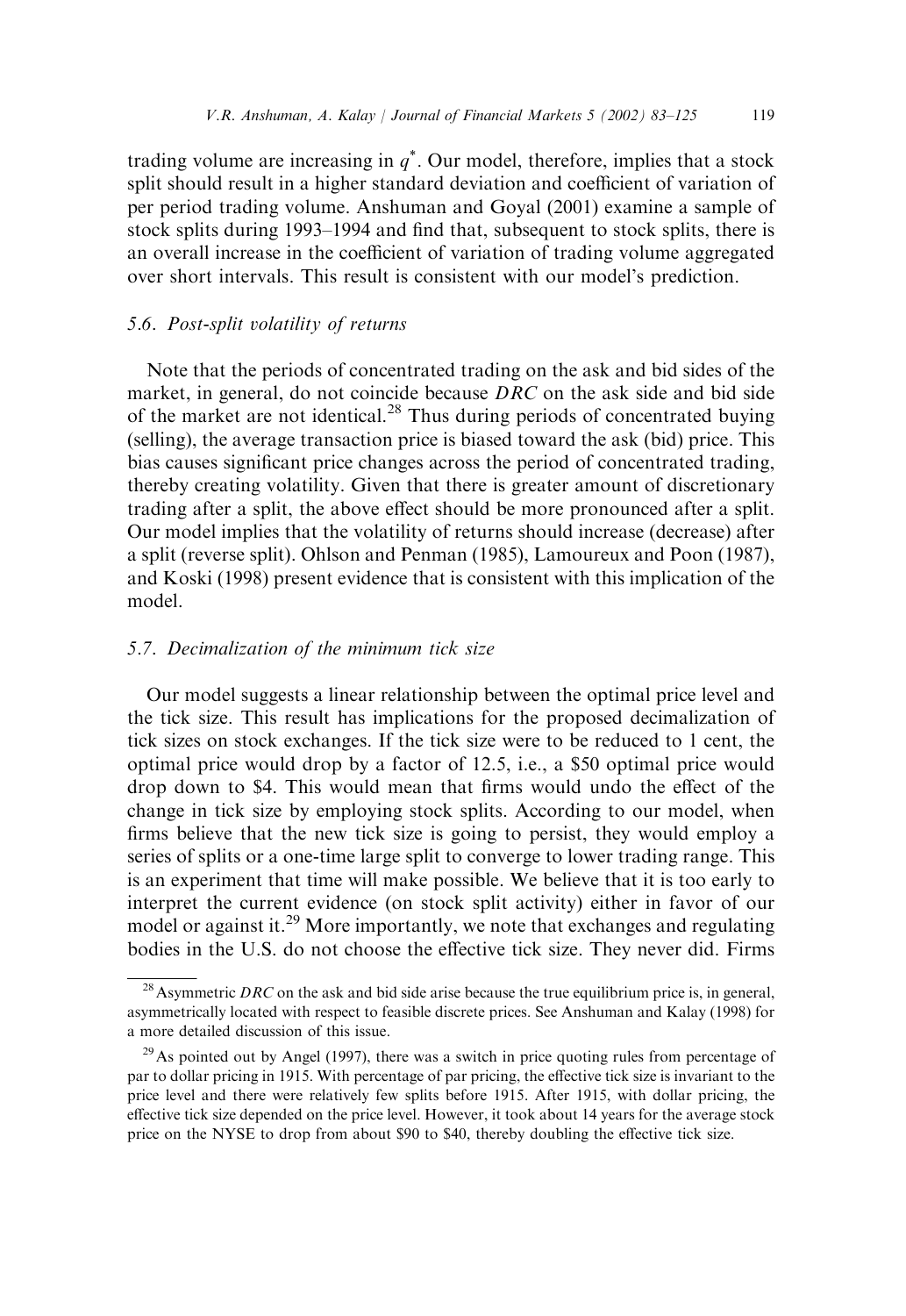trading volume are increasing in $q^*$. Our model, therefore, implies that a stock split should result in a higher standard deviation and coefficient of variation of per period trading volume. Anshuman and Goyal (2001) examine a sample of stock splits during 1993–1994 and find that, subsequent to stock splits, there is an overall increase in the coefficient of variation of trading volume aggregated over short intervals. This result is consistent with our model's prediction.

### 5.6. Post-split volatility of returns

Note that the periods of concentrated trading on the ask and bid sides of the market, in general, do not coincide because *DRC* on the ask side and bid side of the market are not identical.[28] Thus during periods of concentrated buying (selling), the average transaction price is biased toward the ask (bid) price. This bias causes significant price changes across the period of concentrated trading, thereby creating volatility. Given that there is greater amount of discretionary trading after a split, the above effect should be more pronounced after a split. Our model implies that the volatility of returns should increase (decrease) after a split (reverse split). Ohlson and Penman (1985), Lamoureux and Poon (1987), and Koski (1998) present evidence that is consistent with this implication of the model.

### 5.7. Decimalization of the minimum tick size

Our model suggests a linear relationship between the optimal price level and the tick size. This result has implications for the proposed decimalization of tick sizes on stock exchanges. If the tick size were to be reduced to 1 cent, the optimal price would drop by a factor of 12.5, i.e., a \$50 optimal price would drop down to \$4. This would mean that firms would undo the effect of the change in tick size by employing stock splits. According to our model, when firms believe that the new tick size is going to persist, they would employ a series of splits or a one-time large split to converge to lower trading range. This is an experiment that time will make possible. We believe that it is too early to interpret the current evidence (on stock split activity) either in favor of our model or against it.[29] More importantly, we note that exchanges and regulating bodies in the U.S. do not choose the effective tick size. They never did. Firms

---

[28] Asymmetric *DRC* on the ask and bid side arise because the true equilibrium price is, in general, asymmetrically located with respect to feasible discrete prices. See Anshuman and Kalay (1998) for a more detailed discussion of this issue.

[29] As pointed out by Angel (1997), there was a switch in price quoting rules from percentage of par to dollar pricing in 1915. With percentage of par pricing, the effective tick size is invariant to the price level and there were relatively few splits before 1915. After 1915, with dollar pricing, the effective tick size depended on the price level. However, it took about 14 years for the average stock price on the NYSE to drop from about \$90 to \$40, thereby doubling the effective tick size.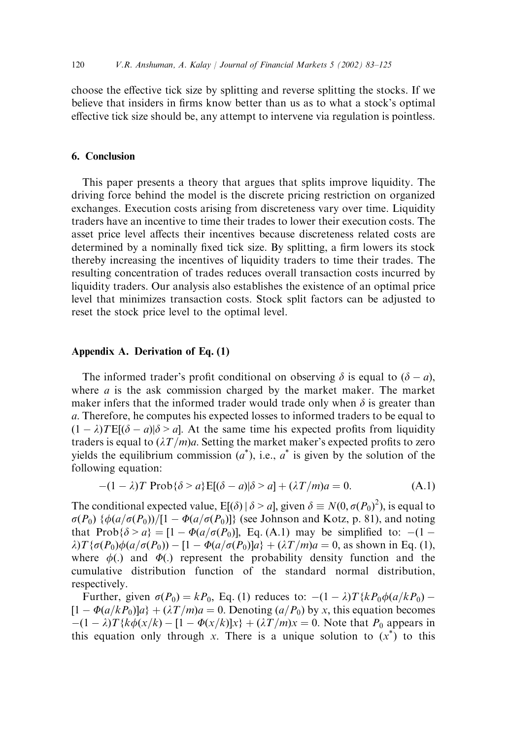choose the effective tick size by splitting and reverse splitting the stocks. If we believe that insiders in firms know better than us as to what a stock's optimal effective tick size should be, any attempt to intervene via regulation is pointless.

## 6. Conclusion

This paper presents a theory that argues that splits improve liquidity. The driving force behind the model is the discrete pricing restriction on organized exchanges. Execution costs arising from discreteness vary over time. Liquidity traders have an incentive to time their trades to lower their execution costs. The asset price level affects their incentives because discreteness related costs are determined by a nominally fixed tick size. By splitting, a firm lowers its stock thereby increasing the incentives of liquidity traders to time their trades. The resulting concentration of trades reduces overall transaction costs incurred by liquidity traders. Our analysis also establishes the existence of an optimal price level that minimizes transaction costs. Stock split factors can be adjusted to reset the stock price level to the optimal level.

## Appendix A. Derivation of Eq. (1)

The informed trader's profit conditional on observing $\delta$ is equal to $(\delta - a)$, where $a$ is the ask commission charged by the market maker. The market maker infers that the informed trader would trade only when $\delta$ is greater than $a$. Therefore, he computes his expected losses to informed traders to be equal to $(1-\lambda)T\mathrm{E}[(\delta - a)|\delta > a]$. At the same time his expected profits from liquidity traders is equal to $(\lambda T/m)a$. Setting the market maker's expected profits to zero yields the equilibrium commission $(a^*)$, i.e., $a^*$ is given by the solution of the following equation:

$$-(1-\lambda)T\ \mathrm{Prob}\{\delta > a\}\mathrm{E}[(\delta - a)|\delta > a] + (\lambda T/m)a = 0. \tag{A.1}$$

The conditional expected value, $\mathrm{E}[(\delta) \mid \delta > a]$, given $\delta \equiv N(0, \sigma(P_0)^2)$, is equal to $\sigma(P_0)\ \{\phi(a/\sigma(P_0))/[1 - \Phi(a/\sigma(P_0)]\}$ (see Johnson and Kotz, p. 81), and noting that $\mathrm{Prob}\{\delta > a\} = [1 - \Phi(a/\sigma(P_0)]$, Eq. (A.1) may be simplified to: $-(1-\lambda)T\{\sigma(P_0)\phi(a/\sigma(P_0)) - [1 - \Phi(a/\sigma(P_0)]a\} + (\lambda T/m)a = 0$, as shown in Eq. (1), where $\phi(.)$ and $\Phi(.)$ represent the probability density function and the cumulative distribution function of the standard normal distribution, respectively.

Further, given $\sigma(P_0) = kP_0$, Eq. (1) reduces to: $-(1-\lambda)T\{kP_0\phi(a/kP_0) - [1 - \Phi(a/kP_0)]a\} + (\lambda T/m)a = 0$. Denoting $(a/P_0)$ by $x$, this equation becomes $-(1-\lambda)T\{k\phi(x/k) - [1 - \Phi(x/k)]x\} + (\lambda T/m)x = 0$. Note that $P_0$ appears in this equation only through $x$. There is a unique solution to $(x^*)$ to this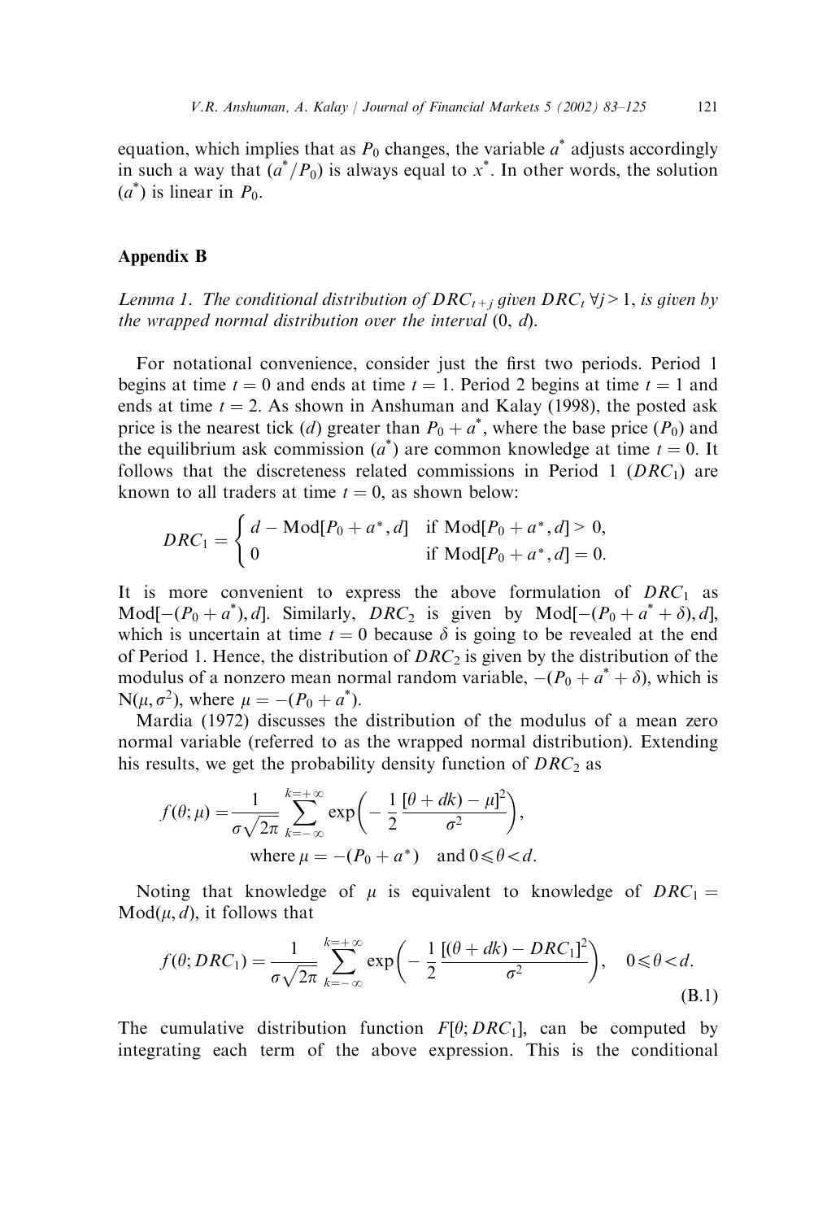equation, which implies that as $P_0$ changes, the variable $a^*$ adjusts accordingly in such a way that $(a^*/P_0)$ is always equal to $x^*$. In other words, the solution $(a^*)$ is linear in $P_0$.

## Appendix B

*Lemma 1. The conditional distribution of $DRC_{t+j}$ given $DRC_t$ $\forall j > 1$, is given by the wrapped normal distribution over the interval* (0, *d*).

For notational convenience, consider just the first two periods. Period 1 begins at time $t = 0$ and ends at time $t = 1$. Period 2 begins at time $t = 1$ and ends at time $t = 2$. As shown in Anshuman and Kalay (1998), the posted ask price is the nearest tick ($d$) greater than $P_0 + a^*$, where the base price ($P_0$) and the equilibrium ask commission ($a^*$) are common knowledge at time $t = 0$. It follows that the discreteness related commissions in Period 1 ($DRC_1$) are known to all traders at time $t = 0$, as shown below:

$$DRC_1 = \begin{cases} d - \text{Mod}[P_0 + a^*, d] & \text{if } \text{Mod}[P_0 + a^*, d] > 0, \\ 0 & \text{if } \text{Mod}[P_0 + a^*, d] = 0. \end{cases}$$

It is more convenient to express the above formulation of $DRC_1$ as $\text{Mod}[-(P_0 + a^*), d]$. Similarly, $DRC_2$ is given by $\text{Mod}[-(P_0 + a^* + \delta), d]$, which is uncertain at time $t = 0$ because $\delta$ is going to be revealed at the end of Period 1. Hence, the distribution of $DRC_2$ is given by the distribution of the modulus of a nonzero mean normal random variable, $-(P_0 + a^* + \delta)$, which is $N(\mu, \sigma^2)$, where $\mu = -(P_0 + a^*)$.

Mardia (1972) discusses the distribution of the modulus of a mean zero normal variable (referred to as the wrapped normal distribution). Extending his results, we get the probability density function of $DRC_2$ as

$$f(\theta; \mu) = \frac{1}{\sigma\sqrt{2\pi}} \sum_{k=-\infty}^{k=+\infty} \exp\left(-\frac{1}{2}\frac{[\theta + dk) - \mu]^2}{\sigma^2}\right),$$
$$\text{where } \mu = -(P_0 + a^*) \quad \text{and } 0 \leqslant \theta < d.$$

Noting that knowledge of $\mu$ is equivalent to knowledge of $DRC_1 = \text{Mod}(\mu, d)$, it follows that

$$f(\theta; DRC_1) = \frac{1}{\sigma\sqrt{2\pi}} \sum_{k=-\infty}^{k=+\infty} \exp\left(-\frac{1}{2}\frac{[(\theta + dk) - DRC_1]^2}{\sigma^2}\right), \quad 0 \leqslant \theta < d. \tag{B.1}$$

The cumulative distribution function $F[\theta; DRC_1]$, can be computed by integrating each term of the above expression. This is the conditional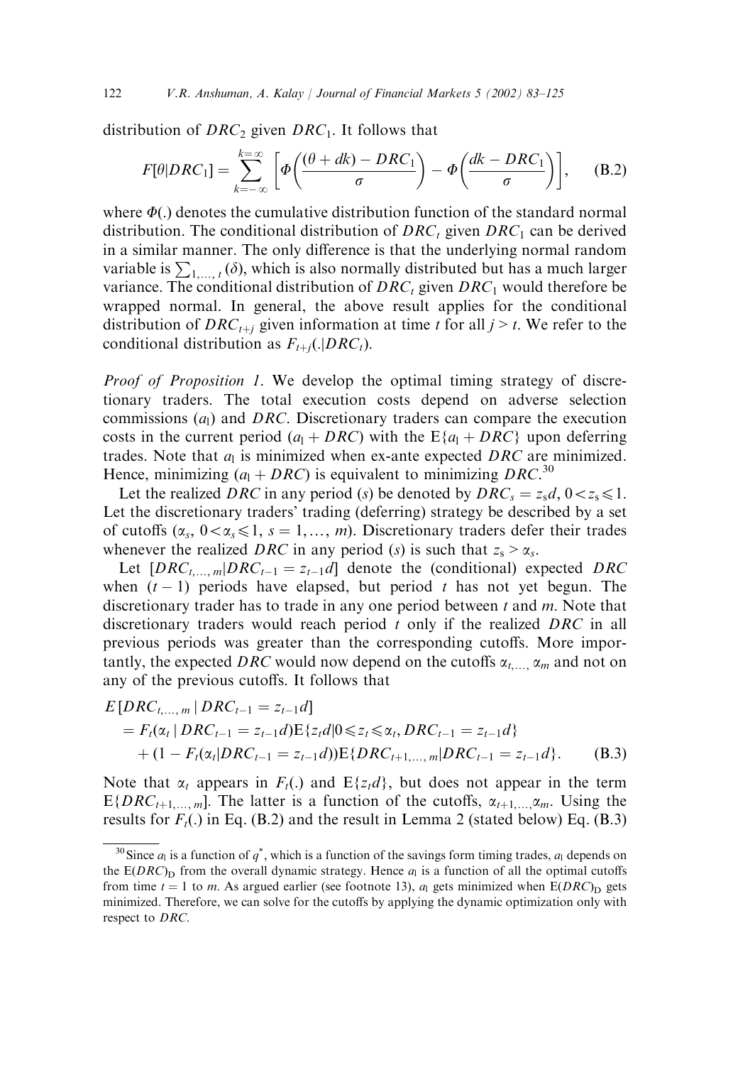distribution of $DRC_2$ given $DRC_1$. It follows that

$$F[\theta|DRC_1] = \sum_{k=-\infty}^{k=\infty} \left[ \Phi\left(\frac{(\theta + dk) - DRC_1}{\sigma}\right) - \Phi\left(\frac{dk - DRC_1}{\sigma}\right) \right], \tag{B.2}$$

where $\Phi(.)$ denotes the cumulative distribution function of the standard normal distribution. The conditional distribution of $DRC_t$ given $DRC_1$ can be derived in a similar manner. The only difference is that the underlying normal random variable is $\sum_{1,\ldots,t}(\delta)$, which is also normally distributed but has a much larger variance. The conditional distribution of $DRC_t$ given $DRC_1$ would therefore be wrapped normal. In general, the above result applies for the conditional distribution of $DRC_{t+j}$ given information at time $t$ for all $j > t$. We refer to the conditional distribution as $F_{t+j}(.|DRC_t)$.

*Proof of Proposition 1*. We develop the optimal timing strategy of discretionary traders. The total execution costs depend on adverse selection commissions ($a_l$) and $DRC$. Discretionary traders can compare the execution costs in the current period ($a_l + DRC$) with the $\mathrm{E}\{a_l + DRC\}$ upon deferring trades. Note that $a_l$ is minimized when ex-ante expected $DRC$ are minimized. Hence, minimizing ($a_l + DRC$) is equivalent to minimizing $DRC$.[30]

Let the realized $DRC$ in any period ($s$) be denoted by $DRC_s = z_s d$, $0 < z_s \leqslant 1$. Let the discretionary traders' trading (deferring) strategy be described by a set of cutoffs ($\alpha_s$, $0 < \alpha_s \leqslant 1$, $s = 1, \ldots, m$). Discretionary traders defer their trades whenever the realized $DRC$ in any period ($s$) is such that $z_s > \alpha_s$.

Let $[DRC_{t,\ldots,m}|DRC_{t-1} = z_{t-1}d]$ denote the (conditional) expected $DRC$ when $(t-1)$ periods have elapsed, but period $t$ has not yet begun. The discretionary trader has to trade in any one period between $t$ and $m$. Note that discretionary traders would reach period $t$ only if the realized $DRC$ in all previous periods was greater than the corresponding cutoffs. More importantly, the expected $DRC$ would now depend on the cutoffs $\alpha_{t,\ldots,}\alpha_m$ and not on any of the previous cutoffs. It follows that

$$\begin{aligned}
&E\,[DRC_{t,\ldots,m}\,|\,DRC_{t-1} = z_{t-1}d] \\
&\quad = F_t(\alpha_t\,|\,DRC_{t-1} = z_{t-1}d)\mathrm{E}\{z_t d|0 \leqslant z_t \leqslant \alpha_t, DRC_{t-1} = z_{t-1}d\} \\
&\qquad + (1 - F_t(\alpha_t|DRC_{t-1} = z_{t-1}d))\mathrm{E}\{DRC_{t+1,\ldots,m}|DRC_{t-1} = z_{t-1}d\}.
\end{aligned} \tag{B.3}$$

Note that $\alpha_t$ appears in $F_t(.)$ and $\mathrm{E}\{z_t d\}$, but does not appear in the term $\mathrm{E}\{DRC_{t+1,\ldots,m}\}$. The latter is a function of the cutoffs, $\alpha_{t+1,\ldots,}\alpha_m$. Using the results for $F_t(.)$ in Eq. (B.2) and the result in Lemma 2 (stated below) Eq. (B.3)

[30] Since $a_l$ is a function of $q^*$, which is a function of the savings form timing trades, $a_l$ depends on the $\mathrm{E}(DRC)_\mathrm{D}$ from the overall dynamic strategy. Hence $a_l$ is a function of all the optimal cutoffs from time $t = 1$ to $m$. As argued earlier (see footnote 13), $a_l$ gets minimized when $\mathrm{E}(DRC)_\mathrm{D}$ gets minimized. Therefore, we can solve for the cutoffs by applying the dynamic optimization only with respect to $DRC$.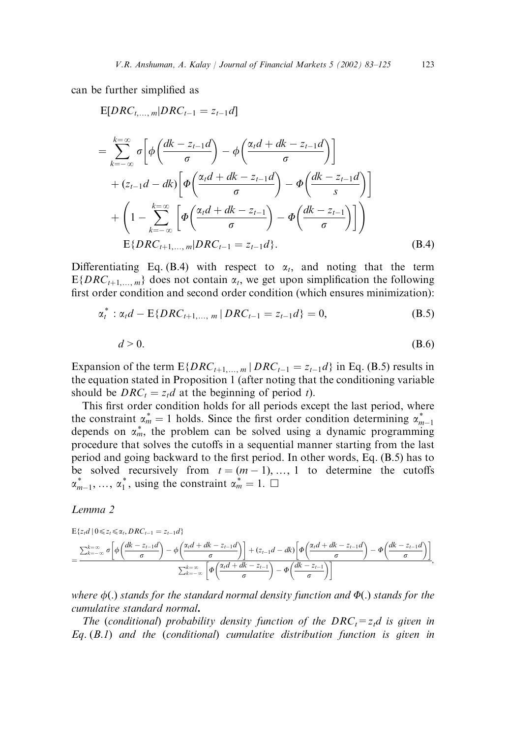can be further simplified as

$$
\begin{aligned}
& \mathrm{E}[DRC_{t,\ldots,m} | DRC_{t-1} = z_{t-1}d] \\
&= \sum_{k=-\infty}^{k=\infty} \sigma\left[\phi\left(\frac{dk - z_{t-1}d}{\sigma}\right) - \phi\left(\frac{\alpha_t d + dk - z_{t-1}d}{\sigma}\right)\right] \\
&\quad + (z_{t-1}d - dk)\left[\Phi\left(\frac{\alpha_t d + dk - z_{t-1}d}{\sigma}\right) - \Phi\left(\frac{dk - z_{t-1}d}{s}\right)\right] \\
&\quad + \left(1 - \sum_{k=-\infty}^{k=\infty}\left[\Phi\left(\frac{\alpha_t d + dk - z_{t-1}}{\sigma}\right) - \Phi\left(\frac{dk - z_{t-1}}{\sigma}\right)\right]\right) \\
&\quad \mathrm{E}\{DRC_{t+1,\ldots,m} | DRC_{t-1} = z_{t-1}d\}.
\end{aligned} \tag{B.4}
$$

Differentiating Eq. (B.4) with respect to $\alpha_t$, and noting that the term $\mathrm{E}\{DRC_{t+1,\ldots,m}\}$ does not contain $\alpha_t$, we get upon simplification the following first order condition and second order condition (which ensures minimization):

$$
\alpha_t^* : \alpha_t d - \mathrm{E}\{DRC_{t+1,\ldots,m} \,|\, DRC_{t-1} = z_{t-1}d\} = 0, \tag{B.5}
$$

$$
d > 0. \tag{B.6}
$$

Expansion of the term $\mathrm{E}\{DRC_{t+1,\ldots,m} \,|\, DRC_{t-1} = z_{t-1}d\}$ in Eq. (B.5) results in the equation stated in Proposition 1 (after noting that the conditioning variable should be $DRC_t = z_t d$ at the beginning of period $t$).

This first order condition holds for all periods except the last period, where the constraint $\alpha_m^* = 1$ holds. Since the first order condition determining $\alpha_{m-1}^*$ depends on $\alpha_m^*$, the problem can be solved using a dynamic programming procedure that solves the cutoffs in a sequential manner starting from the last period and going backward to the first period. In other words, Eq. (B.5) has to be solved recursively from $t = (m-1), \ldots, 1$ to determine the cutoffs $\alpha_{m-1}^*, \ldots, \alpha_1^*$, using the constraint $\alpha_m^* = 1$. □

*Lemma 2*

$$
\begin{aligned}
& \mathrm{E}\{z_t d \,|\, 0 \leqslant z_t \leqslant \alpha_t, DRC_{t-1} = z_{t-1}d\} \\
&= \frac{\sum_{k=-\infty}^{k=\infty} \sigma\left[\phi\left(\frac{dk - z_{t-1}d}{\sigma}\right) - \phi\left(\frac{\alpha_t d + dk - z_{t-1}d}{\sigma}\right)\right] + (z_{t-1}d - dk)\left[\Phi\left(\frac{\alpha_t d + dk - z_{t-1}d}{\sigma}\right) - \Phi\left(\frac{dk - z_{t-1}d}{\sigma}\right)\right]}{\sum_{k=-\infty}^{k=\infty}\left[\Phi\left(\frac{\alpha_t d + dk - z_{t-1}}{\sigma}\right) - \Phi\left(\frac{dk - z_{t-1}}{\sigma}\right)\right]},
\end{aligned}
$$

*where $\phi(.)$ stands for the standard normal density function and $\Phi(.)$ stands for the cumulative standard normal.*

*The (conditional) probability density function of the $DRC_t = z_t d$ is given in Eq. (B.1) and the (conditional) cumulative distribution function is given in*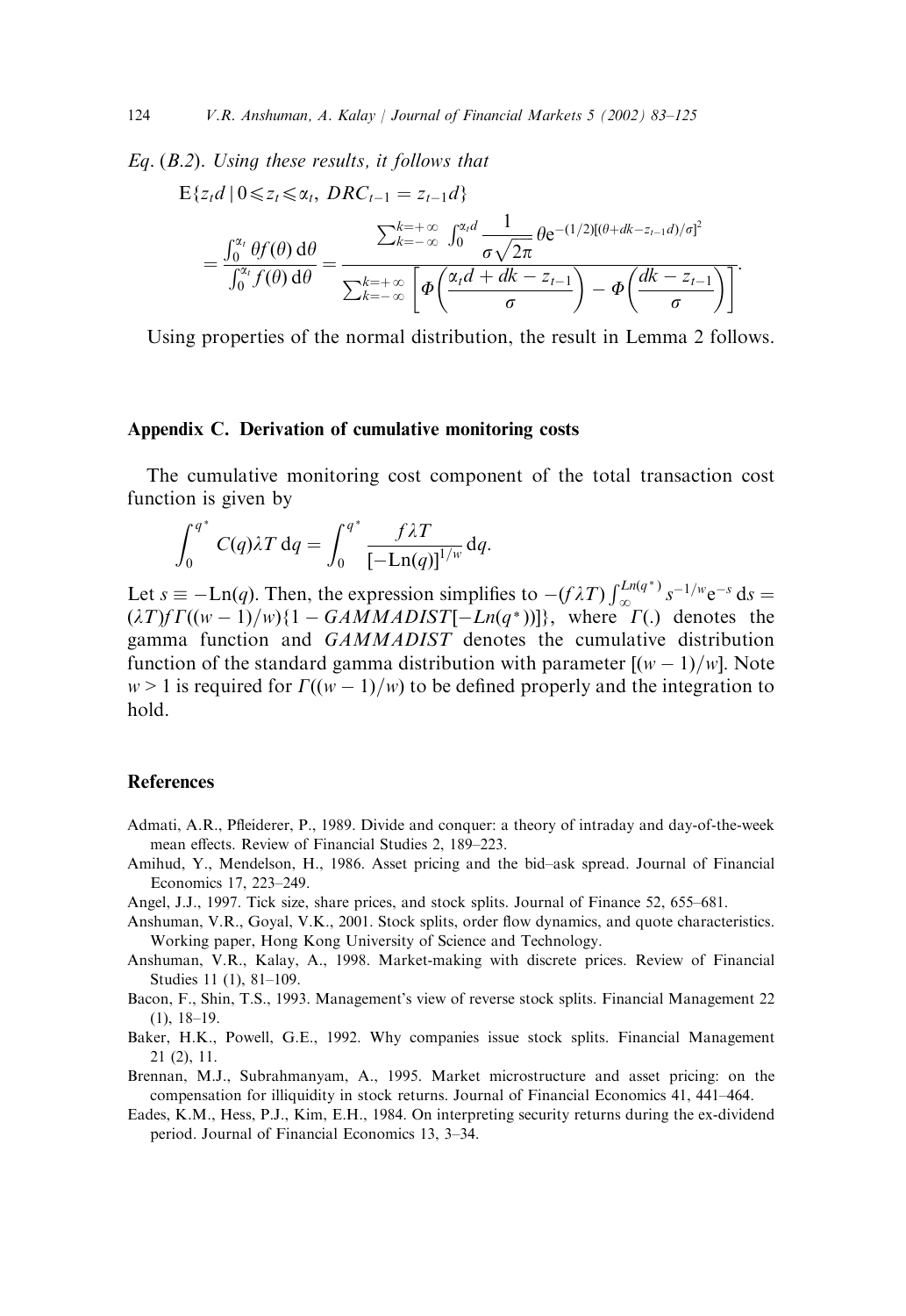*Eq. (B.2). Using these results, it follows that*

$$
\mathrm{E}\{z_t d \mid 0 \leqslant z_t \leqslant \alpha_t,\ DRC_{t-1} = z_{t-1} d\}
$$

$$
= \frac{\int_0^{\alpha_t} \theta f(\theta)\,\mathrm{d}\theta}{\int_0^{\alpha_t} f(\theta)\,\mathrm{d}\theta} = \frac{\sum_{k=-\infty}^{k=+\infty} \int_0^{\alpha_t d} \dfrac{1}{\sigma\sqrt{2\pi}}\, \theta \mathrm{e}^{-(1/2)[(\theta + dk - z_{t-1} d)/\sigma]^2}}{\sum_{k=-\infty}^{k=+\infty} \left[ \Phi\left(\dfrac{\alpha_t d + dk - z_{t-1}}{\sigma}\right) - \Phi\left(\dfrac{dk - z_{t-1}}{\sigma}\right) \right]}.
$$

Using properties of the normal distribution, the result in Lemma 2 follows.

## Appendix C. Derivation of cumulative monitoring costs

The cumulative monitoring cost component of the total transaction cost function is given by

$$
\int_0^{q^*} C(q)\lambda T\,\mathrm{d}q = \int_0^{q^*} \frac{f\lambda T}{[-\mathrm{Ln}(q)]^{1/w}}\,\mathrm{d}q.
$$

Let $s \equiv -\mathrm{Ln}(q)$. Then, the expression simplifies to $-(f\lambda T)\int_{\infty}^{Ln(q^*)} s^{-1/w}\mathrm{e}^{-s}\,\mathrm{d}s = (\lambda T) f \Gamma((w-1)/w)\{1 - GAMMADIST[-Ln(q^*)]\}$, where $\Gamma(.)$ denotes the gamma function and $GAMMADIST$ denotes the cumulative distribution function of the standard gamma distribution with parameter $[(w-1)/w]$. Note $w > 1$ is required for $\Gamma((w-1)/w)$ to be defined properly and the integration to hold.

## References

Admati, A.R., Pfleiderer, P., 1989. Divide and conquer: a theory of intraday and day-of-the-week mean effects. Review of Financial Studies 2, 189–223.

Amihud, Y., Mendelson, H., 1986. Asset pricing and the bid–ask spread. Journal of Financial Economics 17, 223–249.

Angel, J.J., 1997. Tick size, share prices, and stock splits. Journal of Finance 52, 655–681.

Anshuman, V.R., Goyal, V.K., 2001. Stock splits, order flow dynamics, and quote characteristics. Working paper, Hong Kong University of Science and Technology.

Anshuman, V.R., Kalay, A., 1998. Market-making with discrete prices. Review of Financial Studies 11 (1), 81–109.

Bacon, F., Shin, T.S., 1993. Management's view of reverse stock splits. Financial Management 22 (1), 18–19.

Baker, H.K., Powell, G.E., 1992. Why companies issue stock splits. Financial Management 21 (2), 11.

Brennan, M.J., Subrahmanyam, A., 1995. Market microstructure and asset pricing: on the compensation for illiquidity in stock returns. Journal of Financial Economics 41, 441–464.

Eades, K.M., Hess, P.J., Kim, E.H., 1984. On interpreting security returns during the ex-dividend period. Journal of Financial Economics 13, 3–34.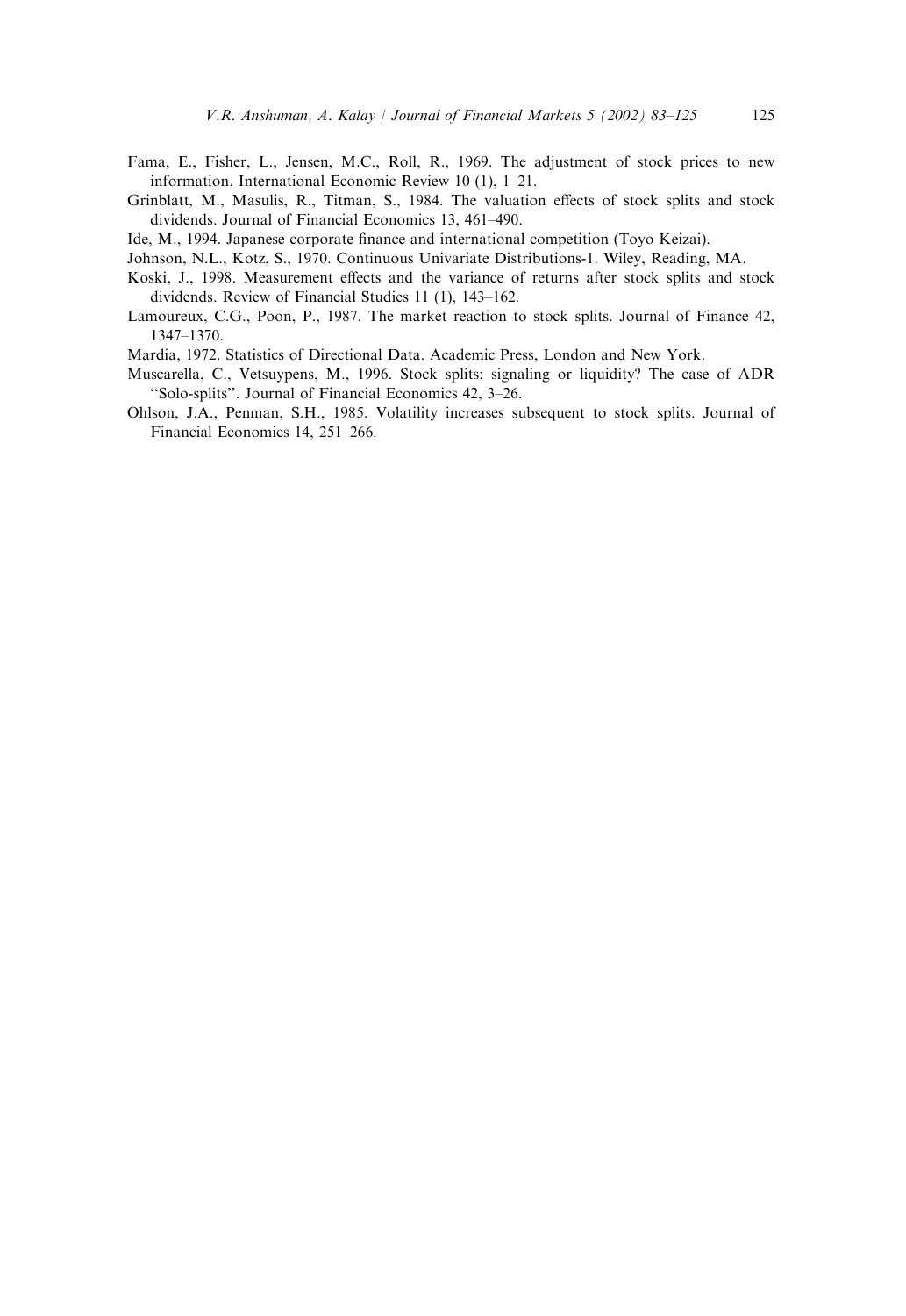Fama, E., Fisher, L., Jensen, M.C., Roll, R., 1969. The adjustment of stock prices to new information. International Economic Review 10 (1), 1–21.

Grinblatt, M., Masulis, R., Titman, S., 1984. The valuation effects of stock splits and stock dividends. Journal of Financial Economics 13, 461–490.

Ide, M., 1994. Japanese corporate finance and international competition (Toyo Keizai).

Johnson, N.L., Kotz, S., 1970. Continuous Univariate Distributions-1. Wiley, Reading, MA.

Koski, J., 1998. Measurement effects and the variance of returns after stock splits and stock dividends. Review of Financial Studies 11 (1), 143–162.

Lamoureux, C.G., Poon, P., 1987. The market reaction to stock splits. Journal of Finance 42, 1347–1370.

Mardia, 1972. Statistics of Directional Data. Academic Press, London and New York.

Muscarella, C., Vetsuypens, M., 1996. Stock splits: signaling or liquidity? The case of ADR "Solo-splits". Journal of Financial Economics 42, 3–26.

Ohlson, J.A., Penman, S.H., 1985. Volatility increases subsequent to stock splits. Journal of Financial Economics 14, 251–266.